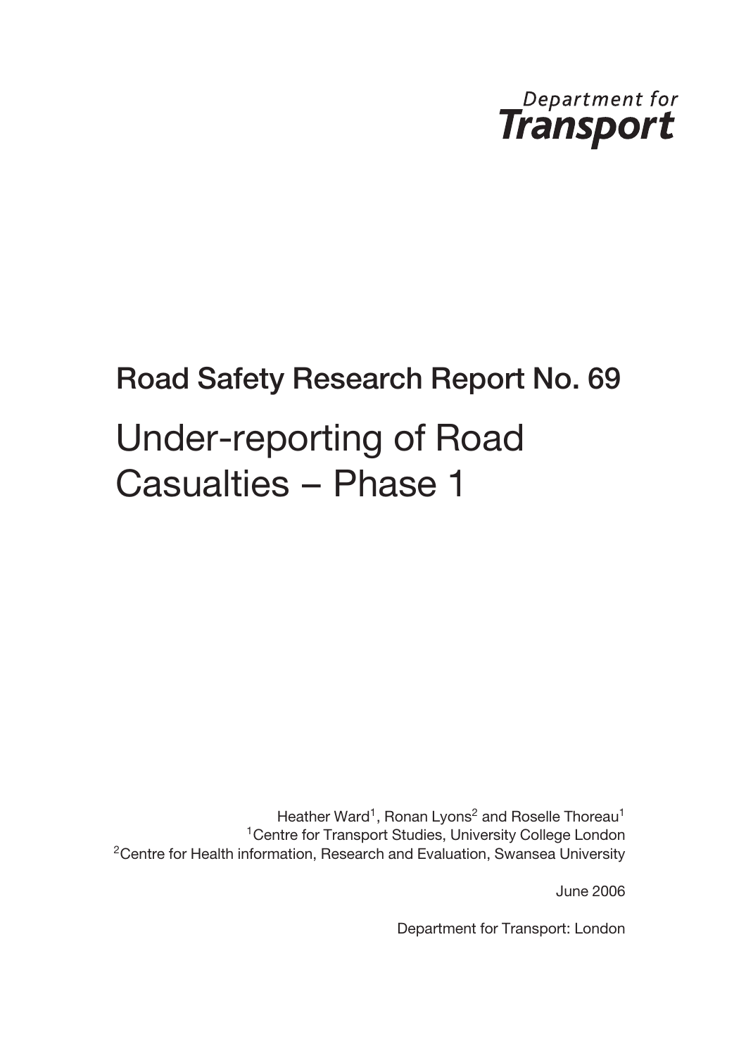Department for
**Transport**

## Road Safety Research Report No. 69

# Under-reporting of Road Casualties – Phase 1

Heather Ward[1], Ronan Lyons[2] and Roselle Thoreau[1]
[1]Centre for Transport Studies, University College London
[2]Centre for Health information, Research and Evaluation, Swansea University

June 2006

Department for Transport: London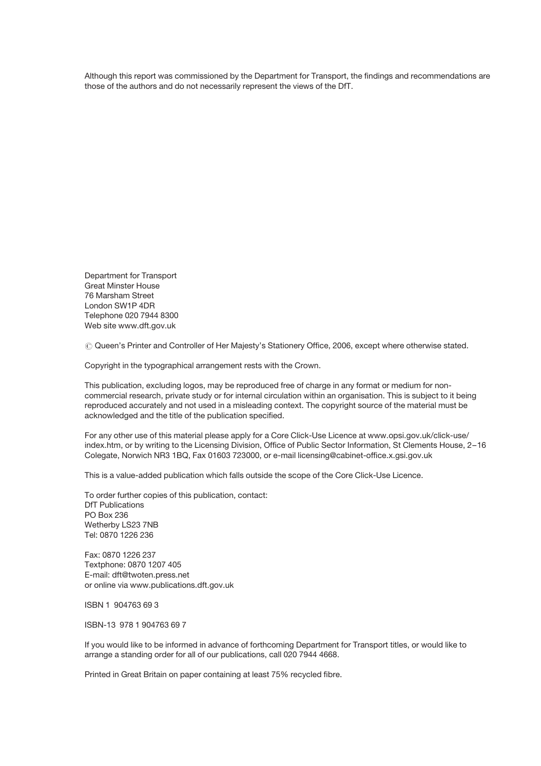Although this report was commissioned by the Department for Transport, the findings and recommendations are those of the authors and do not necessarily represent the views of the DfT.

Department for Transport
Great Minster House
76 Marsham Street
London SW1P 4DR
Telephone 020 7944 8300
Web site www.dft.gov.uk

© Queen's Printer and Controller of Her Majesty's Stationery Office, 2006, except where otherwise stated.

Copyright in the typographical arrangement rests with the Crown.

This publication, excluding logos, may be reproduced free of charge in any format or medium for non-commercial research, private study or for internal circulation within an organisation. This is subject to it being reproduced accurately and not used in a misleading context. The copyright source of the material must be acknowledged and the title of the publication specified.

For any other use of this material please apply for a Core Click-Use Licence at www.opsi.gov.uk/click-use/index.htm, or by writing to the Licensing Division, Office of Public Sector Information, St Clements House, 2–16 Colegate, Norwich NR3 1BQ, Fax 01603 723000, or e-mail licensing@cabinet-office.x.gsi.gov.uk

This is a value-added publication which falls outside the scope of the Core Click-Use Licence.

To order further copies of this publication, contact:
DfT Publications
PO Box 236
Wetherby LS23 7NB
Tel: 0870 1226 236

Fax: 0870 1226 237
Textphone: 0870 1207 405
E-mail: dft@twoten.press.net
or online via www.publications.dft.gov.uk

ISBN 1 904763 69 3

ISBN-13 978 1 904763 69 7

If you would like to be informed in advance of forthcoming Department for Transport titles, or would like to arrange a standing order for all of our publications, call 020 7944 4668.

Printed in Great Britain on paper containing at least 75% recycled fibre.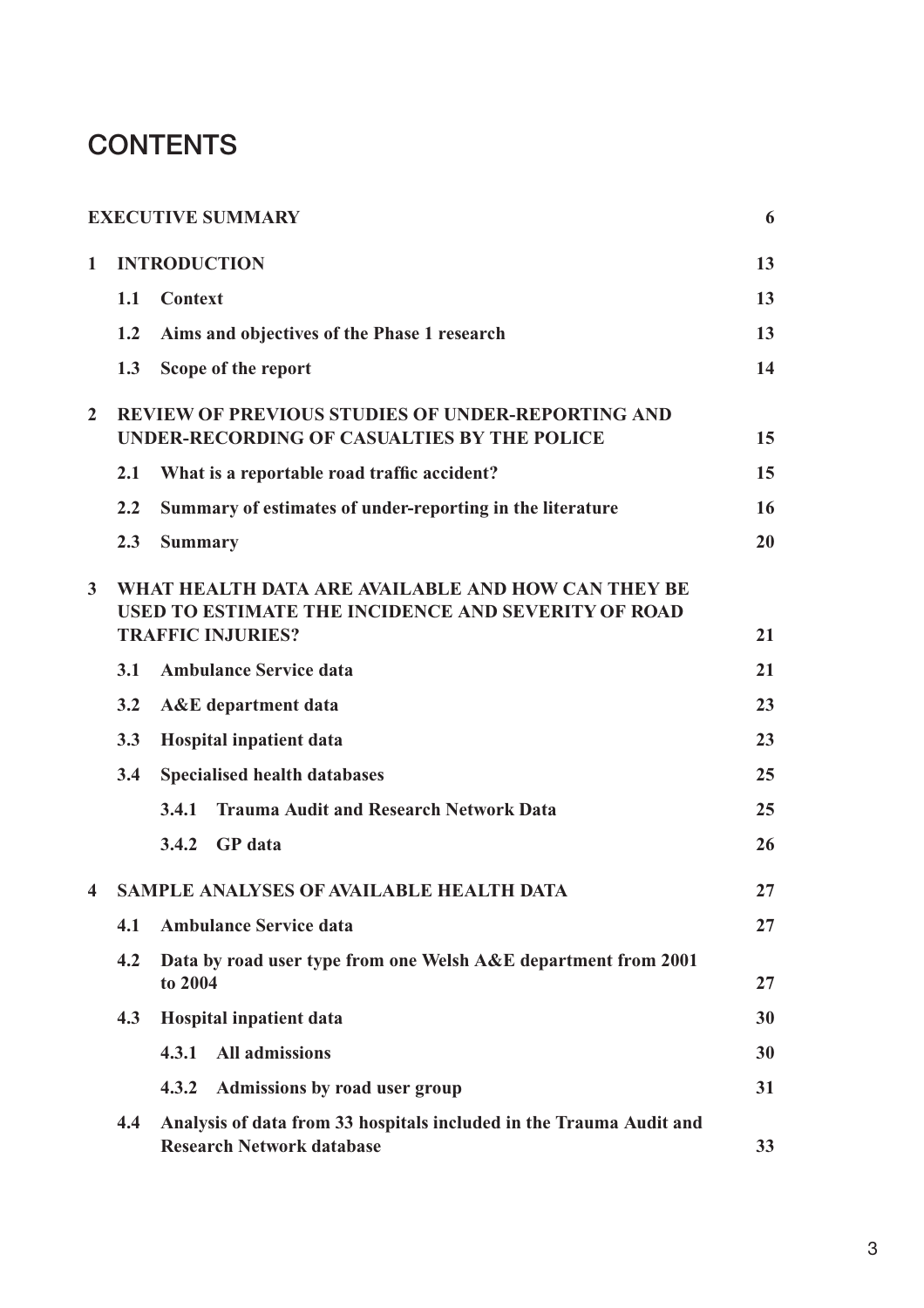# CONTENTS

| | | |
|---|---|---|
| **EXECUTIVE SUMMARY** | | **6** |
| **1** | **INTRODUCTION** | **13** |
| | **1.1 Context** | **13** |
| | **1.2 Aims and objectives of the Phase 1 research** | **13** |
| | **1.3 Scope of the report** | **14** |
| **2** | **REVIEW OF PREVIOUS STUDIES OF UNDER-REPORTING AND UNDER-RECORDING OF CASUALTIES BY THE POLICE** | **15** |
| | **2.1 What is a reportable road traffic accident?** | **15** |
| | **2.2 Summary of estimates of under-reporting in the literature** | **16** |
| | **2.3 Summary** | **20** |
| **3** | **WHAT HEALTH DATA ARE AVAILABLE AND HOW CAN THEY BE USED TO ESTIMATE THE INCIDENCE AND SEVERITY OF ROAD TRAFFIC INJURIES?** | **21** |
| | **3.1 Ambulance Service data** | **21** |
| | **3.2 A&E department data** | **23** |
| | **3.3 Hospital inpatient data** | **23** |
| | **3.4 Specialised health databases** | **25** |
| | **3.4.1 Trauma Audit and Research Network Data** | **25** |
| | **3.4.2 GP data** | **26** |
| **4** | **SAMPLE ANALYSES OF AVAILABLE HEALTH DATA** | **27** |
| | **4.1 Ambulance Service data** | **27** |
| | **4.2 Data by road user type from one Welsh A&E department from 2001 to 2004** | **27** |
| | **4.3 Hospital inpatient data** | **30** |
| | **4.3.1 All admissions** | **30** |
| | **4.3.2 Admissions by road user group** | **31** |
| | **4.4 Analysis of data from 33 hospitals included in the Trauma Audit and Research Network database** | **33** |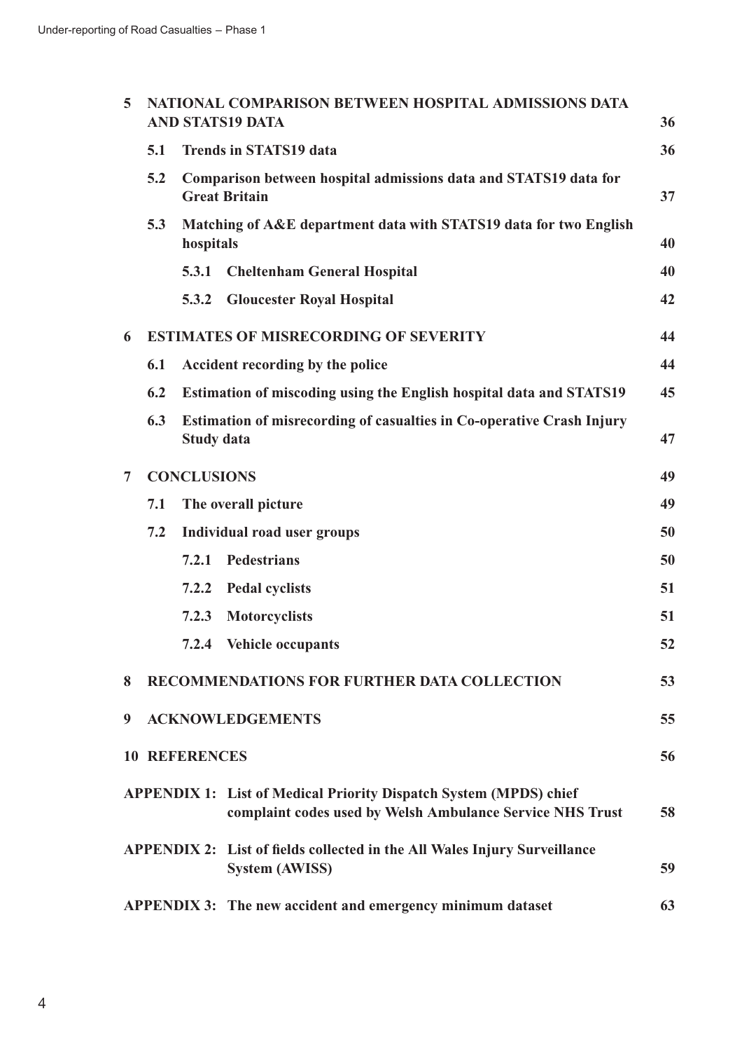| | | | |
|---|---|---|---|
| **5** | **NATIONAL COMPARISON BETWEEN HOSPITAL ADMISSIONS DATA AND STATS19 DATA** | | **36** |
| | **5.1** | **Trends in STATS19 data** | **36** |
| | **5.2** | **Comparison between hospital admissions data and STATS19 data for Great Britain** | **37** |
| | **5.3** | **Matching of A&E department data with STATS19 data for two English hospitals** | **40** |
| | | **5.3.1 Cheltenham General Hospital** | **40** |
| | | **5.3.2 Gloucester Royal Hospital** | **42** |
| **6** | **ESTIMATES OF MISRECORDING OF SEVERITY** | | **44** |
| | **6.1** | **Accident recording by the police** | **44** |
| | **6.2** | **Estimation of miscoding using the English hospital data and STATS19** | **45** |
| | **6.3** | **Estimation of misrecording of casualties in Co-operative Crash Injury Study data** | **47** |
| **7** | **CONCLUSIONS** | | **49** |
| | **7.1** | **The overall picture** | **49** |
| | **7.2** | **Individual road user groups** | **50** |
| | | **7.2.1 Pedestrians** | **50** |
| | | **7.2.2 Pedal cyclists** | **51** |
| | | **7.2.3 Motorcyclists** | **51** |
| | | **7.2.4 Vehicle occupants** | **52** |
| **8** | **RECOMMENDATIONS FOR FURTHER DATA COLLECTION** | | **53** |
| **9** | **ACKNOWLEDGEMENTS** | | **55** |
| **10** | **REFERENCES** | | **56** |
| **APPENDIX 1:** | **List of Medical Priority Dispatch System (MPDS) chief complaint codes used by Welsh Ambulance Service NHS Trust** | | **58** |
| **APPENDIX 2:** | **List of fields collected in the All Wales Injury Surveillance System (AWISS)** | | **59** |
| **APPENDIX 3:** | **The new accident and emergency minimum dataset** | | **63** |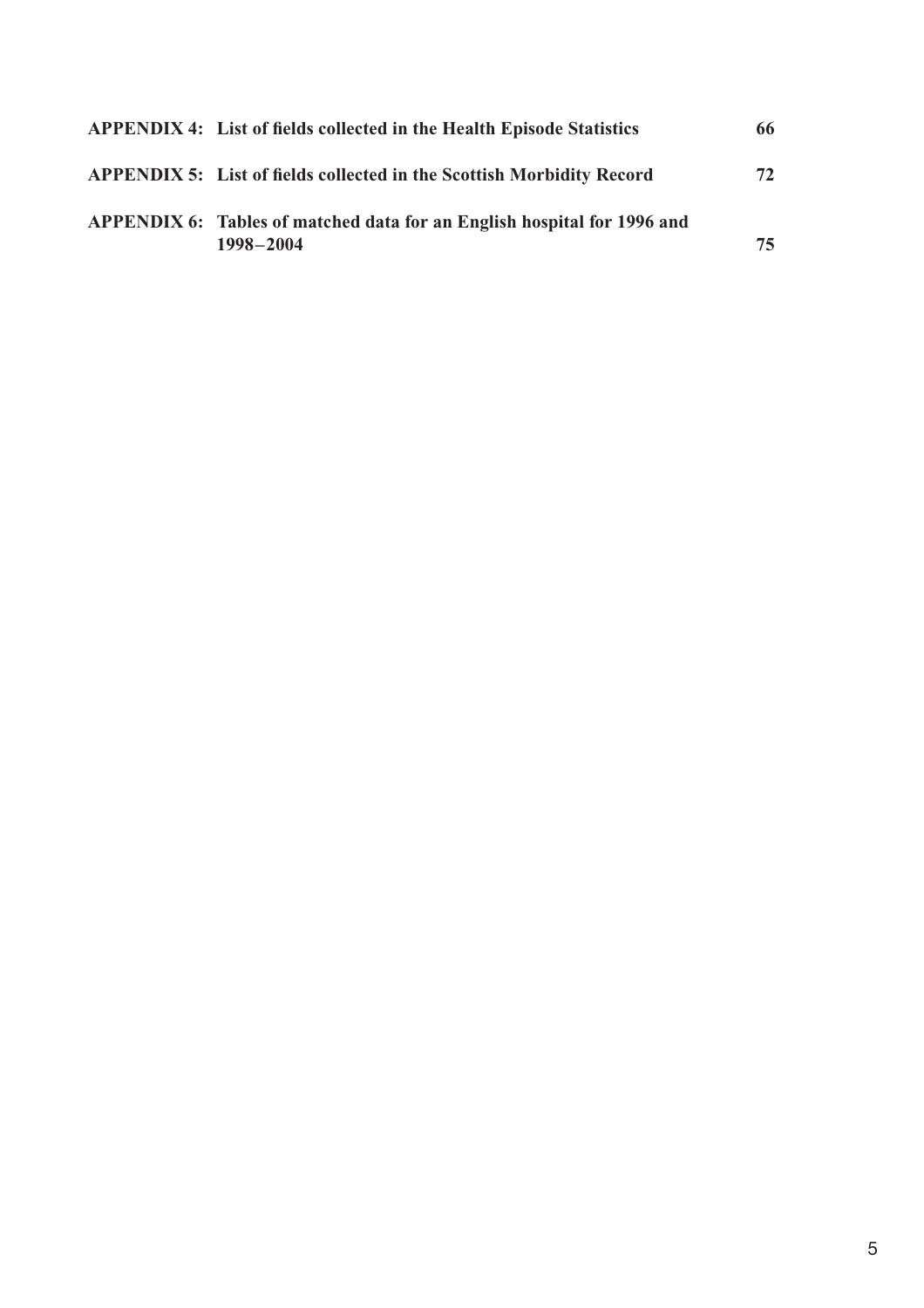| | | |
|---|---|---|
| **APPENDIX 4:** | **List of fields collected in the Health Episode Statistics** | **66** |
| **APPENDIX 5:** | **List of fields collected in the Scottish Morbidity Record** | **72** |
| **APPENDIX 6:** | **Tables of matched data for an English hospital for 1996 and 1998–2004** | **75** |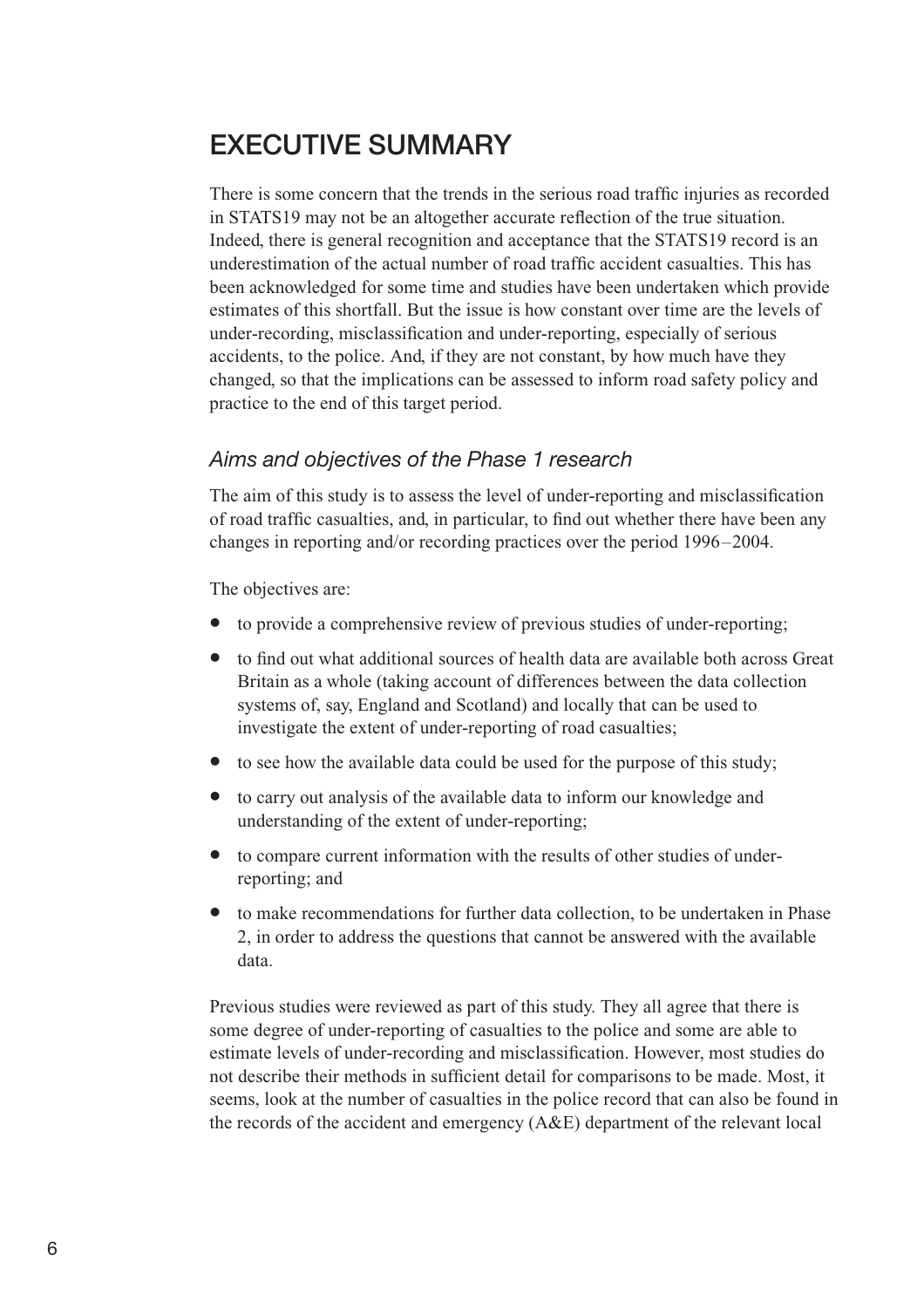# EXECUTIVE SUMMARY

There is some concern that the trends in the serious road traffic injuries as recorded in STATS19 may not be an altogether accurate reflection of the true situation. Indeed, there is general recognition and acceptance that the STATS19 record is an underestimation of the actual number of road traffic accident casualties. This has been acknowledged for some time and studies have been undertaken which provide estimates of this shortfall. But the issue is how constant over time are the levels of under-recording, misclassification and under-reporting, especially of serious accidents, to the police. And, if they are not constant, by how much have they changed, so that the implications can be assessed to inform road safety policy and practice to the end of this target period.

## *Aims and objectives of the Phase 1 research*

The aim of this study is to assess the level of under-reporting and misclassification of road traffic casualties, and, in particular, to find out whether there have been any changes in reporting and/or recording practices over the period 1996–2004.

The objectives are:

- to provide a comprehensive review of previous studies of under-reporting;
- to find out what additional sources of health data are available both across Great Britain as a whole (taking account of differences between the data collection systems of, say, England and Scotland) and locally that can be used to investigate the extent of under-reporting of road casualties;
- to see how the available data could be used for the purpose of this study;
- to carry out analysis of the available data to inform our knowledge and understanding of the extent of under-reporting;
- to compare current information with the results of other studies of under-reporting; and
- to make recommendations for further data collection, to be undertaken in Phase 2, in order to address the questions that cannot be answered with the available data.

Previous studies were reviewed as part of this study. They all agree that there is some degree of under-reporting of casualties to the police and some are able to estimate levels of under-recording and misclassification. However, most studies do not describe their methods in sufficient detail for comparisons to be made. Most, it seems, look at the number of casualties in the police record that can also be found in the records of the accident and emergency (A&E) department of the relevant local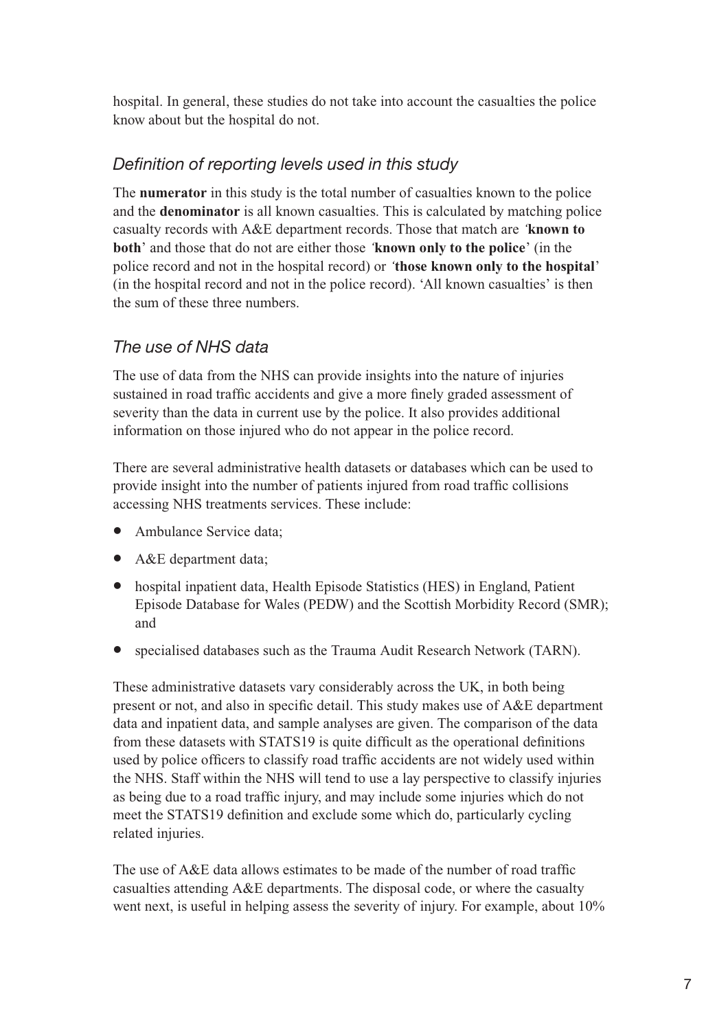hospital. In general, these studies do not take into account the casualties the police know about but the hospital do not.

### *Definition of reporting levels used in this study*

The **numerator** in this study is the total number of casualties known to the police and the **denominator** is all known casualties. This is calculated by matching police casualty records with A&E department records. Those that match are '**known to both**' and those that do not are either those '**known only to the police**' (in the police record and not in the hospital record) or '**those known only to the hospital**' (in the hospital record and not in the police record). 'All known casualties' is then the sum of these three numbers.

### *The use of NHS data*

The use of data from the NHS can provide insights into the nature of injuries sustained in road traffic accidents and give a more finely graded assessment of severity than the data in current use by the police. It also provides additional information on those injured who do not appear in the police record.

There are several administrative health datasets or databases which can be used to provide insight into the number of patients injured from road traffic collisions accessing NHS treatments services. These include:

- Ambulance Service data;
- A&E department data;
- hospital inpatient data, Health Episode Statistics (HES) in England, Patient Episode Database for Wales (PEDW) and the Scottish Morbidity Record (SMR); and
- specialised databases such as the Trauma Audit Research Network (TARN).

These administrative datasets vary considerably across the UK, in both being present or not, and also in specific detail. This study makes use of A&E department data and inpatient data, and sample analyses are given. The comparison of the data from these datasets with STATS19 is quite difficult as the operational definitions used by police officers to classify road traffic accidents are not widely used within the NHS. Staff within the NHS will tend to use a lay perspective to classify injuries as being due to a road traffic injury, and may include some injuries which do not meet the STATS19 definition and exclude some which do, particularly cycling related injuries.

The use of A&E data allows estimates to be made of the number of road traffic casualties attending A&E departments. The disposal code, or where the casualty went next, is useful in helping assess the severity of injury. For example, about 10%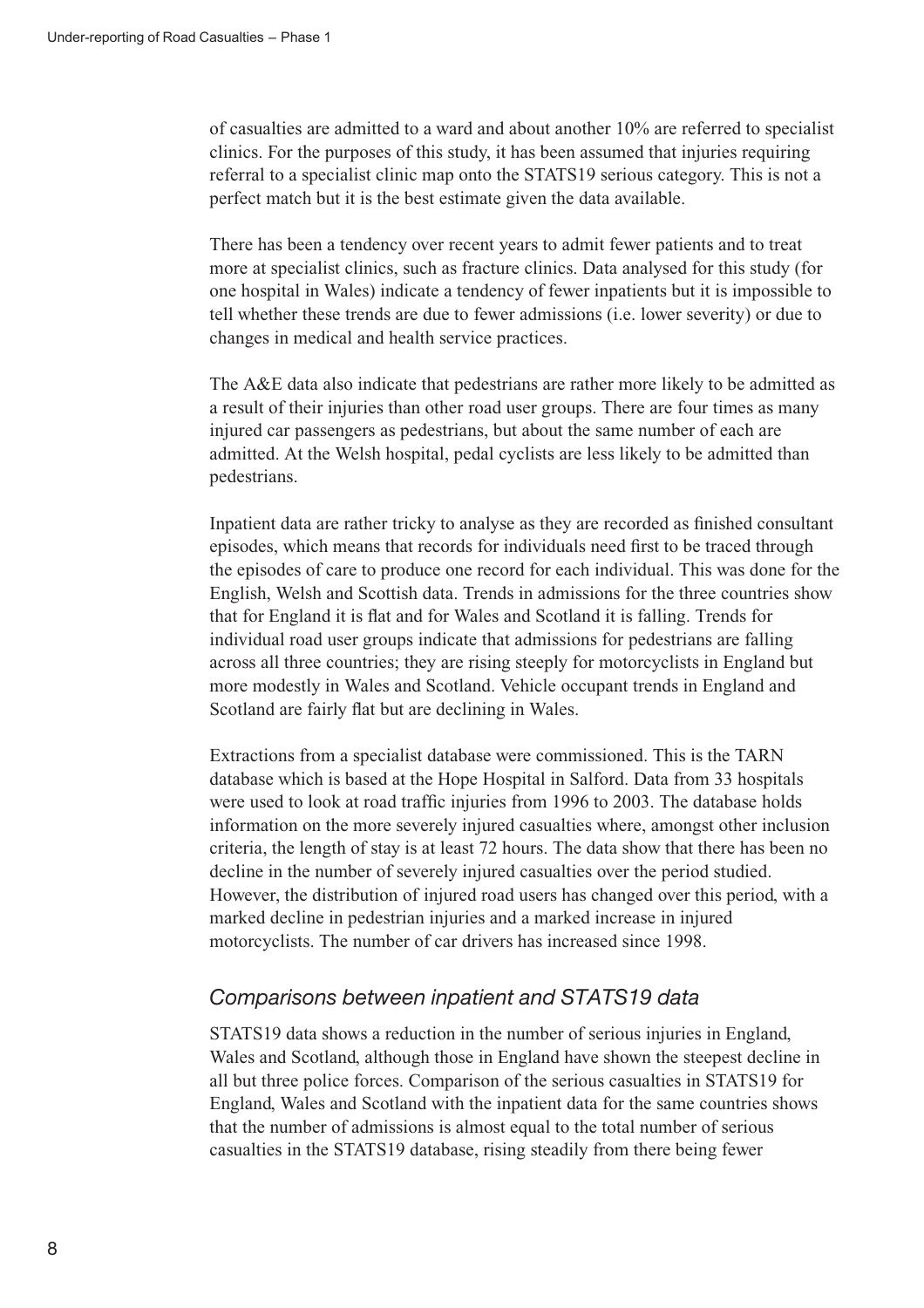of casualties are admitted to a ward and about another 10% are referred to specialist clinics. For the purposes of this study, it has been assumed that injuries requiring referral to a specialist clinic map onto the STATS19 serious category. This is not a perfect match but it is the best estimate given the data available.

There has been a tendency over recent years to admit fewer patients and to treat more at specialist clinics, such as fracture clinics. Data analysed for this study (for one hospital in Wales) indicate a tendency of fewer inpatients but it is impossible to tell whether these trends are due to fewer admissions (i.e. lower severity) or due to changes in medical and health service practices.

The A&E data also indicate that pedestrians are rather more likely to be admitted as a result of their injuries than other road user groups. There are four times as many injured car passengers as pedestrians, but about the same number of each are admitted. At the Welsh hospital, pedal cyclists are less likely to be admitted than pedestrians.

Inpatient data are rather tricky to analyse as they are recorded as finished consultant episodes, which means that records for individuals need first to be traced through the episodes of care to produce one record for each individual. This was done for the English, Welsh and Scottish data. Trends in admissions for the three countries show that for England it is flat and for Wales and Scotland it is falling. Trends for individual road user groups indicate that admissions for pedestrians are falling across all three countries; they are rising steeply for motorcyclists in England but more modestly in Wales and Scotland. Vehicle occupant trends in England and Scotland are fairly flat but are declining in Wales.

Extractions from a specialist database were commissioned. This is the TARN database which is based at the Hope Hospital in Salford. Data from 33 hospitals were used to look at road traffic injuries from 1996 to 2003. The database holds information on the more severely injured casualties where, amongst other inclusion criteria, the length of stay is at least 72 hours. The data show that there has been no decline in the number of severely injured casualties over the period studied. However, the distribution of injured road users has changed over this period, with a marked decline in pedestrian injuries and a marked increase in injured motorcyclists. The number of car drivers has increased since 1998.

### *Comparisons between inpatient and STATS19 data*

STATS19 data shows a reduction in the number of serious injuries in England, Wales and Scotland, although those in England have shown the steepest decline in all but three police forces. Comparison of the serious casualties in STATS19 for England, Wales and Scotland with the inpatient data for the same countries shows that the number of admissions is almost equal to the total number of serious casualties in the STATS19 database, rising steadily from there being fewer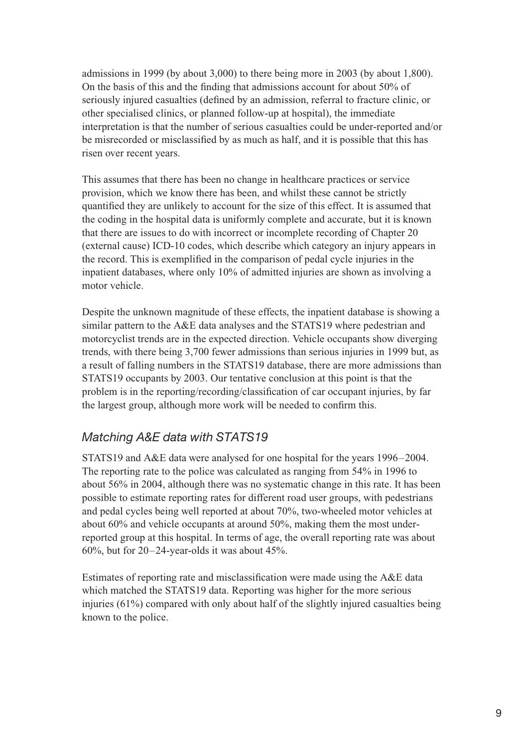admissions in 1999 (by about 3,000) to there being more in 2003 (by about 1,800). On the basis of this and the finding that admissions account for about 50% of seriously injured casualties (defined by an admission, referral to fracture clinic, or other specialised clinics, or planned follow-up at hospital), the immediate interpretation is that the number of serious casualties could be under-reported and/or be misrecorded or misclassified by as much as half, and it is possible that this has risen over recent years.

This assumes that there has been no change in healthcare practices or service provision, which we know there has been, and whilst these cannot be strictly quantified they are unlikely to account for the size of this effect. It is assumed that the coding in the hospital data is uniformly complete and accurate, but it is known that there are issues to do with incorrect or incomplete recording of Chapter 20 (external cause) ICD-10 codes, which describe which category an injury appears in the record. This is exemplified in the comparison of pedal cycle injuries in the inpatient databases, where only 10% of admitted injuries are shown as involving a motor vehicle.

Despite the unknown magnitude of these effects, the inpatient database is showing a similar pattern to the A&E data analyses and the STATS19 where pedestrian and motorcyclist trends are in the expected direction. Vehicle occupants show diverging trends, with there being 3,700 fewer admissions than serious injuries in 1999 but, as a result of falling numbers in the STATS19 database, there are more admissions than STATS19 occupants by 2003. Our tentative conclusion at this point is that the problem is in the reporting/recording/classification of car occupant injuries, by far the largest group, although more work will be needed to confirm this.

### *Matching A&E data with STATS19*

STATS19 and A&E data were analysed for one hospital for the years 1996–2004. The reporting rate to the police was calculated as ranging from 54% in 1996 to about 56% in 2004, although there was no systematic change in this rate. It has been possible to estimate reporting rates for different road user groups, with pedestrians and pedal cycles being well reported at about 70%, two-wheeled motor vehicles at about 60% and vehicle occupants at around 50%, making them the most under-reported group at this hospital. In terms of age, the overall reporting rate was about 60%, but for 20–24-year-olds it was about 45%.

Estimates of reporting rate and misclassification were made using the A&E data which matched the STATS19 data. Reporting was higher for the more serious injuries (61%) compared with only about half of the slightly injured casualties being known to the police.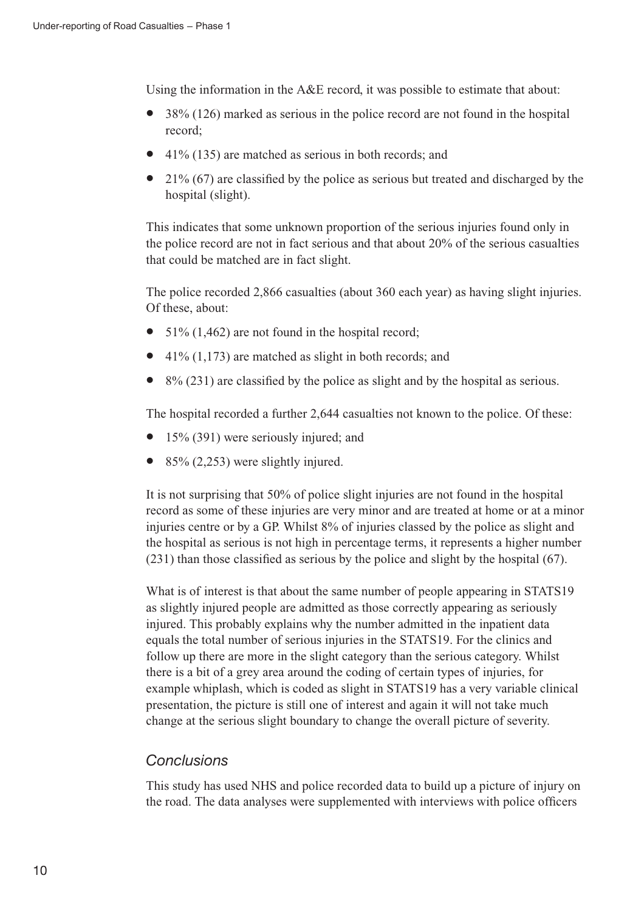Using the information in the A&E record, it was possible to estimate that about:

- 38% (126) marked as serious in the police record are not found in the hospital record;
- 41% (135) are matched as serious in both records; and
- 21% (67) are classified by the police as serious but treated and discharged by the hospital (slight).

This indicates that some unknown proportion of the serious injuries found only in the police record are not in fact serious and that about 20% of the serious casualties that could be matched are in fact slight.

The police recorded 2,866 casualties (about 360 each year) as having slight injuries. Of these, about:

- 51% (1,462) are not found in the hospital record;
- 41% (1,173) are matched as slight in both records; and
- 8% (231) are classified by the police as slight and by the hospital as serious.

The hospital recorded a further 2,644 casualties not known to the police. Of these:

- 15% (391) were seriously injured; and
- 85% (2,253) were slightly injured.

It is not surprising that 50% of police slight injuries are not found in the hospital record as some of these injuries are very minor and are treated at home or at a minor injuries centre or by a GP. Whilst 8% of injuries classed by the police as slight and the hospital as serious is not high in percentage terms, it represents a higher number (231) than those classified as serious by the police and slight by the hospital (67).

What is of interest is that about the same number of people appearing in STATS19 as slightly injured people are admitted as those correctly appearing as seriously injured. This probably explains why the number admitted in the inpatient data equals the total number of serious injuries in the STATS19. For the clinics and follow up there are more in the slight category than the serious category. Whilst there is a bit of a grey area around the coding of certain types of injuries, for example whiplash, which is coded as slight in STATS19 has a very variable clinical presentation, the picture is still one of interest and again it will not take much change at the serious slight boundary to change the overall picture of severity.

### *Conclusions*

This study has used NHS and police recorded data to build up a picture of injury on the road. The data analyses were supplemented with interviews with police officers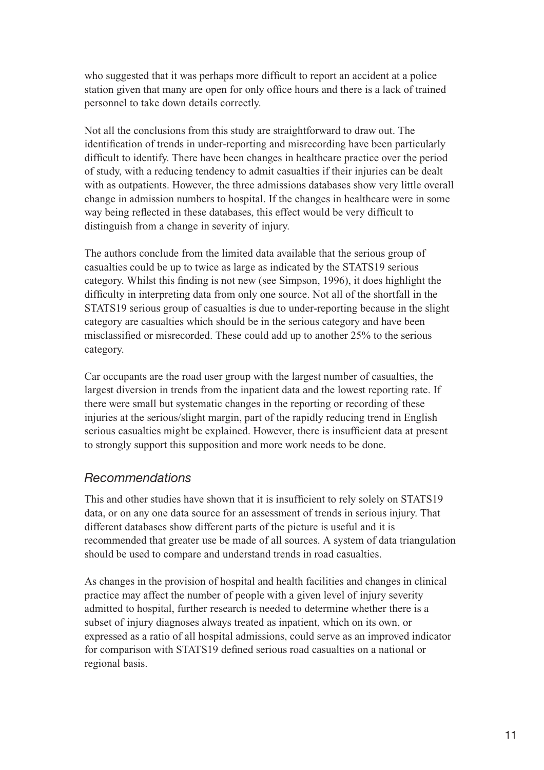who suggested that it was perhaps more difficult to report an accident at a police station given that many are open for only office hours and there is a lack of trained personnel to take down details correctly.

Not all the conclusions from this study are straightforward to draw out. The identification of trends in under-reporting and misrecording have been particularly difficult to identify. There have been changes in healthcare practice over the period of study, with a reducing tendency to admit casualties if their injuries can be dealt with as outpatients. However, the three admissions databases show very little overall change in admission numbers to hospital. If the changes in healthcare were in some way being reflected in these databases, this effect would be very difficult to distinguish from a change in severity of injury.

The authors conclude from the limited data available that the serious group of casualties could be up to twice as large as indicated by the STATS19 serious category. Whilst this finding is not new (see Simpson, 1996), it does highlight the difficulty in interpreting data from only one source. Not all of the shortfall in the STATS19 serious group of casualties is due to under-reporting because in the slight category are casualties which should be in the serious category and have been misclassified or misrecorded. These could add up to another 25% to the serious category.

Car occupants are the road user group with the largest number of casualties, the largest diversion in trends from the inpatient data and the lowest reporting rate. If there were small but systematic changes in the reporting or recording of these injuries at the serious/slight margin, part of the rapidly reducing trend in English serious casualties might be explained. However, there is insufficient data at present to strongly support this supposition and more work needs to be done.

### *Recommendations*

This and other studies have shown that it is insufficient to rely solely on STATS19 data, or on any one data source for an assessment of trends in serious injury. That different databases show different parts of the picture is useful and it is recommended that greater use be made of all sources. A system of data triangulation should be used to compare and understand trends in road casualties.

As changes in the provision of hospital and health facilities and changes in clinical practice may affect the number of people with a given level of injury severity admitted to hospital, further research is needed to determine whether there is a subset of injury diagnoses always treated as inpatient, which on its own, or expressed as a ratio of all hospital admissions, could serve as an improved indicator for comparison with STATS19 defined serious road casualties on a national or regional basis.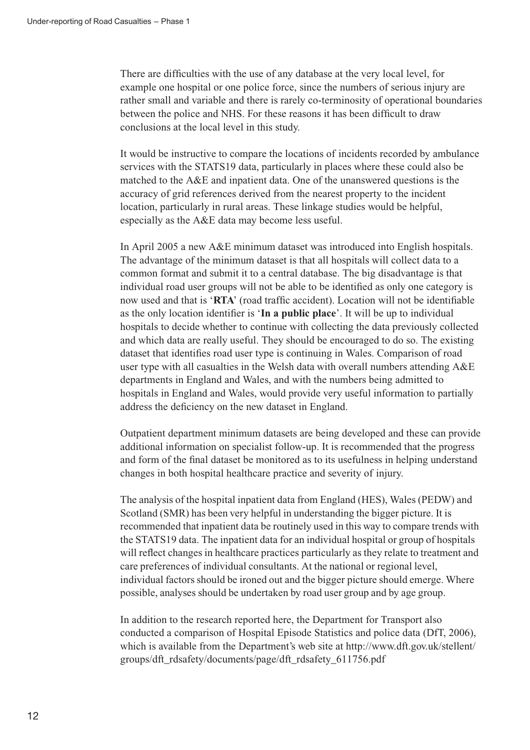There are difficulties with the use of any database at the very local level, for example one hospital or one police force, since the numbers of serious injury are rather small and variable and there is rarely co-terminosity of operational boundaries between the police and NHS. For these reasons it has been difficult to draw conclusions at the local level in this study.

It would be instructive to compare the locations of incidents recorded by ambulance services with the STATS19 data, particularly in places where these could also be matched to the A&E and inpatient data. One of the unanswered questions is the accuracy of grid references derived from the nearest property to the incident location, particularly in rural areas. These linkage studies would be helpful, especially as the A&E data may become less useful.

In April 2005 a new A&E minimum dataset was introduced into English hospitals. The advantage of the minimum dataset is that all hospitals will collect data to a common format and submit it to a central database. The big disadvantage is that individual road user groups will not be able to be identified as only one category is now used and that is '**RTA**' (road traffic accident). Location will not be identifiable as the only location identifier is '**In a public place**'. It will be up to individual hospitals to decide whether to continue with collecting the data previously collected and which data are really useful. They should be encouraged to do so. The existing dataset that identifies road user type is continuing in Wales. Comparison of road user type with all casualties in the Welsh data with overall numbers attending A&E departments in England and Wales, and with the numbers being admitted to hospitals in England and Wales, would provide very useful information to partially address the deficiency on the new dataset in England.

Outpatient department minimum datasets are being developed and these can provide additional information on specialist follow-up. It is recommended that the progress and form of the final dataset be monitored as to its usefulness in helping understand changes in both hospital healthcare practice and severity of injury.

The analysis of the hospital inpatient data from England (HES), Wales (PEDW) and Scotland (SMR) has been very helpful in understanding the bigger picture. It is recommended that inpatient data be routinely used in this way to compare trends with the STATS19 data. The inpatient data for an individual hospital or group of hospitals will reflect changes in healthcare practices particularly as they relate to treatment and care preferences of individual consultants. At the national or regional level, individual factors should be ironed out and the bigger picture should emerge. Where possible, analyses should be undertaken by road user group and by age group.

In addition to the research reported here, the Department for Transport also conducted a comparison of Hospital Episode Statistics and police data (DfT, 2006), which is available from the Department's web site at http://www.dft.gov.uk/stellent/groups/dft_rdsafety/documents/page/dft_rdsafety_611756.pdf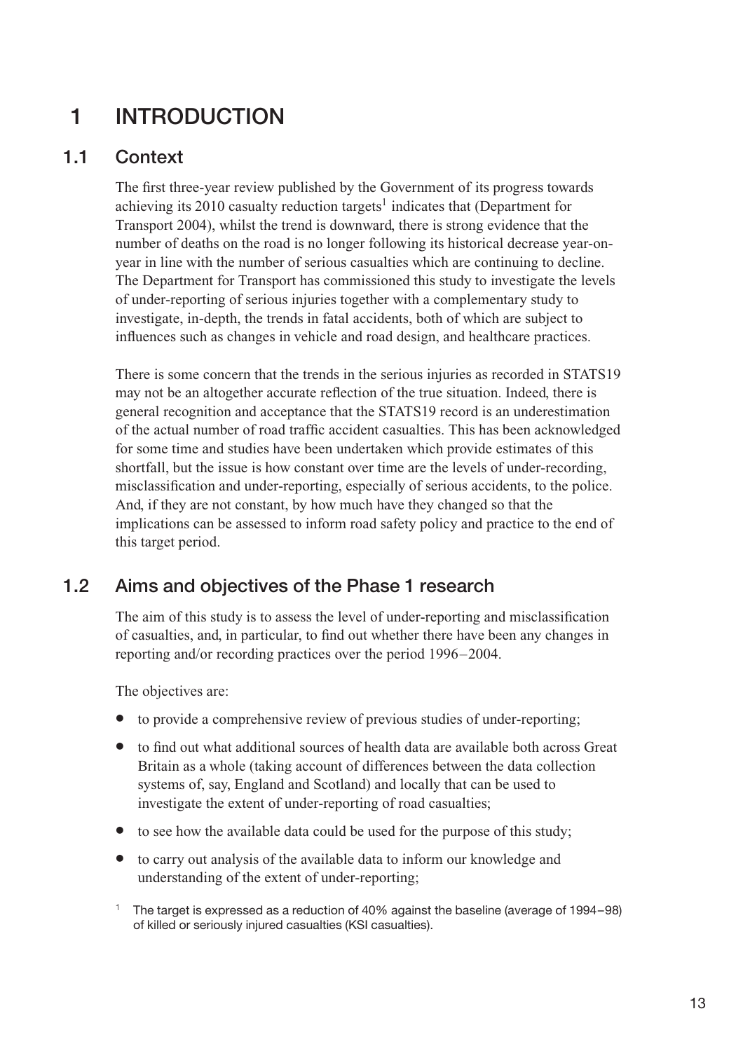# 1 INTRODUCTION

## 1.1 Context

The first three-year review published by the Government of its progress towards achieving its 2010 casualty reduction targets[1] indicates that (Department for Transport 2004), whilst the trend is downward, there is strong evidence that the number of deaths on the road is no longer following its historical decrease year-on-year in line with the number of serious casualties which are continuing to decline. The Department for Transport has commissioned this study to investigate the levels of under-reporting of serious injuries together with a complementary study to investigate, in-depth, the trends in fatal accidents, both of which are subject to influences such as changes in vehicle and road design, and healthcare practices.

There is some concern that the trends in the serious injuries as recorded in STATS19 may not be an altogether accurate reflection of the true situation. Indeed, there is general recognition and acceptance that the STATS19 record is an underestimation of the actual number of road traffic accident casualties. This has been acknowledged for some time and studies have been undertaken which provide estimates of this shortfall, but the issue is how constant over time are the levels of under-recording, misclassification and under-reporting, especially of serious accidents, to the police. And, if they are not constant, by how much have they changed so that the implications can be assessed to inform road safety policy and practice to the end of this target period.

## 1.2 Aims and objectives of the Phase 1 research

The aim of this study is to assess the level of under-reporting and misclassification of casualties, and, in particular, to find out whether there have been any changes in reporting and/or recording practices over the period 1996–2004.

The objectives are:

- to provide a comprehensive review of previous studies of under-reporting;
- to find out what additional sources of health data are available both across Great Britain as a whole (taking account of differences between the data collection systems of, say, England and Scotland) and locally that can be used to investigate the extent of under-reporting of road casualties;
- to see how the available data could be used for the purpose of this study;
- to carry out analysis of the available data to inform our knowledge and understanding of the extent of under-reporting;

[1] The target is expressed as a reduction of 40% against the baseline (average of 1994–98) of killed or seriously injured casualties (KSI casualties).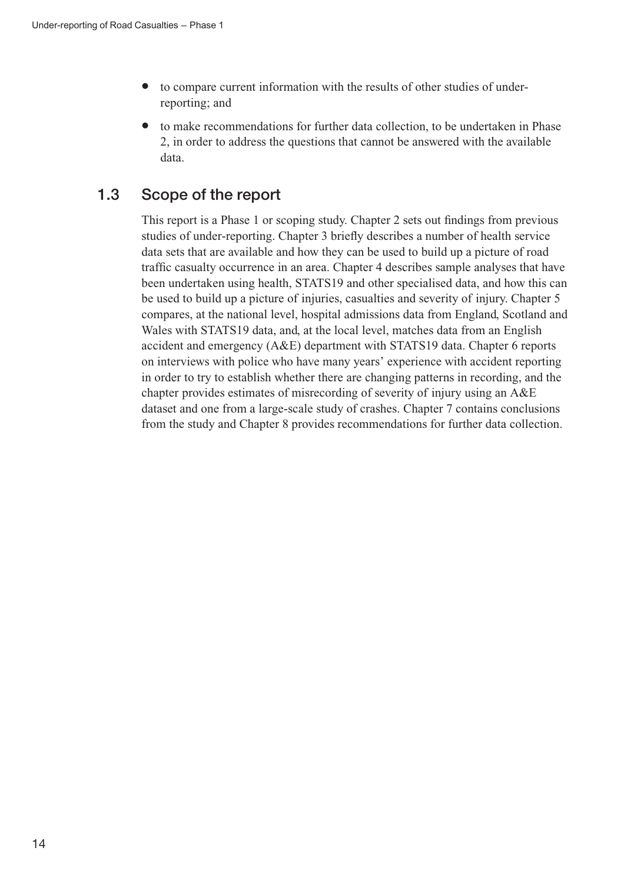- to compare current information with the results of other studies of under-reporting; and
- to make recommendations for further data collection, to be undertaken in Phase 2, in order to address the questions that cannot be answered with the available data.

## 1.3 Scope of the report

This report is a Phase 1 or scoping study. Chapter 2 sets out findings from previous studies of under-reporting. Chapter 3 briefly describes a number of health service data sets that are available and how they can be used to build up a picture of road traffic casualty occurrence in an area. Chapter 4 describes sample analyses that have been undertaken using health, STATS19 and other specialised data, and how this can be used to build up a picture of injuries, casualties and severity of injury. Chapter 5 compares, at the national level, hospital admissions data from England, Scotland and Wales with STATS19 data, and, at the local level, matches data from an English accident and emergency (A&E) department with STATS19 data. Chapter 6 reports on interviews with police who have many years' experience with accident reporting in order to try to establish whether there are changing patterns in recording, and the chapter provides estimates of misrecording of severity of injury using an A&E dataset and one from a large-scale study of crashes. Chapter 7 contains conclusions from the study and Chapter 8 provides recommendations for further data collection.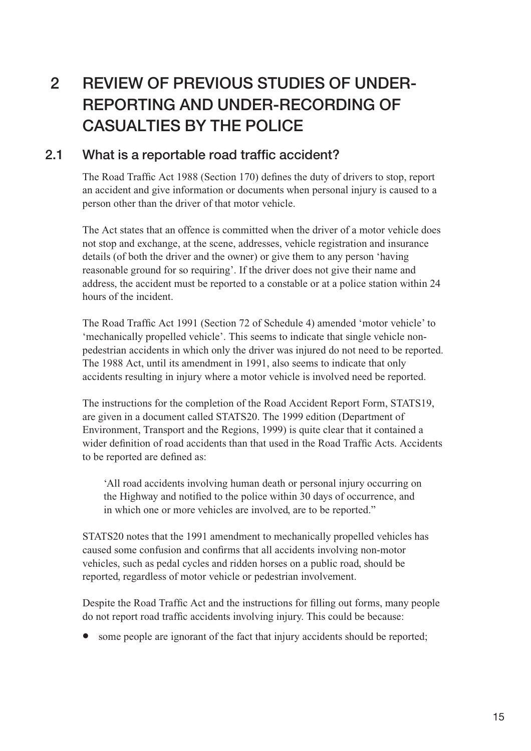# 2 REVIEW OF PREVIOUS STUDIES OF UNDER-REPORTING AND UNDER-RECORDING OF CASUALTIES BY THE POLICE

## 2.1 What is a reportable road traffic accident?

The Road Traffic Act 1988 (Section 170) defines the duty of drivers to stop, report an accident and give information or documents when personal injury is caused to a person other than the driver of that motor vehicle.

The Act states that an offence is committed when the driver of a motor vehicle does not stop and exchange, at the scene, addresses, vehicle registration and insurance details (of both the driver and the owner) or give them to any person 'having reasonable ground for so requiring'. If the driver does not give their name and address, the accident must be reported to a constable or at a police station within 24 hours of the incident.

The Road Traffic Act 1991 (Section 72 of Schedule 4) amended 'motor vehicle' to 'mechanically propelled vehicle'. This seems to indicate that single vehicle non-pedestrian accidents in which only the driver was injured do not need to be reported. The 1988 Act, until its amendment in 1991, also seems to indicate that only accidents resulting in injury where a motor vehicle is involved need be reported.

The instructions for the completion of the Road Accident Report Form, STATS19, are given in a document called STATS20. The 1999 edition (Department of Environment, Transport and the Regions, 1999) is quite clear that it contained a wider definition of road accidents than that used in the Road Traffic Acts. Accidents to be reported are defined as:

> 'All road accidents involving human death or personal injury occurring on the Highway and notified to the police within 30 days of occurrence, and in which one or more vehicles are involved, are to be reported."

STATS20 notes that the 1991 amendment to mechanically propelled vehicles has caused some confusion and confirms that all accidents involving non-motor vehicles, such as pedal cycles and ridden horses on a public road, should be reported, regardless of motor vehicle or pedestrian involvement.

Despite the Road Traffic Act and the instructions for filling out forms, many people do not report road traffic accidents involving injury. This could be because:

- some people are ignorant of the fact that injury accidents should be reported;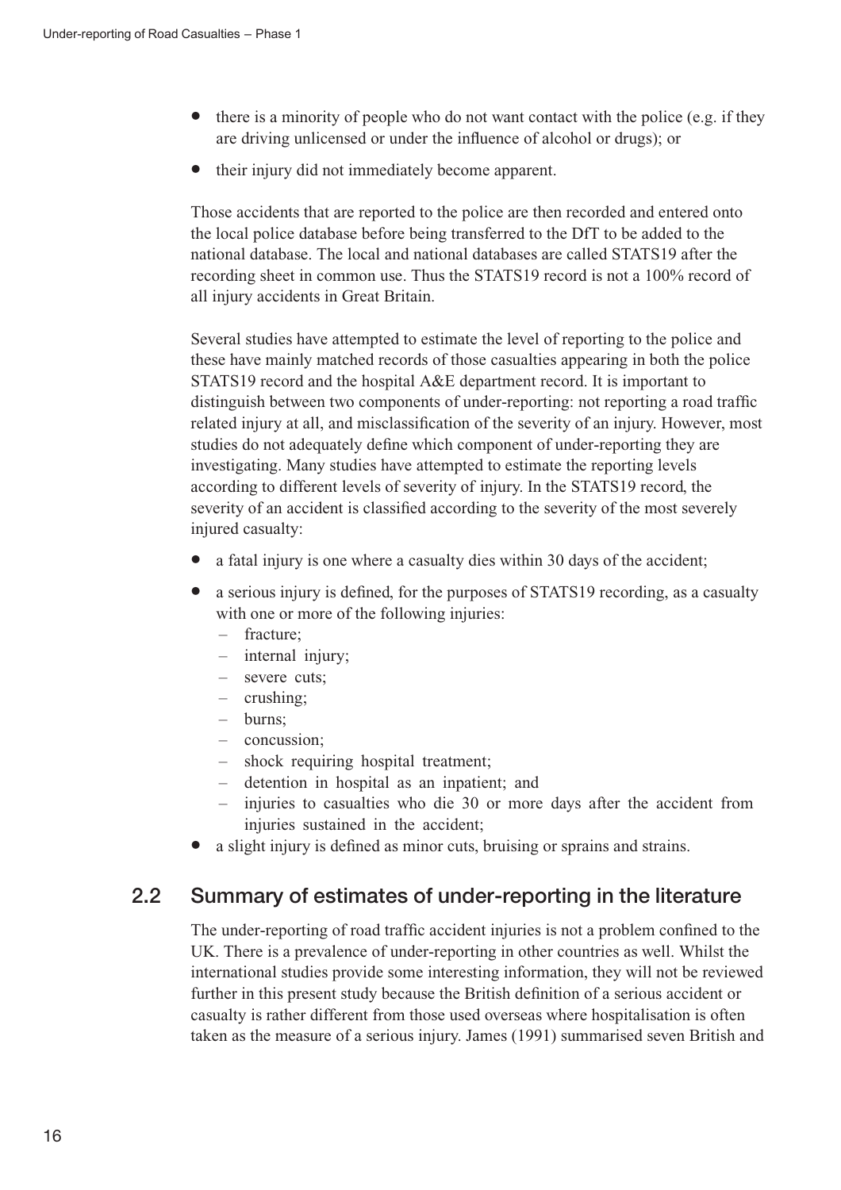- there is a minority of people who do not want contact with the police (e.g. if they are driving unlicensed or under the influence of alcohol or drugs); or
- their injury did not immediately become apparent.

Those accidents that are reported to the police are then recorded and entered onto the local police database before being transferred to the DfT to be added to the national database. The local and national databases are called STATS19 after the recording sheet in common use. Thus the STATS19 record is not a 100% record of all injury accidents in Great Britain.

Several studies have attempted to estimate the level of reporting to the police and these have mainly matched records of those casualties appearing in both the police STATS19 record and the hospital A&E department record. It is important to distinguish between two components of under-reporting: not reporting a road traffic related injury at all, and misclassification of the severity of an injury. However, most studies do not adequately define which component of under-reporting they are investigating. Many studies have attempted to estimate the reporting levels according to different levels of severity of injury. In the STATS19 record, the severity of an accident is classified according to the severity of the most severely injured casualty:

- a fatal injury is one where a casualty dies within 30 days of the accident;
- a serious injury is defined, for the purposes of STATS19 recording, as a casualty with one or more of the following injuries:
  - fracture;
  - internal injury;
  - severe cuts;
  - crushing;
  - burns;
  - concussion;
  - shock requiring hospital treatment;
  - detention in hospital as an inpatient; and
  - injuries to casualties who die 30 or more days after the accident from injuries sustained in the accident;
- a slight injury is defined as minor cuts, bruising or sprains and strains.

## 2.2 Summary of estimates of under-reporting in the literature

The under-reporting of road traffic accident injuries is not a problem confined to the UK. There is a prevalence of under-reporting in other countries as well. Whilst the international studies provide some interesting information, they will not be reviewed further in this present study because the British definition of a serious accident or casualty is rather different from those used overseas where hospitalisation is often taken as the measure of a serious injury. James (1991) summarised seven British and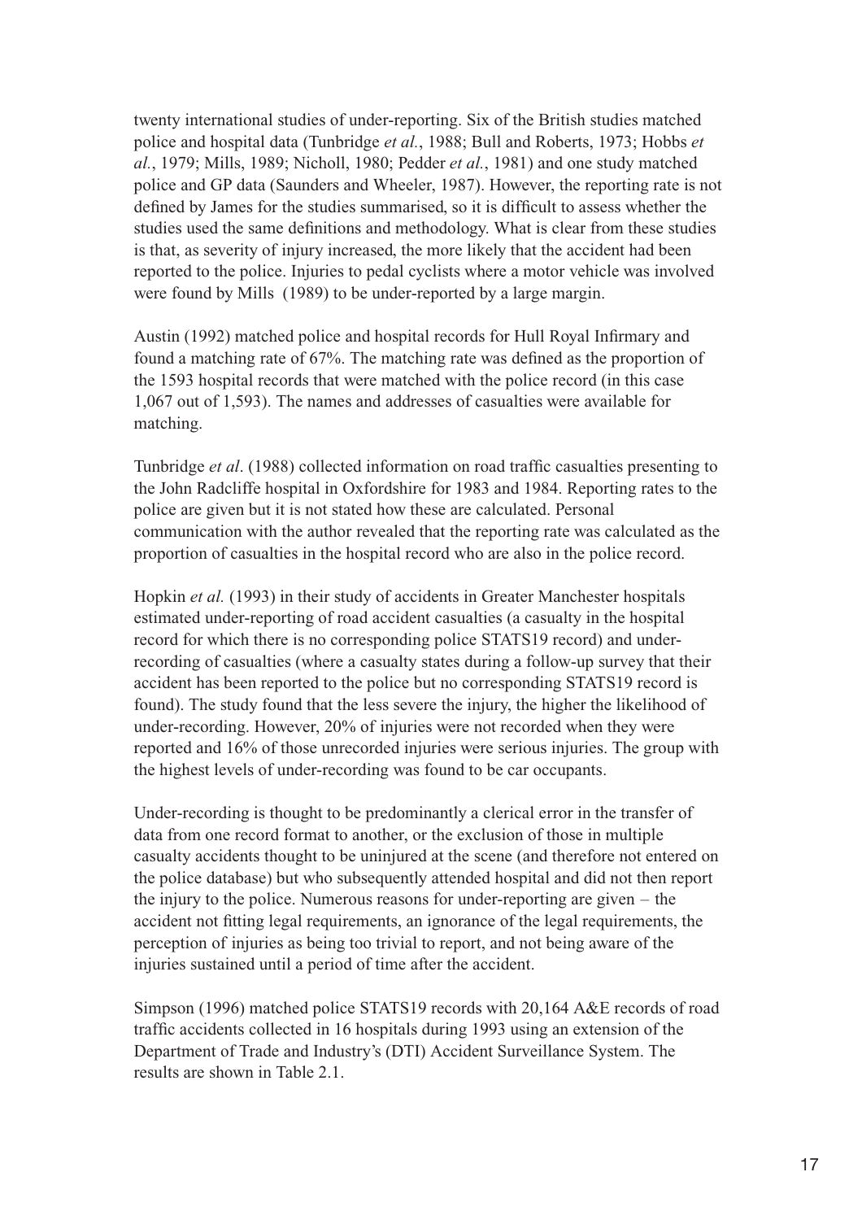twenty international studies of under-reporting. Six of the British studies matched police and hospital data (Tunbridge *et al.*, 1988; Bull and Roberts, 1973; Hobbs *et al.*, 1979; Mills, 1989; Nicholl, 1980; Pedder *et al.*, 1981) and one study matched police and GP data (Saunders and Wheeler, 1987). However, the reporting rate is not defined by James for the studies summarised, so it is difficult to assess whether the studies used the same definitions and methodology. What is clear from these studies is that, as severity of injury increased, the more likely that the accident had been reported to the police. Injuries to pedal cyclists where a motor vehicle was involved were found by Mills (1989) to be under-reported by a large margin.

Austin (1992) matched police and hospital records for Hull Royal Infirmary and found a matching rate of 67%. The matching rate was defined as the proportion of the 1593 hospital records that were matched with the police record (in this case 1,067 out of 1,593). The names and addresses of casualties were available for matching.

Tunbridge *et al*. (1988) collected information on road traffic casualties presenting to the John Radcliffe hospital in Oxfordshire for 1983 and 1984. Reporting rates to the police are given but it is not stated how these are calculated. Personal communication with the author revealed that the reporting rate was calculated as the proportion of casualties in the hospital record who are also in the police record.

Hopkin *et al.* (1993) in their study of accidents in Greater Manchester hospitals estimated under-reporting of road accident casualties (a casualty in the hospital record for which there is no corresponding police STATS19 record) and under-recording of casualties (where a casualty states during a follow-up survey that their accident has been reported to the police but no corresponding STATS19 record is found). The study found that the less severe the injury, the higher the likelihood of under-recording. However, 20% of injuries were not recorded when they were reported and 16% of those unrecorded injuries were serious injuries. The group with the highest levels of under-recording was found to be car occupants.

Under-recording is thought to be predominantly a clerical error in the transfer of data from one record format to another, or the exclusion of those in multiple casualty accidents thought to be uninjured at the scene (and therefore not entered on the police database) but who subsequently attended hospital and did not then report the injury to the police. Numerous reasons for under-reporting are given – the accident not fitting legal requirements, an ignorance of the legal requirements, the perception of injuries as being too trivial to report, and not being aware of the injuries sustained until a period of time after the accident.

Simpson (1996) matched police STATS19 records with 20,164 A&E records of road traffic accidents collected in 16 hospitals during 1993 using an extension of the Department of Trade and Industry's (DTI) Accident Surveillance System. The results are shown in Table 2.1.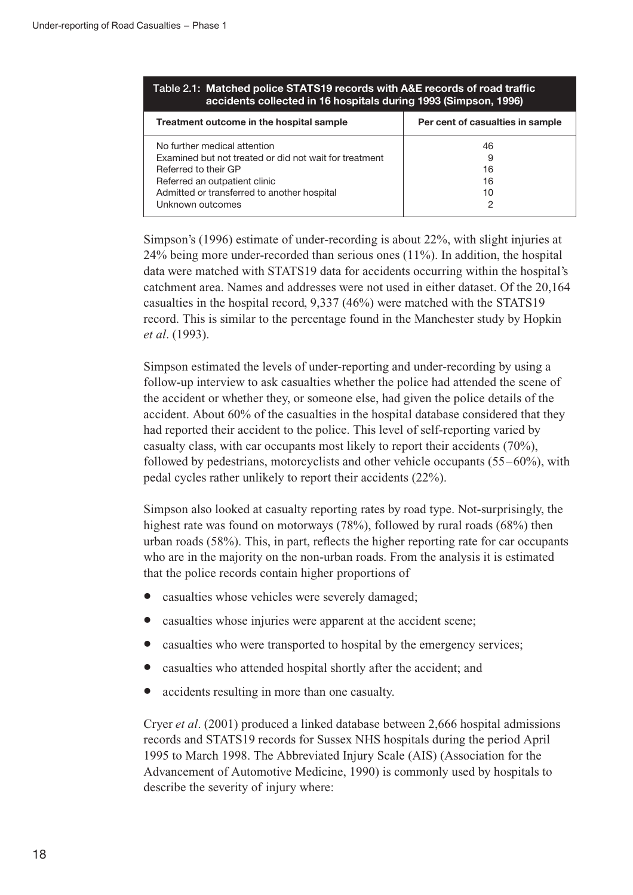**Table 2.1: Matched police STATS19 records with A&E records of road traffic accidents collected in 16 hospitals during 1993 (Simpson, 1996)**

| Treatment outcome in the hospital sample | Per cent of casualties in sample |
|---|---|
| No further medical attention | 46 |
| Examined but not treated or did not wait for treatment | 9 |
| Referred to their GP | 16 |
| Referred an outpatient clinic | 16 |
| Admitted or transferred to another hospital | 10 |
| Unknown outcomes | 2 |

Simpson's (1996) estimate of under-recording is about 22%, with slight injuries at 24% being more under-recorded than serious ones (11%). In addition, the hospital data were matched with STATS19 data for accidents occurring within the hospital's catchment area. Names and addresses were not used in either dataset. Of the 20,164 casualties in the hospital record, 9,337 (46%) were matched with the STATS19 record. This is similar to the percentage found in the Manchester study by Hopkin *et al*. (1993).

Simpson estimated the levels of under-reporting and under-recording by using a follow-up interview to ask casualties whether the police had attended the scene of the accident or whether they, or someone else, had given the police details of the accident. About 60% of the casualties in the hospital database considered that they had reported their accident to the police. This level of self-reporting varied by casualty class, with car occupants most likely to report their accidents (70%), followed by pedestrians, motorcyclists and other vehicle occupants (55–60%), with pedal cycles rather unlikely to report their accidents (22%).

Simpson also looked at casualty reporting rates by road type. Not-surprisingly, the highest rate was found on motorways (78%), followed by rural roads (68%) then urban roads (58%). This, in part, reflects the higher reporting rate for car occupants who are in the majority on the non-urban roads. From the analysis it is estimated that the police records contain higher proportions of

- casualties whose vehicles were severely damaged;
- casualties whose injuries were apparent at the accident scene;
- casualties who were transported to hospital by the emergency services;
- casualties who attended hospital shortly after the accident; and
- accidents resulting in more than one casualty.

Cryer *et al*. (2001) produced a linked database between 2,666 hospital admissions records and STATS19 records for Sussex NHS hospitals during the period April 1995 to March 1998. The Abbreviated Injury Scale (AIS) (Association for the Advancement of Automotive Medicine, 1990) is commonly used by hospitals to describe the severity of injury where: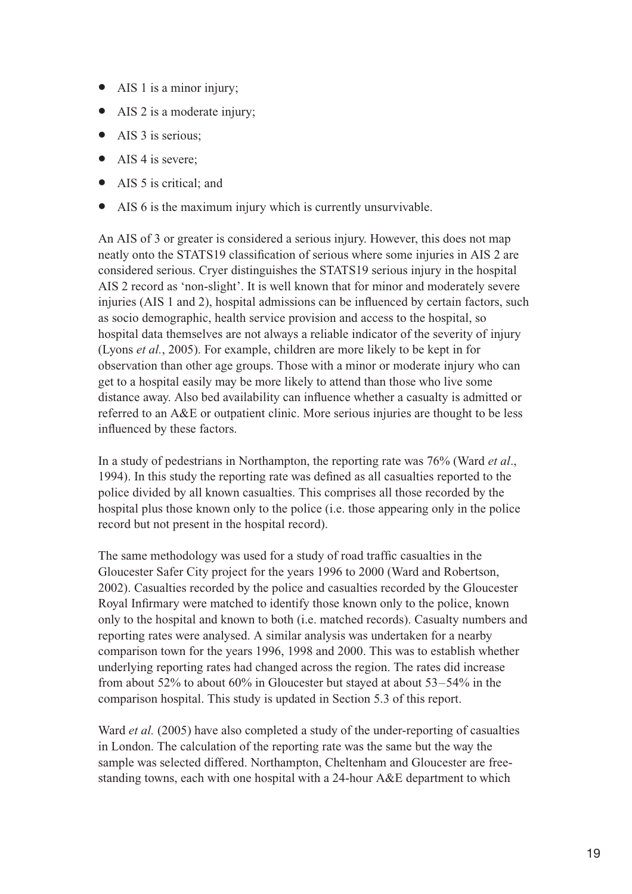- AIS 1 is a minor injury;
- AIS 2 is a moderate injury;
- AIS 3 is serious;
- AIS 4 is severe;
- AIS 5 is critical; and
- AIS 6 is the maximum injury which is currently unsurvivable.

An AIS of 3 or greater is considered a serious injury. However, this does not map neatly onto the STATS19 classification of serious where some injuries in AIS 2 are considered serious. Cryer distinguishes the STATS19 serious injury in the hospital AIS 2 record as 'non-slight'. It is well known that for minor and moderately severe injuries (AIS 1 and 2), hospital admissions can be influenced by certain factors, such as socio demographic, health service provision and access to the hospital, so hospital data themselves are not always a reliable indicator of the severity of injury (Lyons *et al.*, 2005). For example, children are more likely to be kept in for observation than other age groups. Those with a minor or moderate injury who can get to a hospital easily may be more likely to attend than those who live some distance away. Also bed availability can influence whether a casualty is admitted or referred to an A&E or outpatient clinic. More serious injuries are thought to be less influenced by these factors.

In a study of pedestrians in Northampton, the reporting rate was 76% (Ward *et al*., 1994). In this study the reporting rate was defined as all casualties reported to the police divided by all known casualties. This comprises all those recorded by the hospital plus those known only to the police (i.e. those appearing only in the police record but not present in the hospital record).

The same methodology was used for a study of road traffic casualties in the Gloucester Safer City project for the years 1996 to 2000 (Ward and Robertson, 2002). Casualties recorded by the police and casualties recorded by the Gloucester Royal Infirmary were matched to identify those known only to the police, known only to the hospital and known to both (i.e. matched records). Casualty numbers and reporting rates were analysed. A similar analysis was undertaken for a nearby comparison town for the years 1996, 1998 and 2000. This was to establish whether underlying reporting rates had changed across the region. The rates did increase from about 52% to about 60% in Gloucester but stayed at about 53–54% in the comparison hospital. This study is updated in Section 5.3 of this report.

Ward *et al.* (2005) have also completed a study of the under-reporting of casualties in London. The calculation of the reporting rate was the same but the way the sample was selected differed. Northampton, Cheltenham and Gloucester are free-standing towns, each with one hospital with a 24-hour A&E department to which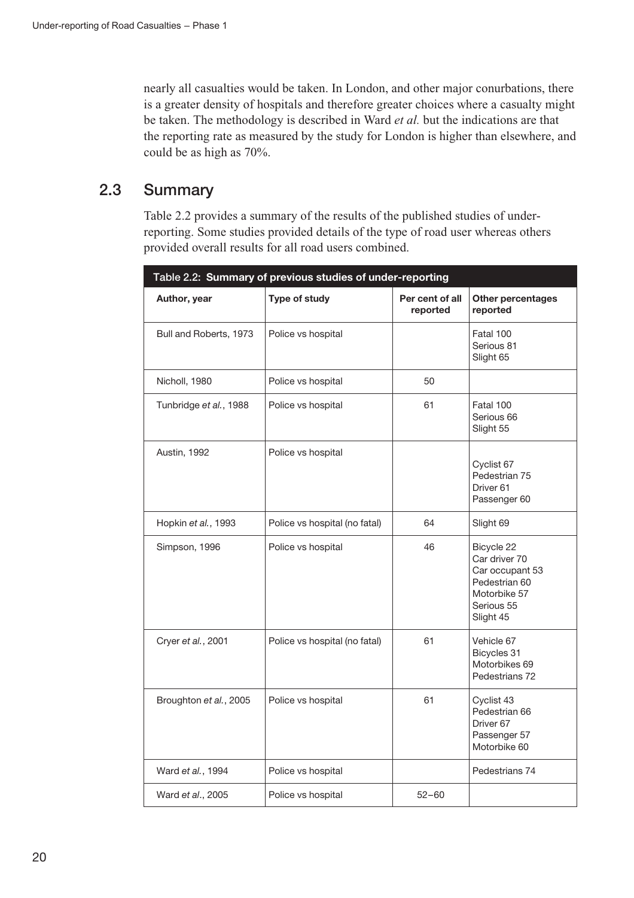nearly all casualties would be taken. In London, and other major conurbations, there is a greater density of hospitals and therefore greater choices where a casualty might be taken. The methodology is described in Ward *et al.* but the indications are that the reporting rate as measured by the study for London is higher than elsewhere, and could be as high as 70%.

## 2.3 Summary

Table 2.2 provides a summary of the results of the published studies of under-reporting. Some studies provided details of the type of road user whereas others provided overall results for all road users combined.

**Table 2.2: Summary of previous studies of under-reporting**

| Author, year | Type of study | Per cent of all reported | Other percentages reported |
|---|---|---|---|
| Bull and Roberts, 1973 | Police vs hospital | | Fatal 100<br>Serious 81<br>Slight 65 |
| Nicholl, 1980 | Police vs hospital | 50 | |
| Tunbridge *et al.*, 1988 | Police vs hospital | 61 | Fatal 100<br>Serious 66<br>Slight 55 |
| Austin, 1992 | Police vs hospital | | Cyclist 67<br>Pedestrian 75<br>Driver 61<br>Passenger 60 |
| Hopkin *et al.*, 1993 | Police vs hospital (no fatal) | 64 | Slight 69 |
| Simpson, 1996 | Police vs hospital | 46 | Bicycle 22<br>Car driver 70<br>Car occupant 53<br>Pedestrian 60<br>Motorbike 57<br>Serious 55<br>Slight 45 |
| Cryer *et al.*, 2001 | Police vs hospital (no fatal) | 61 | Vehicle 67<br>Bicycles 31<br>Motorbikes 69<br>Pedestrians 72 |
| Broughton *et al.*, 2005 | Police vs hospital | 61 | Cyclist 43<br>Pedestrian 66<br>Driver 67<br>Passenger 57<br>Motorbike 60 |
| Ward *et al.*, 1994 | Police vs hospital | | Pedestrians 74 |
| Ward *et al*., 2005 | Police vs hospital | 52–60 | |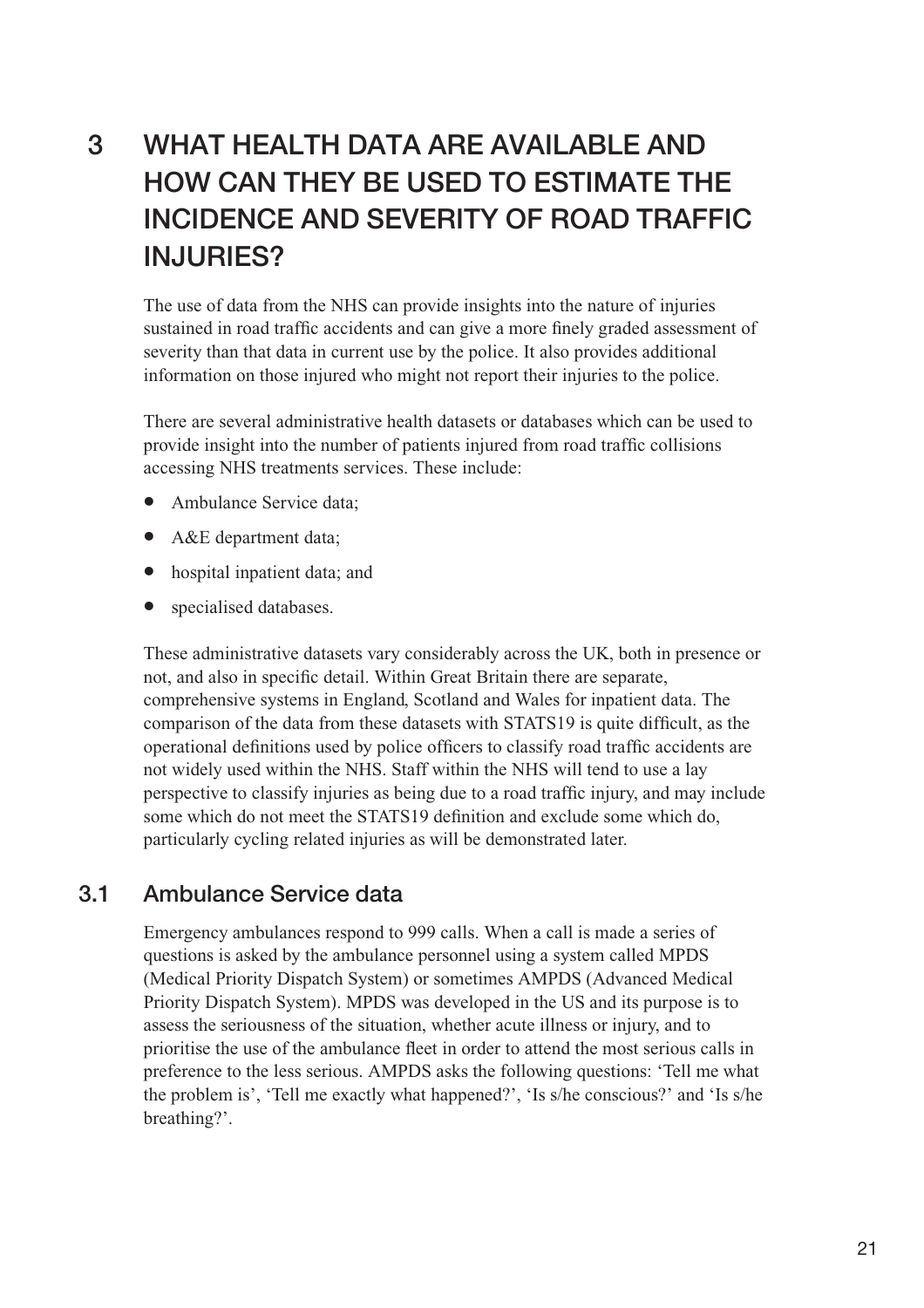# 3 WHAT HEALTH DATA ARE AVAILABLE AND HOW CAN THEY BE USED TO ESTIMATE THE INCIDENCE AND SEVERITY OF ROAD TRAFFIC INJURIES?

The use of data from the NHS can provide insights into the nature of injuries sustained in road traffic accidents and can give a more finely graded assessment of severity than that data in current use by the police. It also provides additional information on those injured who might not report their injuries to the police.

There are several administrative health datasets or databases which can be used to provide insight into the number of patients injured from road traffic collisions accessing NHS treatments services. These include:

- Ambulance Service data;
- A&E department data;
- hospital inpatient data; and
- specialised databases.

These administrative datasets vary considerably across the UK, both in presence or not, and also in specific detail. Within Great Britain there are separate, comprehensive systems in England, Scotland and Wales for inpatient data. The comparison of the data from these datasets with STATS19 is quite difficult, as the operational definitions used by police officers to classify road traffic accidents are not widely used within the NHS. Staff within the NHS will tend to use a lay perspective to classify injuries as being due to a road traffic injury, and may include some which do not meet the STATS19 definition and exclude some which do, particularly cycling related injuries as will be demonstrated later.

## 3.1 Ambulance Service data

Emergency ambulances respond to 999 calls. When a call is made a series of questions is asked by the ambulance personnel using a system called MPDS (Medical Priority Dispatch System) or sometimes AMPDS (Advanced Medical Priority Dispatch System). MPDS was developed in the US and its purpose is to assess the seriousness of the situation, whether acute illness or injury, and to prioritise the use of the ambulance fleet in order to attend the most serious calls in preference to the less serious. AMPDS asks the following questions: 'Tell me what the problem is', 'Tell me exactly what happened?', 'Is s/he conscious?' and 'Is s/he breathing?'.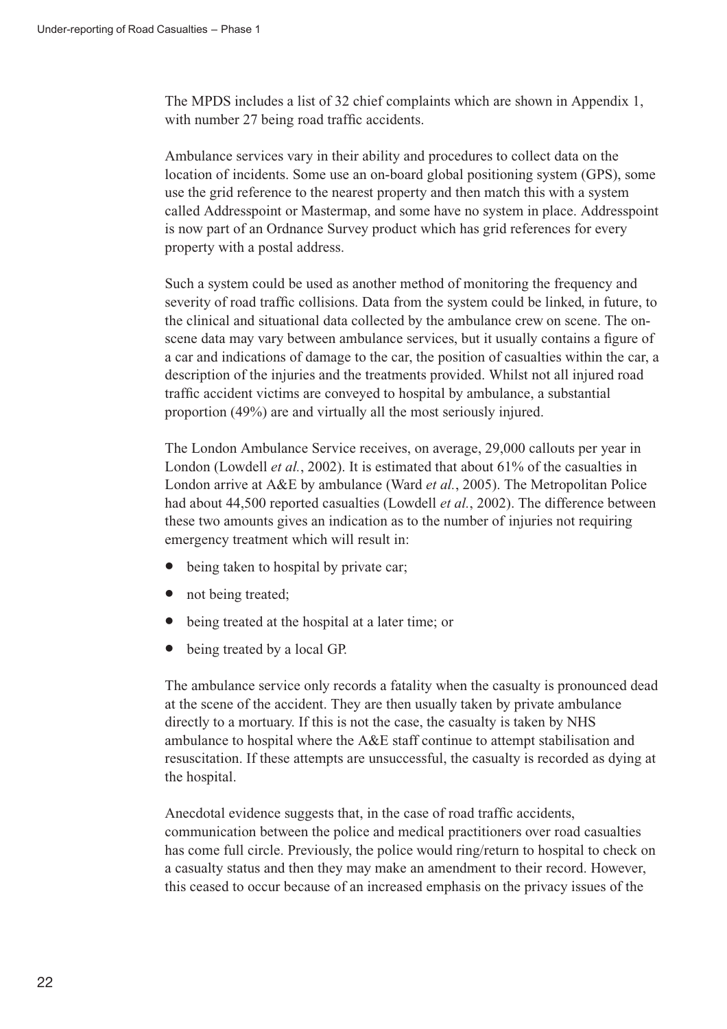The MPDS includes a list of 32 chief complaints which are shown in Appendix 1, with number 27 being road traffic accidents.

Ambulance services vary in their ability and procedures to collect data on the location of incidents. Some use an on-board global positioning system (GPS), some use the grid reference to the nearest property and then match this with a system called Addresspoint or Mastermap, and some have no system in place. Addresspoint is now part of an Ordnance Survey product which has grid references for every property with a postal address.

Such a system could be used as another method of monitoring the frequency and severity of road traffic collisions. Data from the system could be linked, in future, to the clinical and situational data collected by the ambulance crew on scene. The on-scene data may vary between ambulance services, but it usually contains a figure of a car and indications of damage to the car, the position of casualties within the car, a description of the injuries and the treatments provided. Whilst not all injured road traffic accident victims are conveyed to hospital by ambulance, a substantial proportion (49%) are and virtually all the most seriously injured.

The London Ambulance Service receives, on average, 29,000 callouts per year in London (Lowdell *et al.*, 2002). It is estimated that about 61% of the casualties in London arrive at A&E by ambulance (Ward *et al.*, 2005). The Metropolitan Police had about 44,500 reported casualties (Lowdell *et al.*, 2002). The difference between these two amounts gives an indication as to the number of injuries not requiring emergency treatment which will result in:

- being taken to hospital by private car;
- not being treated;
- being treated at the hospital at a later time; or
- being treated by a local GP.

The ambulance service only records a fatality when the casualty is pronounced dead at the scene of the accident. They are then usually taken by private ambulance directly to a mortuary. If this is not the case, the casualty is taken by NHS ambulance to hospital where the A&E staff continue to attempt stabilisation and resuscitation. If these attempts are unsuccessful, the casualty is recorded as dying at the hospital.

Anecdotal evidence suggests that, in the case of road traffic accidents, communication between the police and medical practitioners over road casualties has come full circle. Previously, the police would ring/return to hospital to check on a casualty status and then they may make an amendment to their record. However, this ceased to occur because of an increased emphasis on the privacy issues of the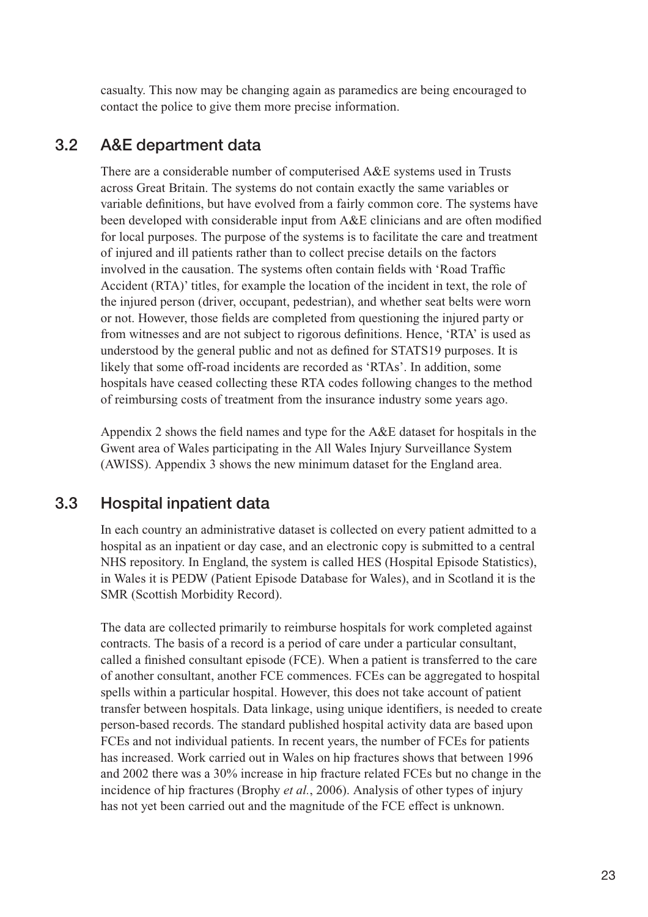casualty. This now may be changing again as paramedics are being encouraged to contact the police to give them more precise information.

## 3.2 A&E department data

There are a considerable number of computerised A&E systems used in Trusts across Great Britain. The systems do not contain exactly the same variables or variable definitions, but have evolved from a fairly common core. The systems have been developed with considerable input from A&E clinicians and are often modified for local purposes. The purpose of the systems is to facilitate the care and treatment of injured and ill patients rather than to collect precise details on the factors involved in the causation. The systems often contain fields with 'Road Traffic Accident (RTA)' titles, for example the location of the incident in text, the role of the injured person (driver, occupant, pedestrian), and whether seat belts were worn or not. However, those fields are completed from questioning the injured party or from witnesses and are not subject to rigorous definitions. Hence, 'RTA' is used as understood by the general public and not as defined for STATS19 purposes. It is likely that some off-road incidents are recorded as 'RTAs'. In addition, some hospitals have ceased collecting these RTA codes following changes to the method of reimbursing costs of treatment from the insurance industry some years ago.

Appendix 2 shows the field names and type for the A&E dataset for hospitals in the Gwent area of Wales participating in the All Wales Injury Surveillance System (AWISS). Appendix 3 shows the new minimum dataset for the England area.

## 3.3 Hospital inpatient data

In each country an administrative dataset is collected on every patient admitted to a hospital as an inpatient or day case, and an electronic copy is submitted to a central NHS repository. In England, the system is called HES (Hospital Episode Statistics), in Wales it is PEDW (Patient Episode Database for Wales), and in Scotland it is the SMR (Scottish Morbidity Record).

The data are collected primarily to reimburse hospitals for work completed against contracts. The basis of a record is a period of care under a particular consultant, called a finished consultant episode (FCE). When a patient is transferred to the care of another consultant, another FCE commences. FCEs can be aggregated to hospital spells within a particular hospital. However, this does not take account of patient transfer between hospitals. Data linkage, using unique identifiers, is needed to create person-based records. The standard published hospital activity data are based upon FCEs and not individual patients. In recent years, the number of FCEs for patients has increased. Work carried out in Wales on hip fractures shows that between 1996 and 2002 there was a 30% increase in hip fracture related FCEs but no change in the incidence of hip fractures (Brophy *et al.*, 2006). Analysis of other types of injury has not yet been carried out and the magnitude of the FCE effect is unknown.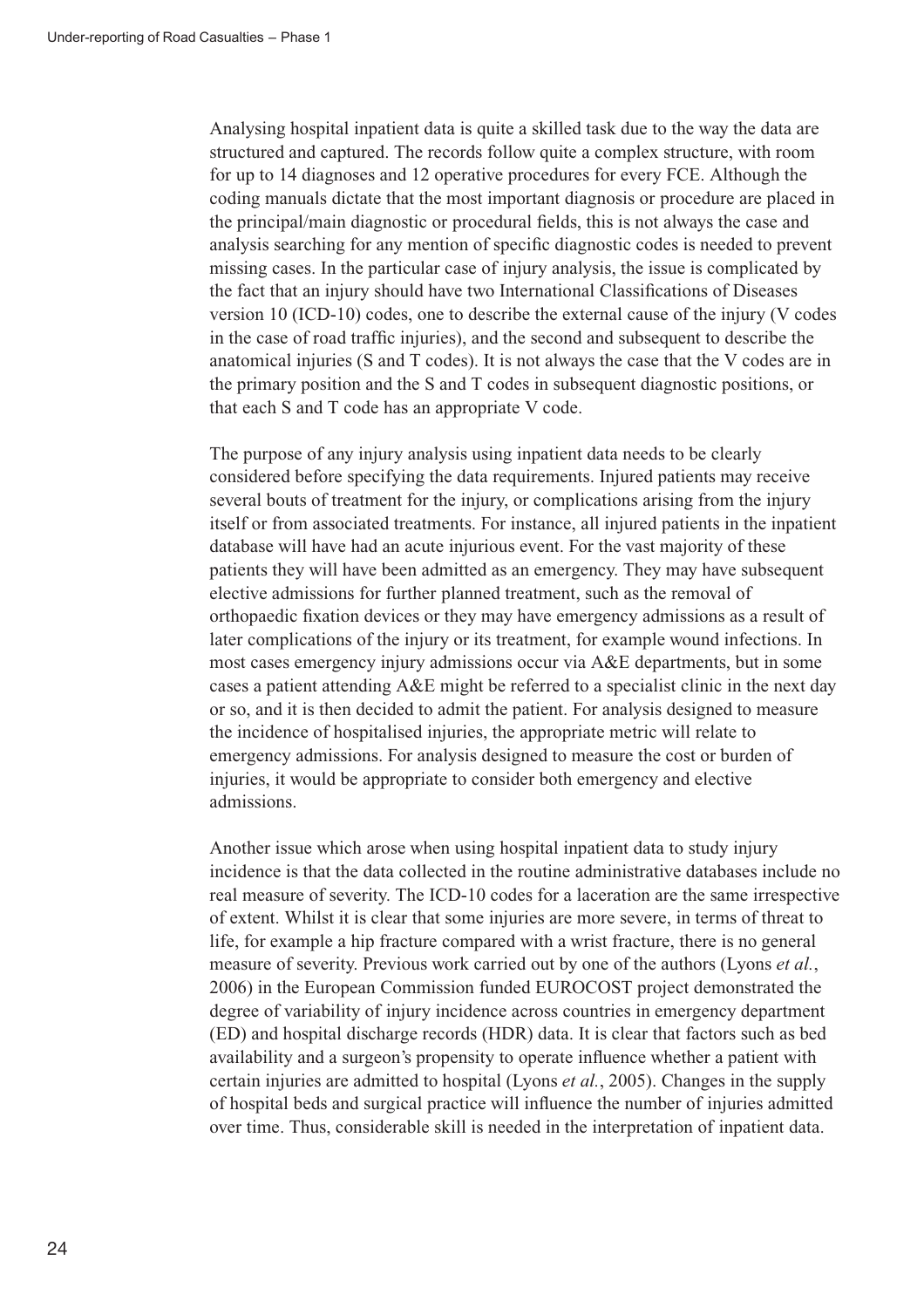Analysing hospital inpatient data is quite a skilled task due to the way the data are structured and captured. The records follow quite a complex structure, with room for up to 14 diagnoses and 12 operative procedures for every FCE. Although the coding manuals dictate that the most important diagnosis or procedure are placed in the principal/main diagnostic or procedural fields, this is not always the case and analysis searching for any mention of specific diagnostic codes is needed to prevent missing cases. In the particular case of injury analysis, the issue is complicated by the fact that an injury should have two International Classifications of Diseases version 10 (ICD-10) codes, one to describe the external cause of the injury (V codes in the case of road traffic injuries), and the second and subsequent to describe the anatomical injuries (S and T codes). It is not always the case that the V codes are in the primary position and the S and T codes in subsequent diagnostic positions, or that each S and T code has an appropriate V code.

The purpose of any injury analysis using inpatient data needs to be clearly considered before specifying the data requirements. Injured patients may receive several bouts of treatment for the injury, or complications arising from the injury itself or from associated treatments. For instance, all injured patients in the inpatient database will have had an acute injurious event. For the vast majority of these patients they will have been admitted as an emergency. They may have subsequent elective admissions for further planned treatment, such as the removal of orthopaedic fixation devices or they may have emergency admissions as a result of later complications of the injury or its treatment, for example wound infections. In most cases emergency injury admissions occur via A&E departments, but in some cases a patient attending A&E might be referred to a specialist clinic in the next day or so, and it is then decided to admit the patient. For analysis designed to measure the incidence of hospitalised injuries, the appropriate metric will relate to emergency admissions. For analysis designed to measure the cost or burden of injuries, it would be appropriate to consider both emergency and elective admissions.

Another issue which arose when using hospital inpatient data to study injury incidence is that the data collected in the routine administrative databases include no real measure of severity. The ICD-10 codes for a laceration are the same irrespective of extent. Whilst it is clear that some injuries are more severe, in terms of threat to life, for example a hip fracture compared with a wrist fracture, there is no general measure of severity. Previous work carried out by one of the authors (Lyons *et al.*, 2006) in the European Commission funded EUROCOST project demonstrated the degree of variability of injury incidence across countries in emergency department (ED) and hospital discharge records (HDR) data. It is clear that factors such as bed availability and a surgeon's propensity to operate influence whether a patient with certain injuries are admitted to hospital (Lyons *et al.*, 2005). Changes in the supply of hospital beds and surgical practice will influence the number of injuries admitted over time. Thus, considerable skill is needed in the interpretation of inpatient data.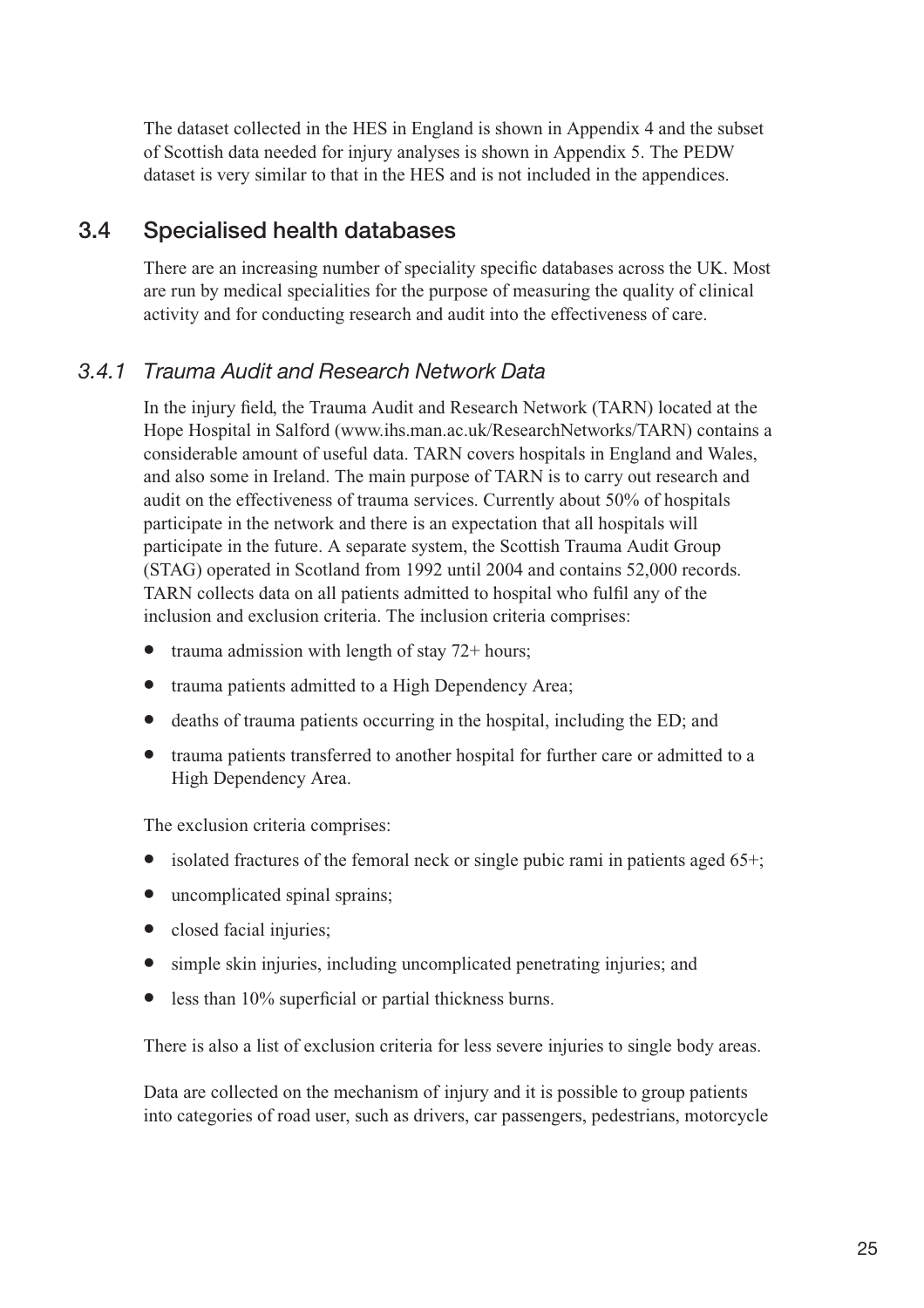The dataset collected in the HES in England is shown in Appendix 4 and the subset of Scottish data needed for injury analyses is shown in Appendix 5. The PEDW dataset is very similar to that in the HES and is not included in the appendices.

## 3.4 Specialised health databases

There are an increasing number of speciality specific databases across the UK. Most are run by medical specialities for the purpose of measuring the quality of clinical activity and for conducting research and audit into the effectiveness of care.

### *3.4.1 Trauma Audit and Research Network Data*

In the injury field, the Trauma Audit and Research Network (TARN) located at the Hope Hospital in Salford (www.ihs.man.ac.uk/ResearchNetworks/TARN) contains a considerable amount of useful data. TARN covers hospitals in England and Wales, and also some in Ireland. The main purpose of TARN is to carry out research and audit on the effectiveness of trauma services. Currently about 50% of hospitals participate in the network and there is an expectation that all hospitals will participate in the future. A separate system, the Scottish Trauma Audit Group (STAG) operated in Scotland from 1992 until 2004 and contains 52,000 records. TARN collects data on all patients admitted to hospital who fulfil any of the inclusion and exclusion criteria. The inclusion criteria comprises:

- trauma admission with length of stay 72+ hours;
- trauma patients admitted to a High Dependency Area;
- deaths of trauma patients occurring in the hospital, including the ED; and
- trauma patients transferred to another hospital for further care or admitted to a High Dependency Area.

The exclusion criteria comprises:

- isolated fractures of the femoral neck or single pubic rami in patients aged 65+;
- uncomplicated spinal sprains;
- closed facial injuries;
- simple skin injuries, including uncomplicated penetrating injuries; and
- less than 10% superficial or partial thickness burns.

There is also a list of exclusion criteria for less severe injuries to single body areas.

Data are collected on the mechanism of injury and it is possible to group patients into categories of road user, such as drivers, car passengers, pedestrians, motorcycle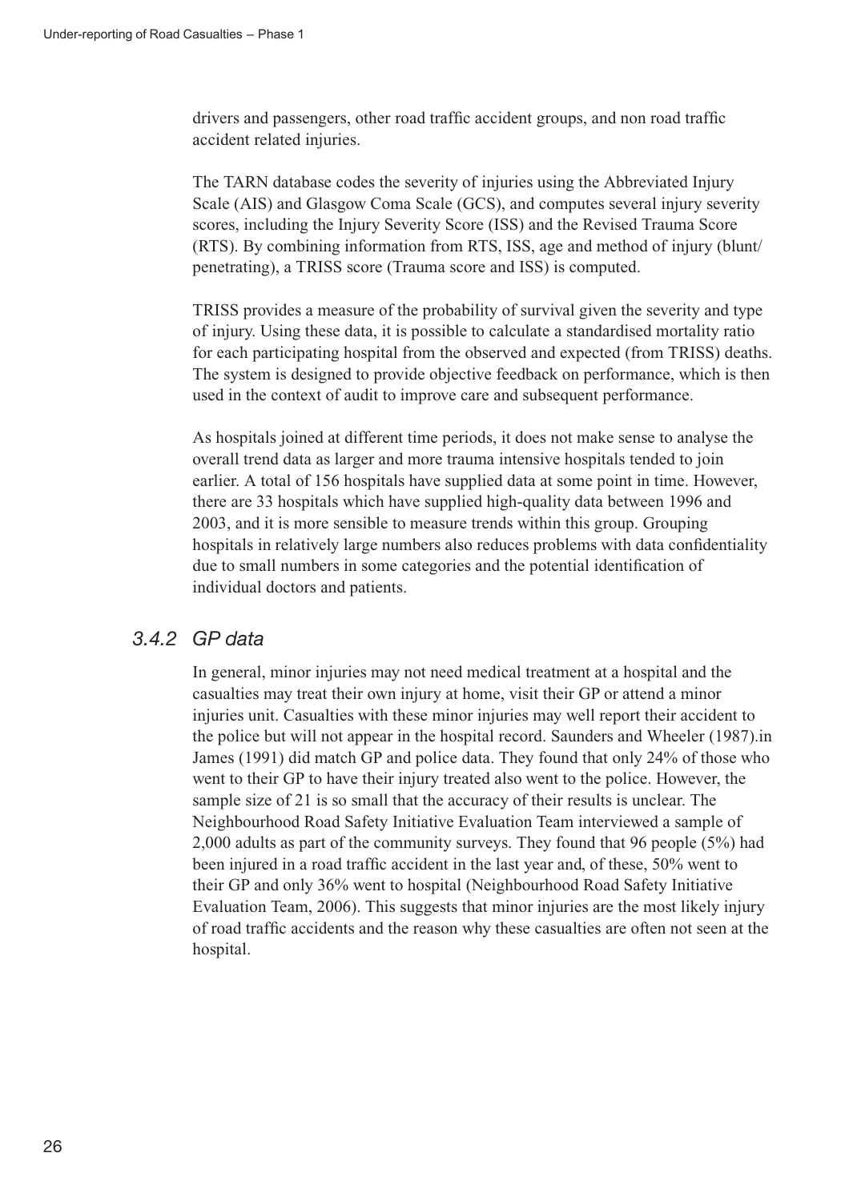drivers and passengers, other road traffic accident groups, and non road traffic accident related injuries.

The TARN database codes the severity of injuries using the Abbreviated Injury Scale (AIS) and Glasgow Coma Scale (GCS), and computes several injury severity scores, including the Injury Severity Score (ISS) and the Revised Trauma Score (RTS). By combining information from RTS, ISS, age and method of injury (blunt/penetrating), a TRISS score (Trauma score and ISS) is computed.

TRISS provides a measure of the probability of survival given the severity and type of injury. Using these data, it is possible to calculate a standardised mortality ratio for each participating hospital from the observed and expected (from TRISS) deaths. The system is designed to provide objective feedback on performance, which is then used in the context of audit to improve care and subsequent performance.

As hospitals joined at different time periods, it does not make sense to analyse the overall trend data as larger and more trauma intensive hospitals tended to join earlier. A total of 156 hospitals have supplied data at some point in time. However, there are 33 hospitals which have supplied high-quality data between 1996 and 2003, and it is more sensible to measure trends within this group. Grouping hospitals in relatively large numbers also reduces problems with data confidentiality due to small numbers in some categories and the potential identification of individual doctors and patients.

### *3.4.2 GP data*

In general, minor injuries may not need medical treatment at a hospital and the casualties may treat their own injury at home, visit their GP or attend a minor injuries unit. Casualties with these minor injuries may well report their accident to the police but will not appear in the hospital record. Saunders and Wheeler (1987).in James (1991) did match GP and police data. They found that only 24% of those who went to their GP to have their injury treated also went to the police. However, the sample size of 21 is so small that the accuracy of their results is unclear. The Neighbourhood Road Safety Initiative Evaluation Team interviewed a sample of 2,000 adults as part of the community surveys. They found that 96 people (5%) had been injured in a road traffic accident in the last year and, of these, 50% went to their GP and only 36% went to hospital (Neighbourhood Road Safety Initiative Evaluation Team, 2006). This suggests that minor injuries are the most likely injury of road traffic accidents and the reason why these casualties are often not seen at the hospital.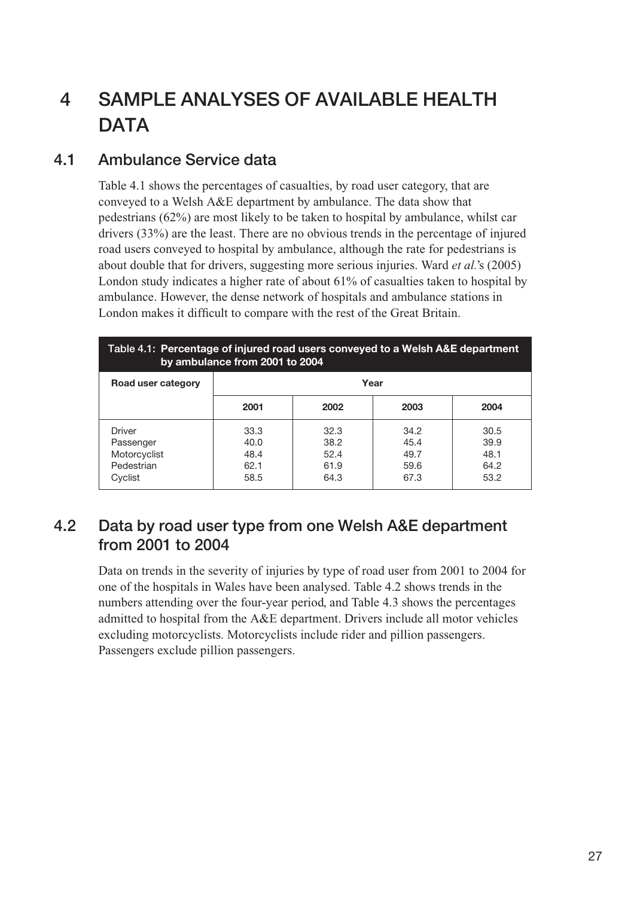# 4 SAMPLE ANALYSES OF AVAILABLE HEALTH DATA

## 4.1 Ambulance Service data

Table 4.1 shows the percentages of casualties, by road user category, that are conveyed to a Welsh A&E department by ambulance. The data show that pedestrians (62%) are most likely to be taken to hospital by ambulance, whilst car drivers (33%) are the least. There are no obvious trends in the percentage of injured road users conveyed to hospital by ambulance, although the rate for pedestrians is about double that for drivers, suggesting more serious injuries. Ward *et al.*'s (2005) London study indicates a higher rate of about 61% of casualties taken to hospital by ambulance. However, the dense network of hospitals and ambulance stations in London makes it difficult to compare with the rest of the Great Britain.

**Table 4.1: Percentage of injured road users conveyed to a Welsh A&E department by ambulance from 2001 to 2004**

| Road user category | Year | | | |
|---|---|---|---|---|
| | 2001 | 2002 | 2003 | 2004 |
| Driver | 33.3 | 32.3 | 34.2 | 30.5 |
| Passenger | 40.0 | 38.2 | 45.4 | 39.9 |
| Motorcyclist | 48.4 | 52.4 | 49.7 | 48.1 |
| Pedestrian | 62.1 | 61.9 | 59.6 | 64.2 |
| Cyclist | 58.5 | 64.3 | 67.3 | 53.2 |

## 4.2 Data by road user type from one Welsh A&E department from 2001 to 2004

Data on trends in the severity of injuries by type of road user from 2001 to 2004 for one of the hospitals in Wales have been analysed. Table 4.2 shows trends in the numbers attending over the four-year period, and Table 4.3 shows the percentages admitted to hospital from the A&E department. Drivers include all motor vehicles excluding motorcyclists. Motorcyclists include rider and pillion passengers. Passengers exclude pillion passengers.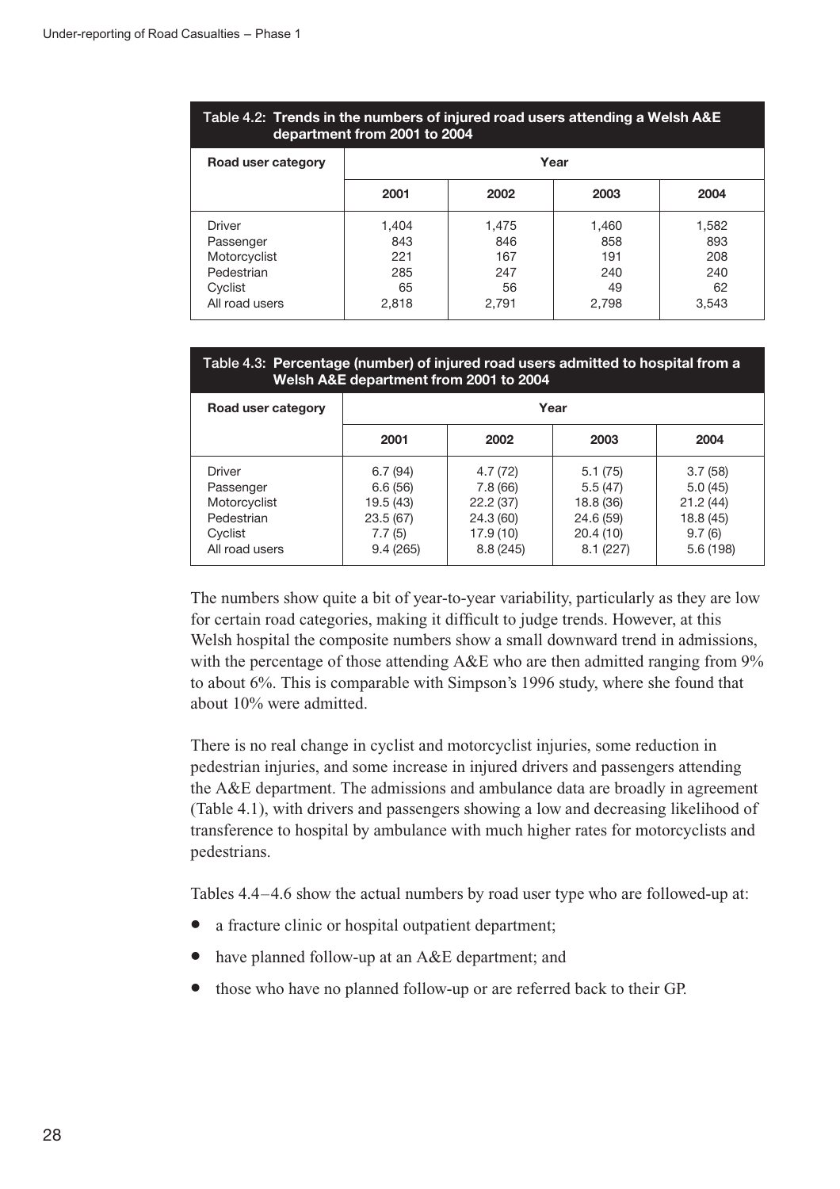**Table 4.2: Trends in the numbers of injured road users attending a Welsh A&E department from 2001 to 2004**

| Road user category | Year | | | |
|---|---|---|---|---|
| | 2001 | 2002 | 2003 | 2004 |
| Driver | 1,404 | 1,475 | 1,460 | 1,582 |
| Passenger | 843 | 846 | 858 | 893 |
| Motorcyclist | 221 | 167 | 191 | 208 |
| Pedestrian | 285 | 247 | 240 | 240 |
| Cyclist | 65 | 56 | 49 | 62 |
| All road users | 2,818 | 2,791 | 2,798 | 3,543 |

**Table 4.3: Percentage (number) of injured road users admitted to hospital from a Welsh A&E department from 2001 to 2004**

| Road user category | Year | | | |
|---|---|---|---|---|
| | 2001 | 2002 | 2003 | 2004 |
| Driver | 6.7 (94) | 4.7 (72) | 5.1 (75) | 3.7 (58) |
| Passenger | 6.6 (56) | 7.8 (66) | 5.5 (47) | 5.0 (45) |
| Motorcyclist | 19.5 (43) | 22.2 (37) | 18.8 (36) | 21.2 (44) |
| Pedestrian | 23.5 (67) | 24.3 (60) | 24.6 (59) | 18.8 (45) |
| Cyclist | 7.7 (5) | 17.9 (10) | 20.4 (10) | 9.7 (6) |
| All road users | 9.4 (265) | 8.8 (245) | 8.1 (227) | 5.6 (198) |

The numbers show quite a bit of year-to-year variability, particularly as they are low for certain road categories, making it difficult to judge trends. However, at this Welsh hospital the composite numbers show a small downward trend in admissions, with the percentage of those attending A&E who are then admitted ranging from 9% to about 6%. This is comparable with Simpson's 1996 study, where she found that about 10% were admitted.

There is no real change in cyclist and motorcyclist injuries, some reduction in pedestrian injuries, and some increase in injured drivers and passengers attending the A&E department. The admissions and ambulance data are broadly in agreement (Table 4.1), with drivers and passengers showing a low and decreasing likelihood of transference to hospital by ambulance with much higher rates for motorcyclists and pedestrians.

Tables 4.4–4.6 show the actual numbers by road user type who are followed-up at:

- a fracture clinic or hospital outpatient department;
- have planned follow-up at an A&E department; and
- those who have no planned follow-up or are referred back to their GP.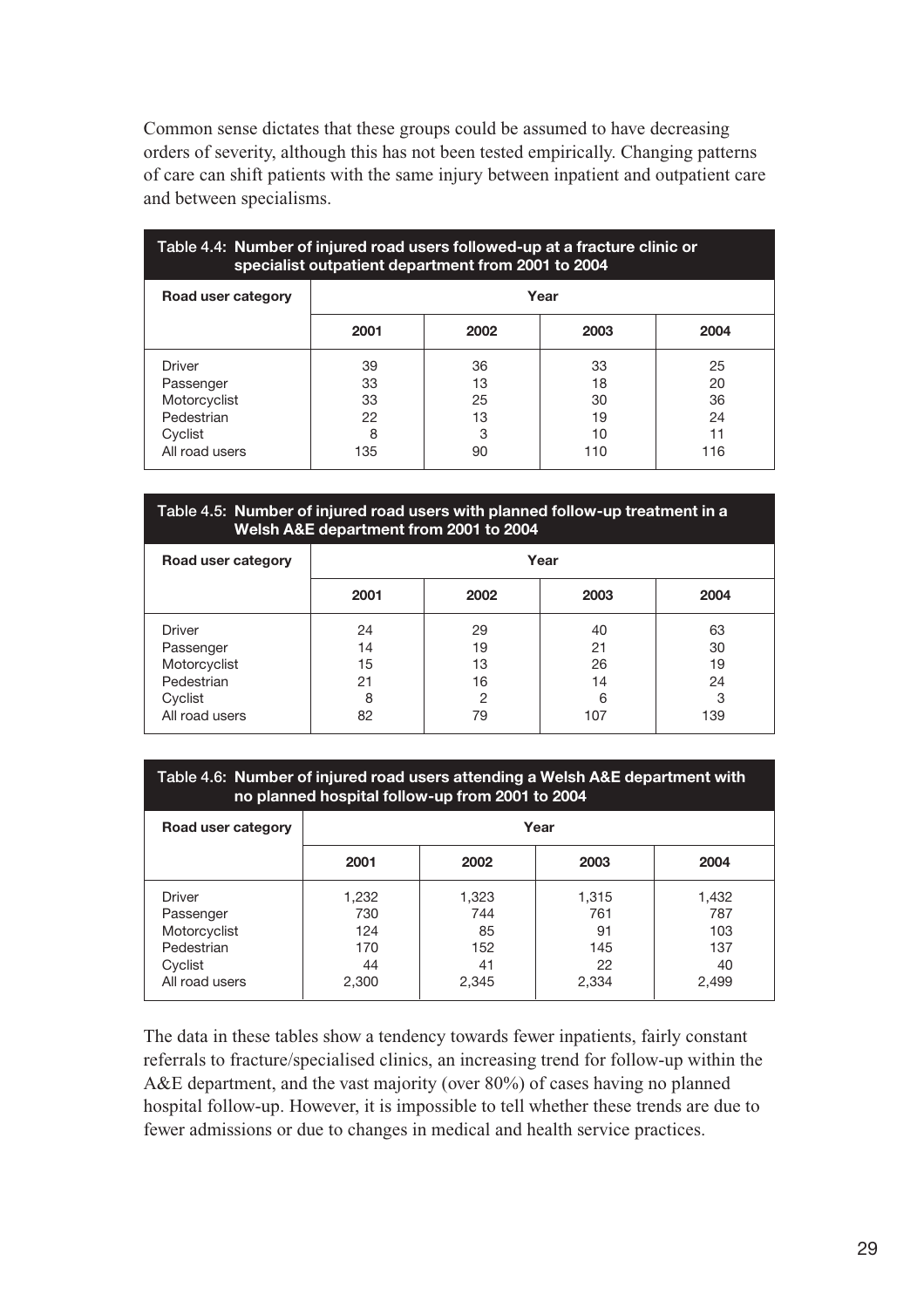Common sense dictates that these groups could be assumed to have decreasing orders of severity, although this has not been tested empirically. Changing patterns of care can shift patients with the same injury between inpatient and outpatient care and between specialisms.

**Table 4.4: Number of injured road users followed-up at a fracture clinic or specialist outpatient department from 2001 to 2004**

| Road user category | Year | | | |
|---|---|---|---|---|
| | 2001 | 2002 | 2003 | 2004 |
| Driver | 39 | 36 | 33 | 25 |
| Passenger | 33 | 13 | 18 | 20 |
| Motorcyclist | 33 | 25 | 30 | 36 |
| Pedestrian | 22 | 13 | 19 | 24 |
| Cyclist | 8 | 3 | 10 | 11 |
| All road users | 135 | 90 | 110 | 116 |

**Table 4.5: Number of injured road users with planned follow-up treatment in a Welsh A&E department from 2001 to 2004**

| Road user category | Year | | | |
|---|---|---|---|---|
| | 2001 | 2002 | 2003 | 2004 |
| Driver | 24 | 29 | 40 | 63 |
| Passenger | 14 | 19 | 21 | 30 |
| Motorcyclist | 15 | 13 | 26 | 19 |
| Pedestrian | 21 | 16 | 14 | 24 |
| Cyclist | 8 | 2 | 6 | 3 |
| All road users | 82 | 79 | 107 | 139 |

**Table 4.6: Number of injured road users attending a Welsh A&E department with no planned hospital follow-up from 2001 to 2004**

| Road user category | Year | | | |
|---|---|---|---|---|
| | 2001 | 2002 | 2003 | 2004 |
| Driver | 1,232 | 1,323 | 1,315 | 1,432 |
| Passenger | 730 | 744 | 761 | 787 |
| Motorcyclist | 124 | 85 | 91 | 103 |
| Pedestrian | 170 | 152 | 145 | 137 |
| Cyclist | 44 | 41 | 22 | 40 |
| All road users | 2,300 | 2,345 | 2,334 | 2,499 |

The data in these tables show a tendency towards fewer inpatients, fairly constant referrals to fracture/specialised clinics, an increasing trend for follow-up within the A&E department, and the vast majority (over 80%) of cases having no planned hospital follow-up. However, it is impossible to tell whether these trends are due to fewer admissions or due to changes in medical and health service practices.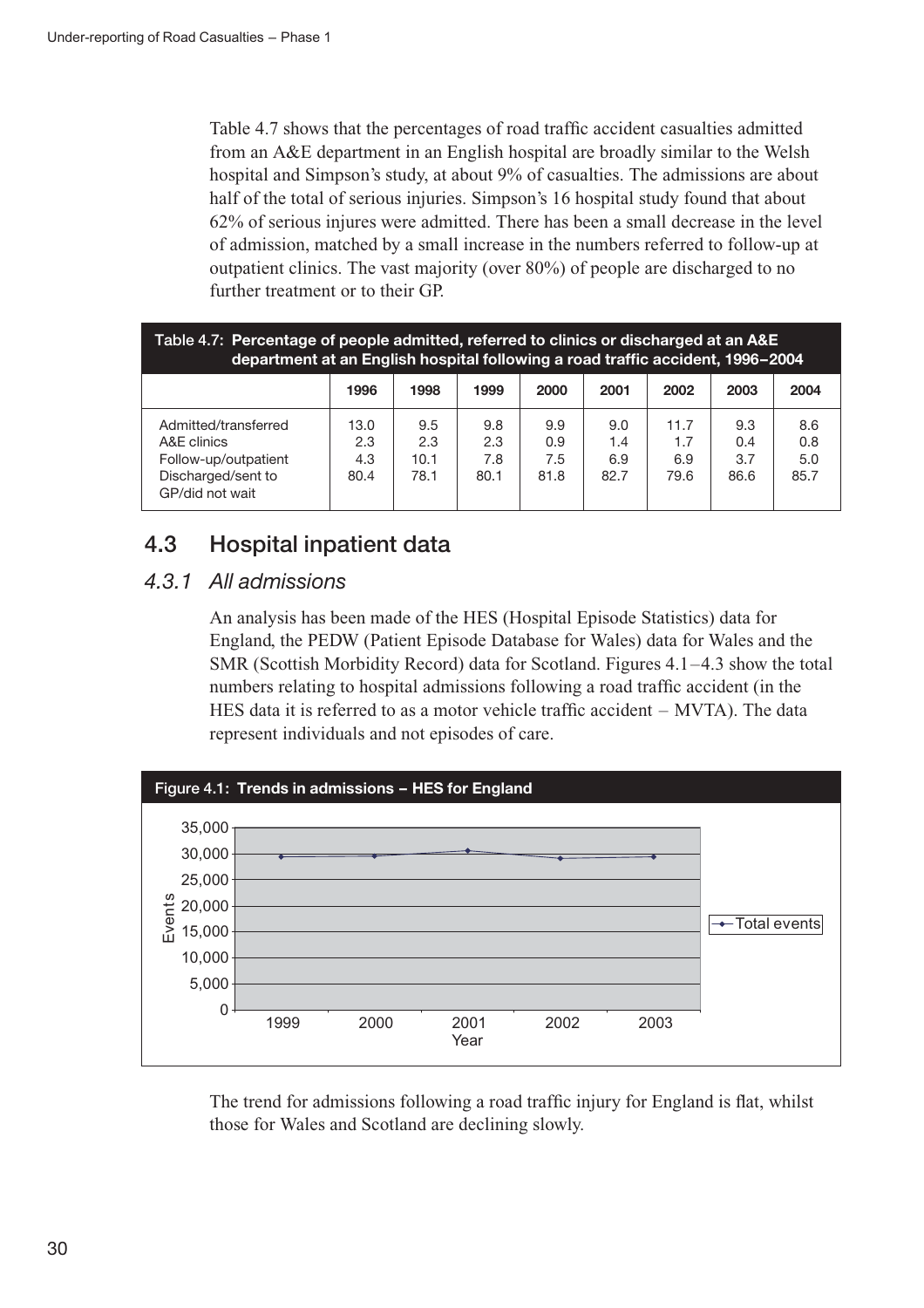Table 4.7 shows that the percentages of road traffic accident casualties admitted from an A&E department in an English hospital are broadly similar to the Welsh hospital and Simpson's study, at about 9% of casualties. The admissions are about half of the total of serious injuries. Simpson's 16 hospital study found that about 62% of serious injures were admitted. There has been a small decrease in the level of admission, matched by a small increase in the numbers referred to follow-up at outpatient clinics. The vast majority (over 80%) of people are discharged to no further treatment or to their GP.

**Table 4.7: Percentage of people admitted, referred to clinics or discharged at an A&E department at an English hospital following a road traffic accident, 1996–2004**

| | 1996 | 1998 | 1999 | 2000 | 2001 | 2002 | 2003 | 2004 |
|---|---|---|---|---|---|---|---|---|
| Admitted/transferred | 13.0 | 9.5 | 9.8 | 9.9 | 9.0 | 11.7 | 9.3 | 8.6 |
| A&E clinics | 2.3 | 2.3 | 2.3 | 0.9 | 1.4 | 1.7 | 0.4 | 0.8 |
| Follow-up/outpatient | 4.3 | 10.1 | 7.8 | 7.5 | 6.9 | 6.9 | 3.7 | 5.0 |
| Discharged/sent to GP/did not wait | 80.4 | 78.1 | 80.1 | 81.8 | 82.7 | 79.6 | 86.6 | 85.7 |

## 4.3 Hospital inpatient data

### *4.3.1 All admissions*

An analysis has been made of the HES (Hospital Episode Statistics) data for England, the PEDW (Patient Episode Database for Wales) data for Wales and the SMR (Scottish Morbidity Record) data for Scotland. Figures 4.1–4.3 show the total numbers relating to hospital admissions following a road traffic accident (in the HES data it is referred to as a motor vehicle traffic accident – MVTA). The data represent individuals and not episodes of care.

**Figure 4.1: Trends in admissions – HES for England**

The trend for admissions following a road traffic injury for England is flat, whilst those for Wales and Scotland are declining slowly.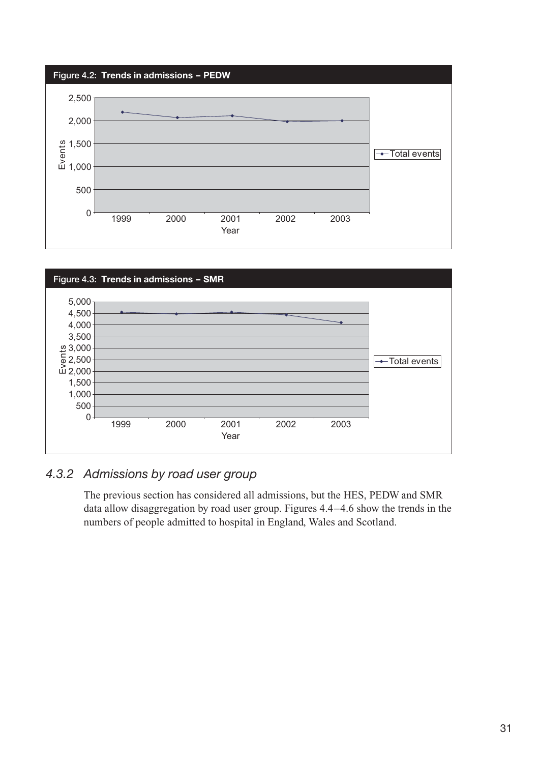**Figure 4.2: Trends in admissions – PEDW**

**Figure 4.3: Trends in admissions – SMR**

### *4.3.2 Admissions by road user group*

The previous section has considered all admissions, but the HES, PEDW and SMR data allow disaggregation by road user group. Figures 4.4–4.6 show the trends in the numbers of people admitted to hospital in England, Wales and Scotland.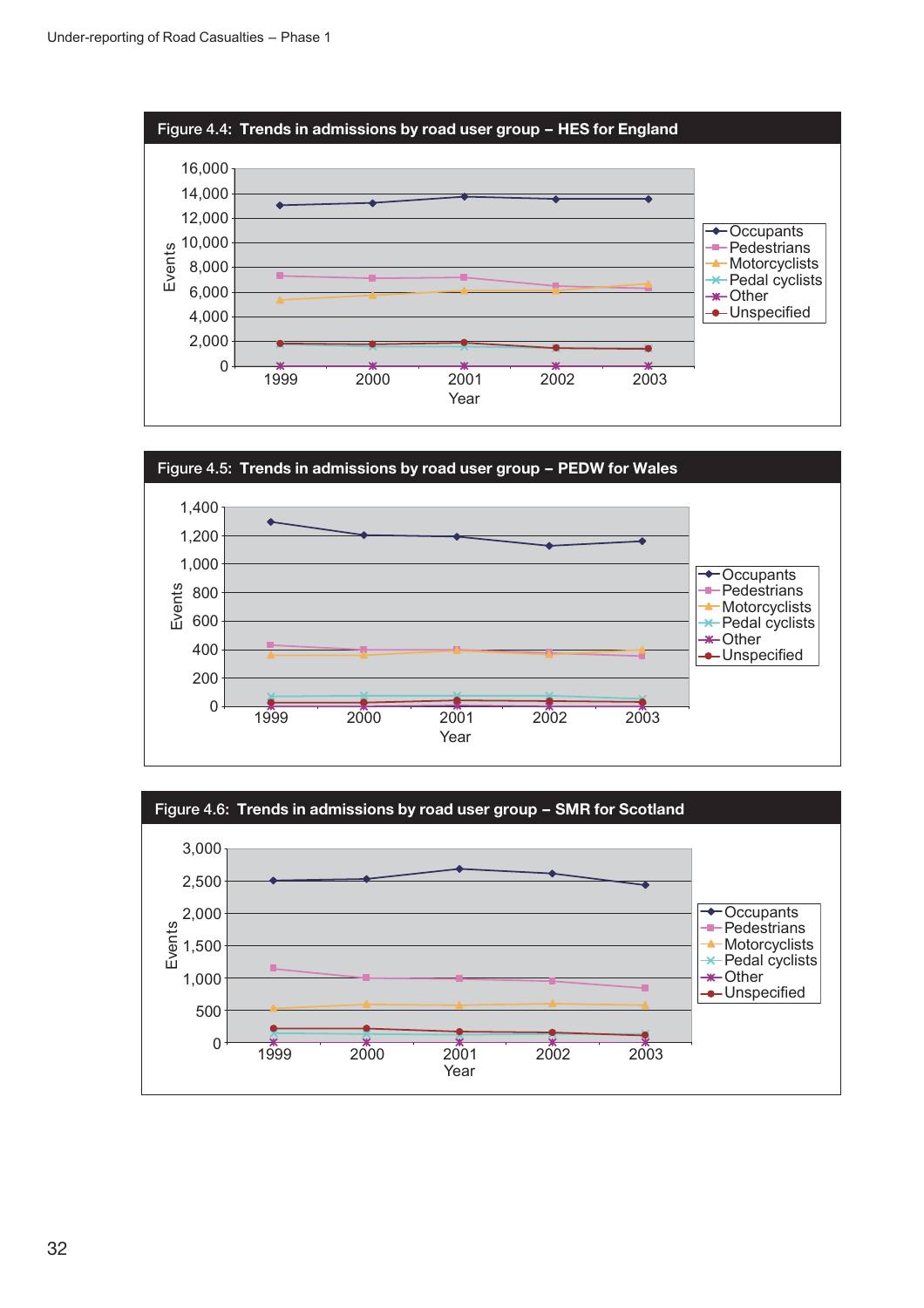**Figure 4.4: Trends in admissions by road user group – HES for England**

**Figure 4.5: Trends in admissions by road user group – PEDW for Wales**

**Figure 4.6: Trends in admissions by road user group – SMR for Scotland**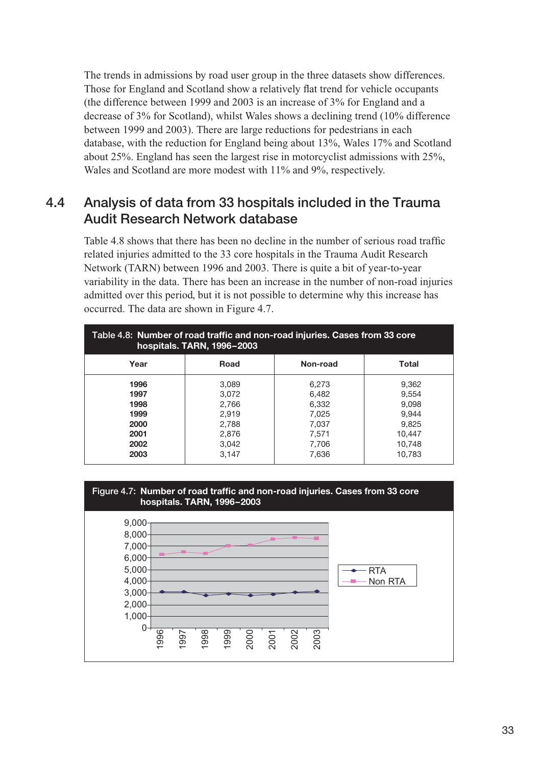The trends in admissions by road user group in the three datasets show differences. Those for England and Scotland show a relatively flat trend for vehicle occupants (the difference between 1999 and 2003 is an increase of 3% for England and a decrease of 3% for Scotland), whilst Wales shows a declining trend (10% difference between 1999 and 2003). There are large reductions for pedestrians in each database, with the reduction for England being about 13%, Wales 17% and Scotland about 25%. England has seen the largest rise in motorcyclist admissions with 25%, Wales and Scotland are more modest with 11% and 9%, respectively.

## 4.4 Analysis of data from 33 hospitals included in the Trauma Audit Research Network database

Table 4.8 shows that there has been no decline in the number of serious road traffic related injuries admitted to the 33 core hospitals in the Trauma Audit Research Network (TARN) between 1996 and 2003. There is quite a bit of year-to-year variability in the data. There has been an increase in the number of non-road injuries admitted over this period, but it is not possible to determine why this increase has occurred. The data are shown in Figure 4.7.

**Table 4.8: Number of road traffic and non-road injuries. Cases from 33 core hospitals. TARN, 1996–2003**

| Year | Road | Non-road | Total |
|---|---|---|---|
| **1996** | 3,089 | 6,273 | 9,362 |
| **1997** | 3,072 | 6,482 | 9,554 |
| **1998** | 2,766 | 6,332 | 9,098 |
| **1999** | 2,919 | 7,025 | 9,944 |
| **2000** | 2,788 | 7,037 | 9,825 |
| **2001** | 2,876 | 7,571 | 10,447 |
| **2002** | 3,042 | 7,706 | 10,748 |
| **2003** | 3,147 | 7,636 | 10,783 |

**Figure 4.7: Number of road traffic and non-road injuries. Cases from 33 core hospitals. TARN, 1996–2003**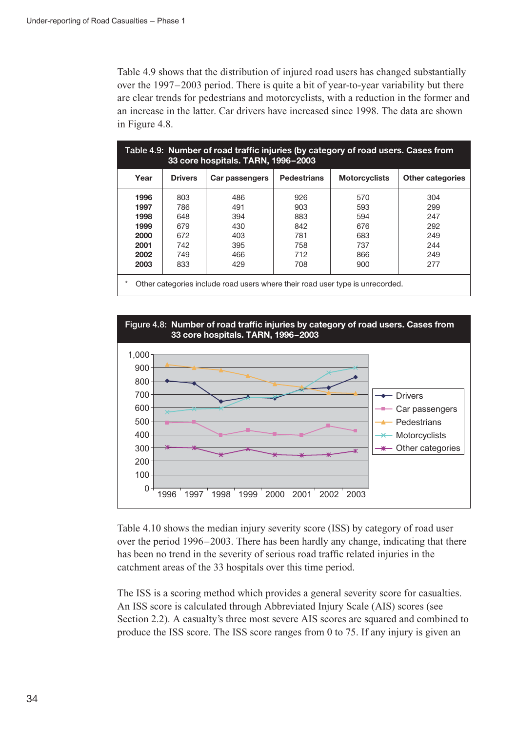Table 4.9 shows that the distribution of injured road users has changed substantially over the 1997–2003 period. There is quite a bit of year-to-year variability but there are clear trends for pedestrians and motorcyclists, with a reduction in the former and an increase in the latter. Car drivers have increased since 1998. The data are shown in Figure 4.8.

**Table 4.9: Number of road traffic injuries (by category of road users. Cases from 33 core hospitals. TARN, 1996–2003**

| Year | Drivers | Car passengers | Pedestrians | Motorcyclists | Other categories |
|---|---|---|---|---|---|
| **1996** | 803 | 486 | 926 | 570 | 304 |
| **1997** | 786 | 491 | 903 | 593 | 299 |
| **1998** | 648 | 394 | 883 | 594 | 247 |
| **1999** | 679 | 430 | 842 | 676 | 292 |
| **2000** | 672 | 403 | 781 | 683 | 249 |
| **2001** | 742 | 395 | 758 | 737 | 244 |
| **2002** | 749 | 466 | 712 | 866 | 249 |
| **2003** | 833 | 429 | 708 | 900 | 277 |

* Other categories include road users where their road user type is unrecorded.

**Figure 4.8: Number of road traffic injuries by category of road users. Cases from 33 core hospitals. TARN, 1996–2003**

Table 4.10 shows the median injury severity score (ISS) by category of road user over the period 1996–2003. There has been hardly any change, indicating that there has been no trend in the severity of serious road traffic related injuries in the catchment areas of the 33 hospitals over this time period.

The ISS is a scoring method which provides a general severity score for casualties. An ISS score is calculated through Abbreviated Injury Scale (AIS) scores (see Section 2.2). A casualty's three most severe AIS scores are squared and combined to produce the ISS score. The ISS score ranges from 0 to 75. If any injury is given an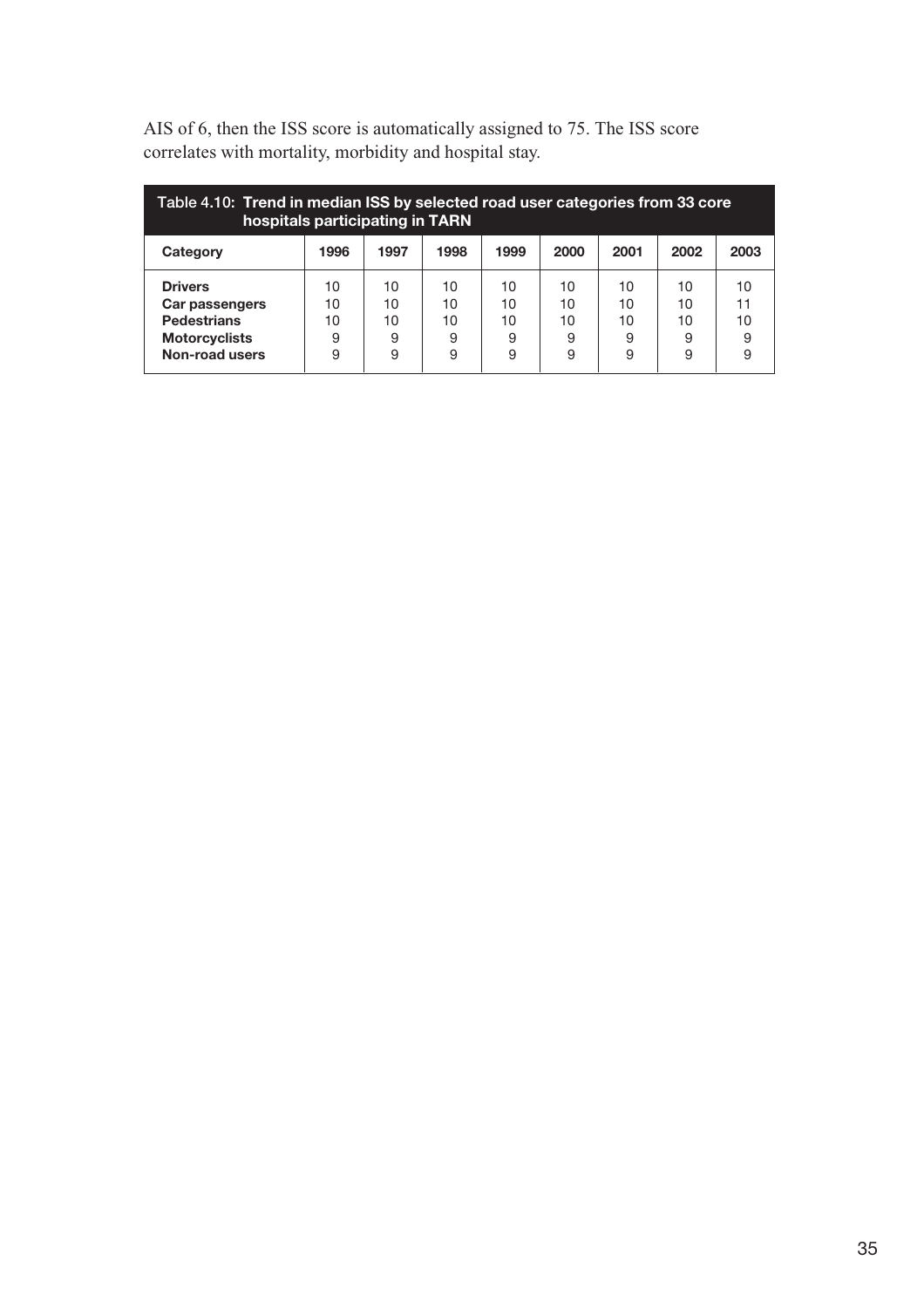AIS of 6, then the ISS score is automatically assigned to 75. The ISS score correlates with mortality, morbidity and hospital stay.

**Table 4.10: Trend in median ISS by selected road user categories from 33 core hospitals participating in TARN**

| Category | 1996 | 1997 | 1998 | 1999 | 2000 | 2001 | 2002 | 2003 |
|---|---|---|---|---|---|---|---|---|
| **Drivers** | 10 | 10 | 10 | 10 | 10 | 10 | 10 | 10 |
| **Car passengers** | 10 | 10 | 10 | 10 | 10 | 10 | 10 | 11 |
| **Pedestrians** | 10 | 10 | 10 | 10 | 10 | 10 | 10 | 10 |
| **Motorcyclists** | 9 | 9 | 9 | 9 | 9 | 9 | 9 | 9 |
| **Non-road users** | 9 | 9 | 9 | 9 | 9 | 9 | 9 | 9 |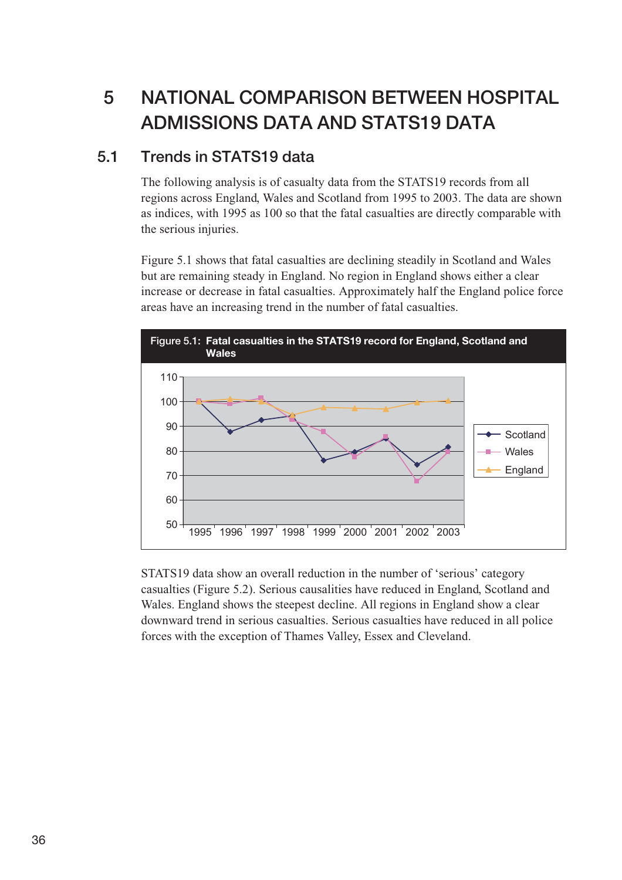# 5 NATIONAL COMPARISON BETWEEN HOSPITAL ADMISSIONS DATA AND STATS19 DATA

## 5.1 Trends in STATS19 data

The following analysis is of casualty data from the STATS19 records from all regions across England, Wales and Scotland from 1995 to 2003. The data are shown as indices, with 1995 as 100 so that the fatal casualties are directly comparable with the serious injuries.

Figure 5.1 shows that fatal casualties are declining steadily in Scotland and Wales but are remaining steady in England. No region in England shows either a clear increase or decrease in fatal casualties. Approximately half the England police force areas have an increasing trend in the number of fatal casualties.

**Figure 5.1: Fatal casualties in the STATS19 record for England, Scotland and Wales**

STATS19 data show an overall reduction in the number of 'serious' category casualties (Figure 5.2). Serious causalities have reduced in England, Scotland and Wales. England shows the steepest decline. All regions in England show a clear downward trend in serious casualties. Serious casualties have reduced in all police forces with the exception of Thames Valley, Essex and Cleveland.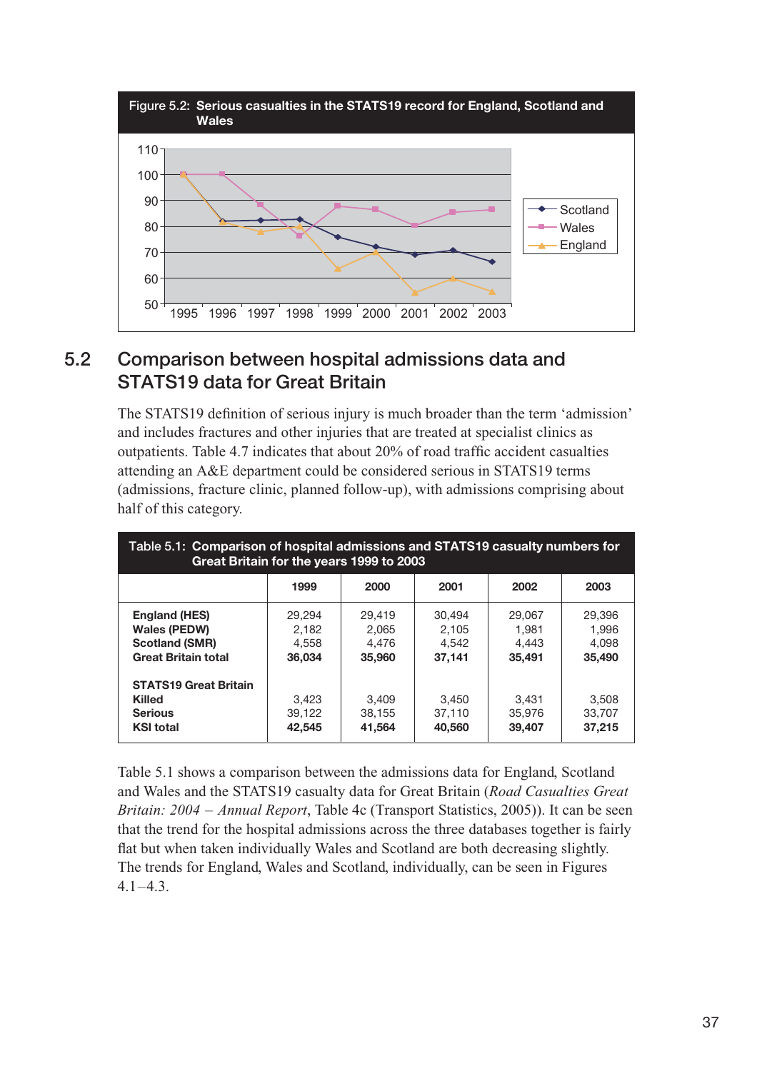Figure 5.2: **Serious casualties in the STATS19 record for England, Scotland and Wales**

## 5.2 Comparison between hospital admissions data and STATS19 data for Great Britain

The STATS19 definition of serious injury is much broader than the term 'admission' and includes fractures and other injuries that are treated at specialist clinics as outpatients. Table 4.7 indicates that about 20% of road traffic accident casualties attending an A&E department could be considered serious in STATS19 terms (admissions, fracture clinic, planned follow-up), with admissions comprising about half of this category.

Table 5.1: **Comparison of hospital admissions and STATS19 casualty numbers for Great Britain for the years 1999 to 2003**

| | 1999 | 2000 | 2001 | 2002 | 2003 |
|---|---|---|---|---|---|
| **England (HES)** | 29,294 | 29,419 | 30,494 | 29,067 | 29,396 |
| **Wales (PEDW)** | 2,182 | 2,065 | 2,105 | 1,981 | 1,996 |
| **Scotland (SMR)** | 4,558 | 4,476 | 4,542 | 4,443 | 4,098 |
| **Great Britain total** | **36,034** | **35,960** | **37,141** | **35,491** | **35,490** |
| **STATS19 Great Britain** | | | | | |
| **Killed** | 3,423 | 3,409 | 3,450 | 3,431 | 3,508 |
| **Serious** | 39,122 | 38,155 | 37,110 | 35,976 | 33,707 |
| **KSI total** | **42,545** | **41,564** | **40,560** | **39,407** | **37,215** |

Table 5.1 shows a comparison between the admissions data for England, Scotland and Wales and the STATS19 casualty data for Great Britain (*Road Casualties Great Britain: 2004 – Annual Report*, Table 4c (Transport Statistics, 2005)). It can be seen that the trend for the hospital admissions across the three databases together is fairly flat but when taken individually Wales and Scotland are both decreasing slightly. The trends for England, Wales and Scotland, individually, can be seen in Figures 4.1–4.3.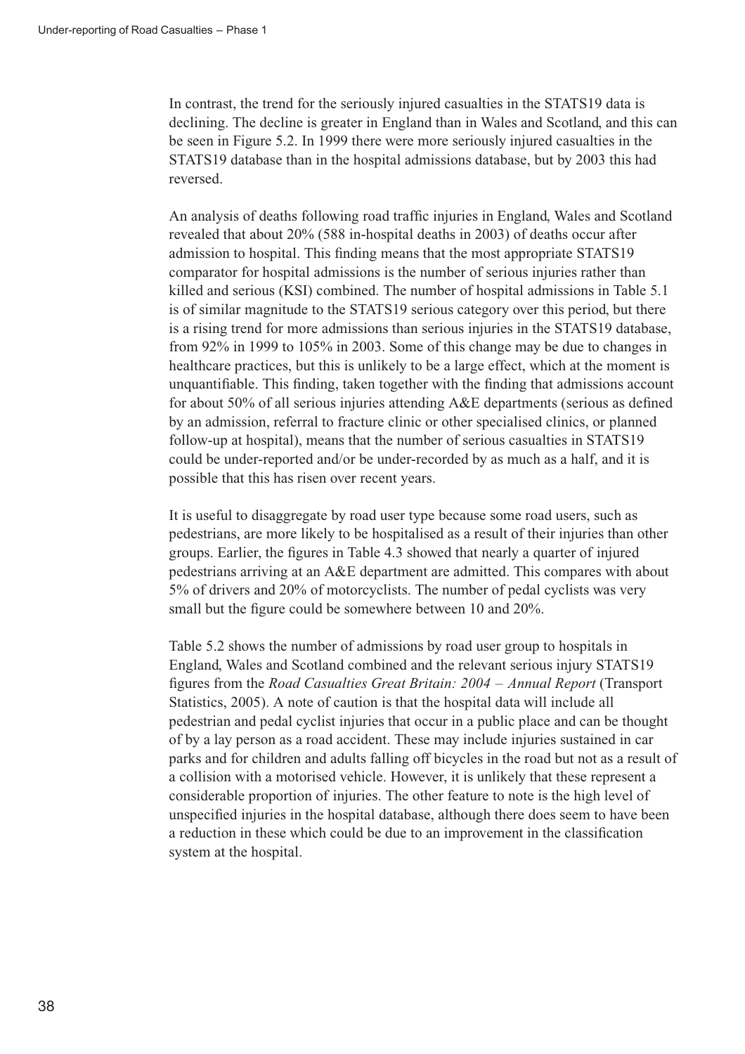In contrast, the trend for the seriously injured casualties in the STATS19 data is declining. The decline is greater in England than in Wales and Scotland, and this can be seen in Figure 5.2. In 1999 there were more seriously injured casualties in the STATS19 database than in the hospital admissions database, but by 2003 this had reversed.

An analysis of deaths following road traffic injuries in England, Wales and Scotland revealed that about 20% (588 in-hospital deaths in 2003) of deaths occur after admission to hospital. This finding means that the most appropriate STATS19 comparator for hospital admissions is the number of serious injuries rather than killed and serious (KSI) combined. The number of hospital admissions in Table 5.1 is of similar magnitude to the STATS19 serious category over this period, but there is a rising trend for more admissions than serious injuries in the STATS19 database, from 92% in 1999 to 105% in 2003. Some of this change may be due to changes in healthcare practices, but this is unlikely to be a large effect, which at the moment is unquantifiable. This finding, taken together with the finding that admissions account for about 50% of all serious injuries attending A&E departments (serious as defined by an admission, referral to fracture clinic or other specialised clinics, or planned follow-up at hospital), means that the number of serious casualties in STATS19 could be under-reported and/or be under-recorded by as much as a half, and it is possible that this has risen over recent years.

It is useful to disaggregate by road user type because some road users, such as pedestrians, are more likely to be hospitalised as a result of their injuries than other groups. Earlier, the figures in Table 4.3 showed that nearly a quarter of injured pedestrians arriving at an A&E department are admitted. This compares with about 5% of drivers and 20% of motorcyclists. The number of pedal cyclists was very small but the figure could be somewhere between 10 and 20%.

Table 5.2 shows the number of admissions by road user group to hospitals in England, Wales and Scotland combined and the relevant serious injury STATS19 figures from the *Road Casualties Great Britain: 2004 – Annual Report* (Transport Statistics, 2005). A note of caution is that the hospital data will include all pedestrian and pedal cyclist injuries that occur in a public place and can be thought of by a lay person as a road accident. These may include injuries sustained in car parks and for children and adults falling off bicycles in the road but not as a result of a collision with a motorised vehicle. However, it is unlikely that these represent a considerable proportion of injuries. The other feature to note is the high level of unspecified injuries in the hospital database, although there does seem to have been a reduction in these which could be due to an improvement in the classification system at the hospital.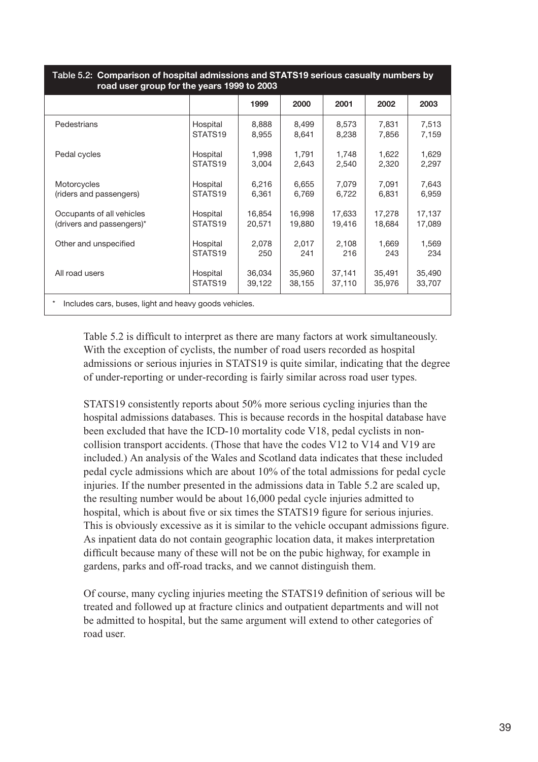**Table 5.2: Comparison of hospital admissions and STATS19 serious casualty numbers by road user group for the years 1999 to 2003**

| | | 1999 | 2000 | 2001 | 2002 | 2003 |
|---|---|---|---|---|---|---|
| Pedestrians | Hospital | 8,888 | 8,499 | 8,573 | 7,831 | 7,513 |
| | STATS19 | 8,955 | 8,641 | 8,238 | 7,856 | 7,159 |
| Pedal cycles | Hospital | 1,998 | 1,791 | 1,748 | 1,622 | 1,629 |
| | STATS19 | 3,004 | 2,643 | 2,540 | 2,320 | 2,297 |
| Motorcycles (riders and passengers) | Hospital | 6,216 | 6,655 | 7,079 | 7,091 | 7,643 |
| | STATS19 | 6,361 | 6,769 | 6,722 | 6,831 | 6,959 |
| Occupants of all vehicles (drivers and passengers)* | Hospital | 16,854 | 16,998 | 17,633 | 17,278 | 17,137 |
| | STATS19 | 20,571 | 19,880 | 19,416 | 18,684 | 17,089 |
| Other and unspecified | Hospital | 2,078 | 2,017 | 2,108 | 1,669 | 1,569 |
| | STATS19 | 250 | 241 | 216 | 243 | 234 |
| All road users | Hospital | 36,034 | 35,960 | 37,141 | 35,491 | 35,490 |
| | STATS19 | 39,122 | 38,155 | 37,110 | 35,976 | 33,707 |

\* Includes cars, buses, light and heavy goods vehicles.

Table 5.2 is difficult to interpret as there are many factors at work simultaneously. With the exception of cyclists, the number of road users recorded as hospital admissions or serious injuries in STATS19 is quite similar, indicating that the degree of under-reporting or under-recording is fairly similar across road user types.

STATS19 consistently reports about 50% more serious cycling injuries than the hospital admissions databases. This is because records in the hospital database have been excluded that have the ICD-10 mortality code V18, pedal cyclists in non-collision transport accidents. (Those that have the codes V12 to V14 and V19 are included.) An analysis of the Wales and Scotland data indicates that these included pedal cycle admissions which are about 10% of the total admissions for pedal cycle injuries. If the number presented in the admissions data in Table 5.2 are scaled up, the resulting number would be about 16,000 pedal cycle injuries admitted to hospital, which is about five or six times the STATS19 figure for serious injuries. This is obviously excessive as it is similar to the vehicle occupant admissions figure. As inpatient data do not contain geographic location data, it makes interpretation difficult because many of these will not be on the pubic highway, for example in gardens, parks and off-road tracks, and we cannot distinguish them.

Of course, many cycling injuries meeting the STATS19 definition of serious will be treated and followed up at fracture clinics and outpatient departments and will not be admitted to hospital, but the same argument will extend to other categories of road user.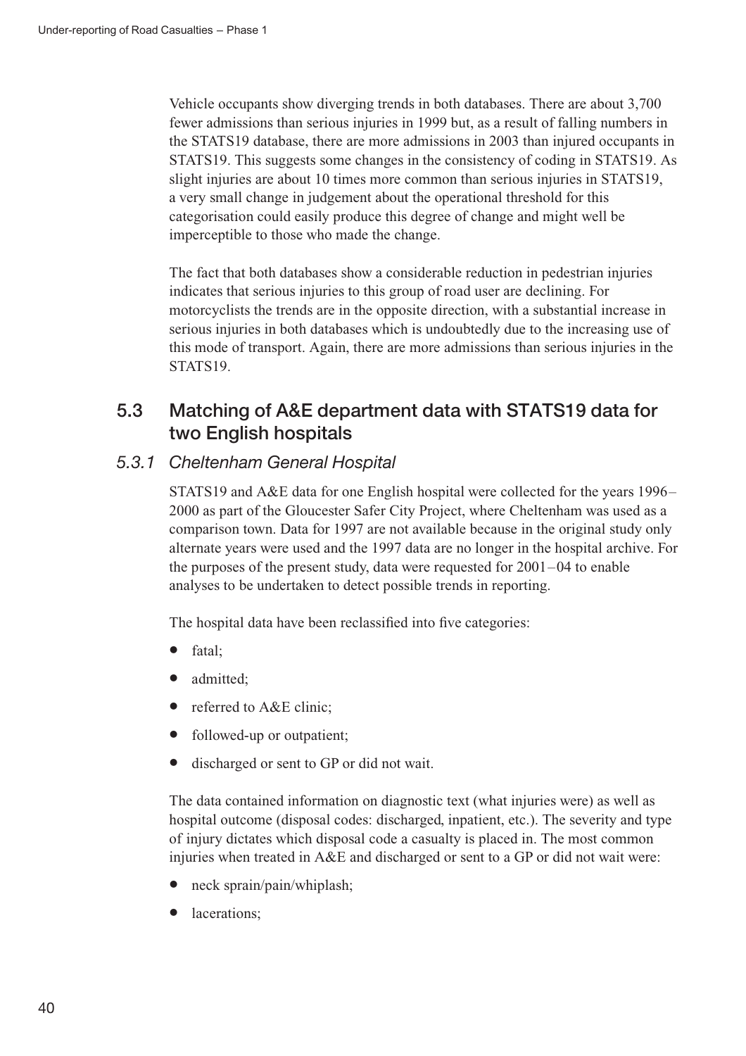Vehicle occupants show diverging trends in both databases. There are about 3,700 fewer admissions than serious injuries in 1999 but, as a result of falling numbers in the STATS19 database, there are more admissions in 2003 than injured occupants in STATS19. This suggests some changes in the consistency of coding in STATS19. As slight injuries are about 10 times more common than serious injuries in STATS19, a very small change in judgement about the operational threshold for this categorisation could easily produce this degree of change and might well be imperceptible to those who made the change.

The fact that both databases show a considerable reduction in pedestrian injuries indicates that serious injuries to this group of road user are declining. For motorcyclists the trends are in the opposite direction, with a substantial increase in serious injuries in both databases which is undoubtedly due to the increasing use of this mode of transport. Again, there are more admissions than serious injuries in the STATS19.

## 5.3 Matching of A&E department data with STATS19 data for two English hospitals

### *5.3.1 Cheltenham General Hospital*

STATS19 and A&E data for one English hospital were collected for the years 1996–2000 as part of the Gloucester Safer City Project, where Cheltenham was used as a comparison town. Data for 1997 are not available because in the original study only alternate years were used and the 1997 data are no longer in the hospital archive. For the purposes of the present study, data were requested for 2001–04 to enable analyses to be undertaken to detect possible trends in reporting.

The hospital data have been reclassified into five categories:

- fatal;
- admitted;
- referred to A&E clinic;
- followed-up or outpatient;
- discharged or sent to GP or did not wait.

The data contained information on diagnostic text (what injuries were) as well as hospital outcome (disposal codes: discharged, inpatient, etc.). The severity and type of injury dictates which disposal code a casualty is placed in. The most common injuries when treated in A&E and discharged or sent to a GP or did not wait were:

- neck sprain/pain/whiplash;
- lacerations;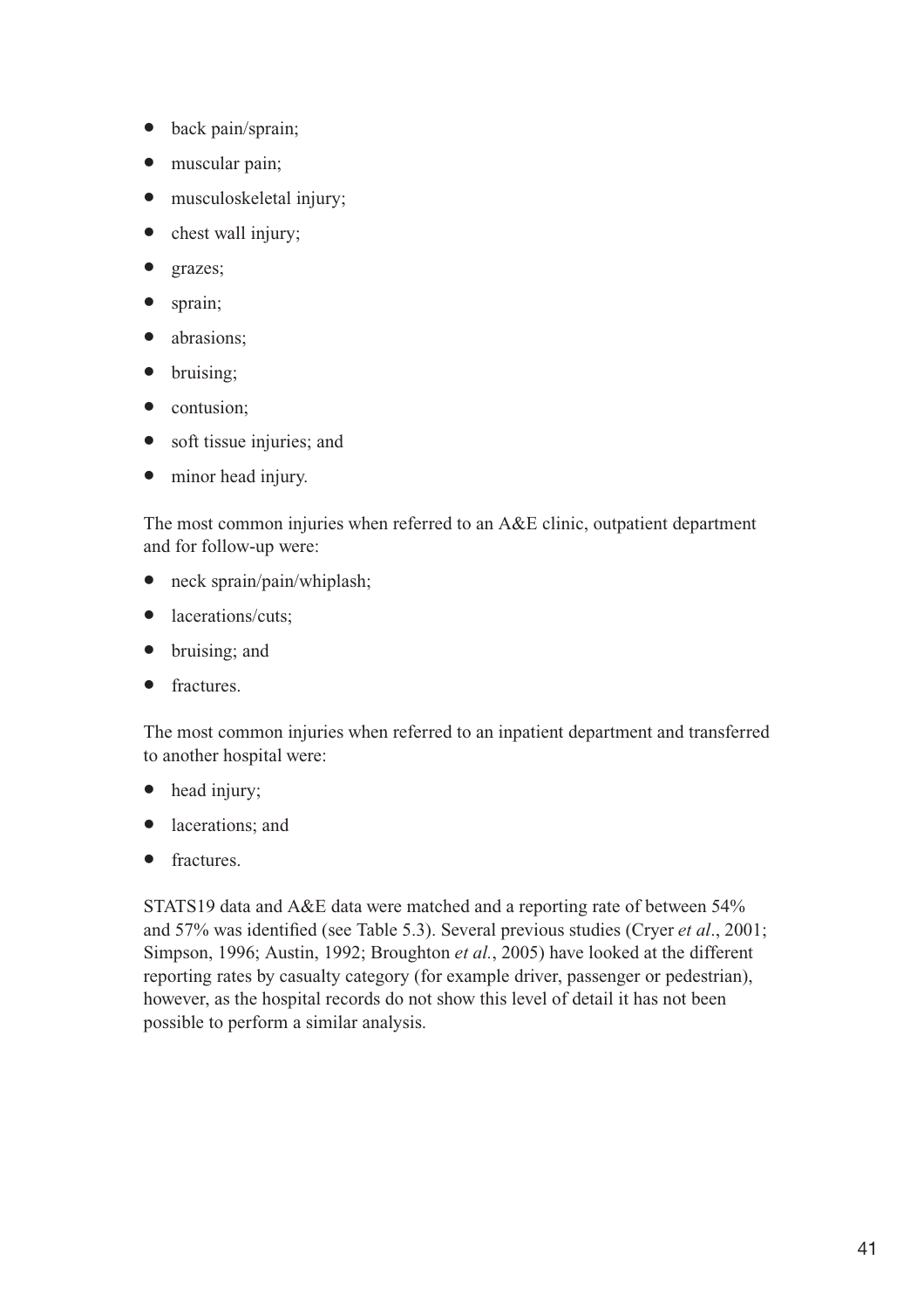- back pain/sprain;
- muscular pain;
- musculoskeletal injury;
- chest wall injury;
- grazes;
- sprain;
- abrasions;
- bruising;
- contusion;
- soft tissue injuries; and
- minor head injury.

The most common injuries when referred to an A&E clinic, outpatient department and for follow-up were:

- neck sprain/pain/whiplash;
- lacerations/cuts;
- bruising; and
- fractures.

The most common injuries when referred to an inpatient department and transferred to another hospital were:

- head injury;
- lacerations; and
- fractures.

STATS19 data and A&E data were matched and a reporting rate of between 54% and 57% was identified (see Table 5.3). Several previous studies (Cryer *et al*., 2001; Simpson, 1996; Austin, 1992; Broughton *et al.*, 2005) have looked at the different reporting rates by casualty category (for example driver, passenger or pedestrian), however, as the hospital records do not show this level of detail it has not been possible to perform a similar analysis.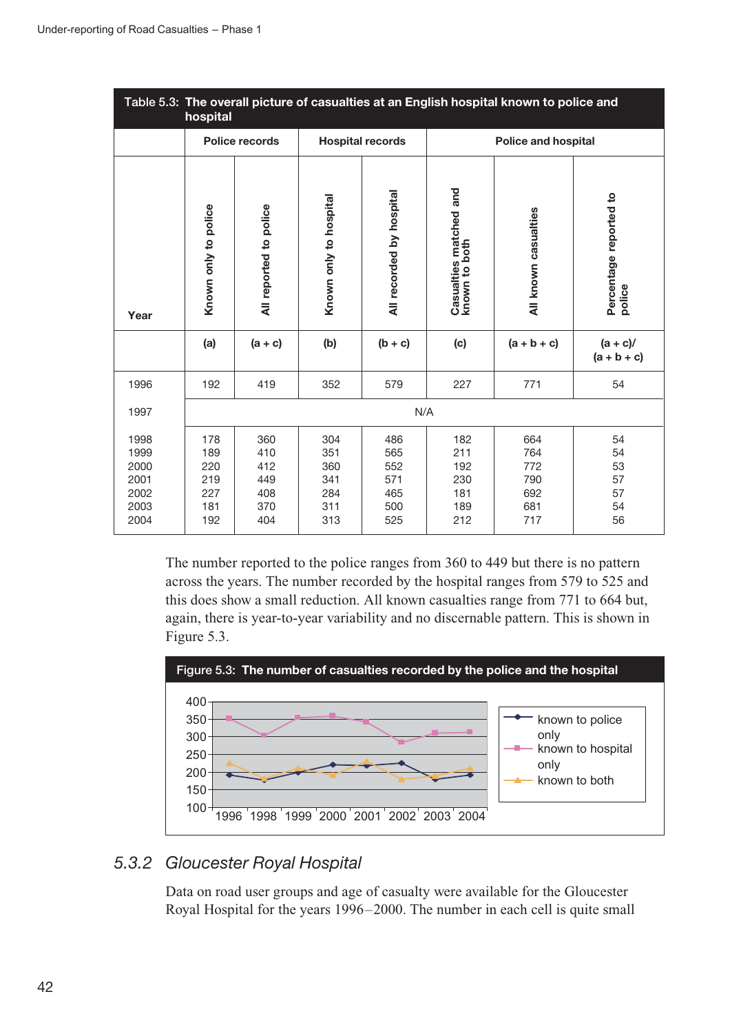**Table 5.3: The overall picture of casualties at an English hospital known to police and hospital**

| Year | Police records | | Hospital records | | Police and hospital | | |
|---|---|---|---|---|---|---|---|
| | Known only to police | All reported to police | Known only to hospital | All recorded by hospital | Casualties matched and known to both | All known casualties | Percentage reported to police |
| | (a) | (a + c) | (b) | (b + c) | (c) | (a + b + c) | (a + c)/ (a + b + c) |
| 1996 | 192 | 419 | 352 | 579 | 227 | 771 | 54 |
| 1997 | N/A | | | | | | |
| 1998 | 178 | 360 | 304 | 486 | 182 | 664 | 54 |
| 1999 | 189 | 410 | 351 | 565 | 211 | 764 | 54 |
| 2000 | 220 | 412 | 360 | 552 | 192 | 772 | 53 |
| 2001 | 219 | 449 | 341 | 571 | 230 | 790 | 57 |
| 2002 | 227 | 408 | 284 | 465 | 181 | 692 | 57 |
| 2003 | 181 | 370 | 311 | 500 | 189 | 681 | 54 |
| 2004 | 192 | 404 | 313 | 525 | 212 | 717 | 56 |

The number reported to the police ranges from 360 to 449 but there is no pattern across the years. The number recorded by the hospital ranges from 579 to 525 and this does show a small reduction. All known casualties range from 771 to 664 but, again, there is year-to-year variability and no discernable pattern. This is shown in Figure 5.3.

**Figure 5.3: The number of casualties recorded by the police and the hospital**

| Year | known to police only | known to hospital only | known to both |
|---|---|---|---|
| 1996 | 192 | 352 | 227 |
| 1998 | 178 | 304 | 182 |
| 1999 | 189 | 351 | 211 |
| 2000 | 220 | 360 | 192 |
| 2001 | 219 | 341 | 230 |
| 2002 | 227 | 284 | 181 |
| 2003 | 181 | 311 | 189 |
| 2004 | 192 | 313 | 212 |

### 5.3.2 *Gloucester Royal Hospital*

Data on road user groups and age of casualty were available for the Gloucester Royal Hospital for the years 1996–2000. The number in each cell is quite small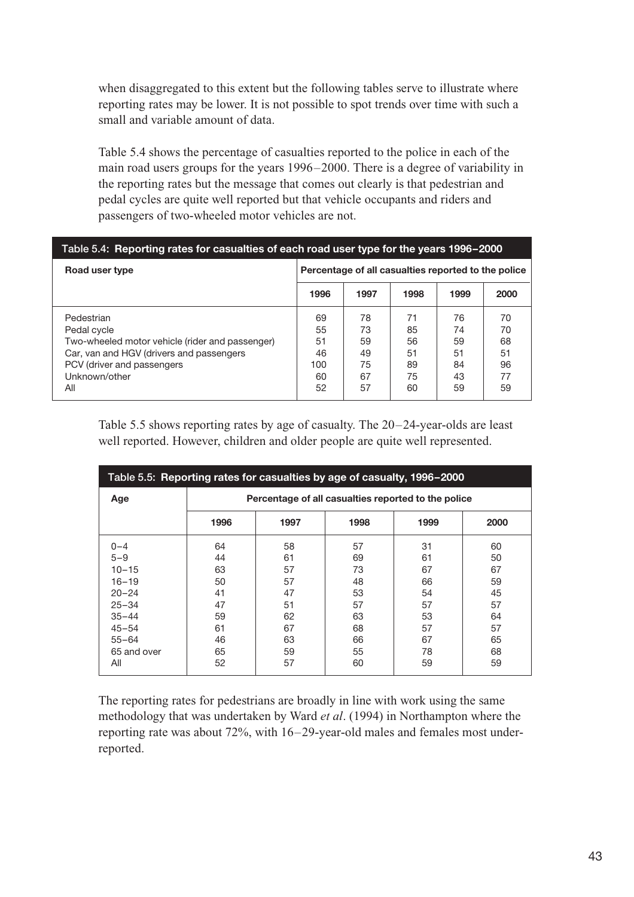when disaggregated to this extent but the following tables serve to illustrate where reporting rates may be lower. It is not possible to spot trends over time with such a small and variable amount of data.

Table 5.4 shows the percentage of casualties reported to the police in each of the main road users groups for the years 1996–2000. There is a degree of variability in the reporting rates but the message that comes out clearly is that pedestrian and pedal cycles are quite well reported but that vehicle occupants and riders and passengers of two-wheeled motor vehicles are not.

**Table 5.4: Reporting rates for casualties of each road user type for the years 1996–2000**

| Road user type | Percentage of all casualties reported to the police | | | | |
|---|---|---|---|---|---|
| | 1996 | 1997 | 1998 | 1999 | 2000 |
| Pedestrian | 69 | 78 | 71 | 76 | 70 |
| Pedal cycle | 55 | 73 | 85 | 74 | 70 |
| Two-wheeled motor vehicle (rider and passenger) | 51 | 59 | 56 | 59 | 68 |
| Car, van and HGV (drivers and passengers | 46 | 49 | 51 | 51 | 51 |
| PCV (driver and passengers | 100 | 75 | 89 | 84 | 96 |
| Unknown/other | 60 | 67 | 75 | 43 | 77 |
| All | 52 | 57 | 60 | 59 | 59 |

Table 5.5 shows reporting rates by age of casualty. The 20–24-year-olds are least well reported. However, children and older people are quite well represented.

**Table 5.5: Reporting rates for casualties by age of casualty, 1996–2000**

| Age | Percentage of all casualties reported to the police | | | | |
|---|---|---|---|---|---|
| | 1996 | 1997 | 1998 | 1999 | 2000 |
| 0–4 | 64 | 58 | 57 | 31 | 60 |
| 5–9 | 44 | 61 | 69 | 61 | 50 |
| 10–15 | 63 | 57 | 73 | 67 | 67 |
| 16–19 | 50 | 57 | 48 | 66 | 59 |
| 20–24 | 41 | 47 | 53 | 54 | 45 |
| 25–34 | 47 | 51 | 57 | 57 | 57 |
| 35–44 | 59 | 62 | 63 | 53 | 64 |
| 45–54 | 61 | 67 | 68 | 57 | 57 |
| 55–64 | 46 | 63 | 66 | 67 | 65 |
| 65 and over | 65 | 59 | 55 | 78 | 68 |
| All | 52 | 57 | 60 | 59 | 59 |

The reporting rates for pedestrians are broadly in line with work using the same methodology that was undertaken by Ward *et al*. (1994) in Northampton where the reporting rate was about 72%, with 16–29-year-old males and females most under-reported.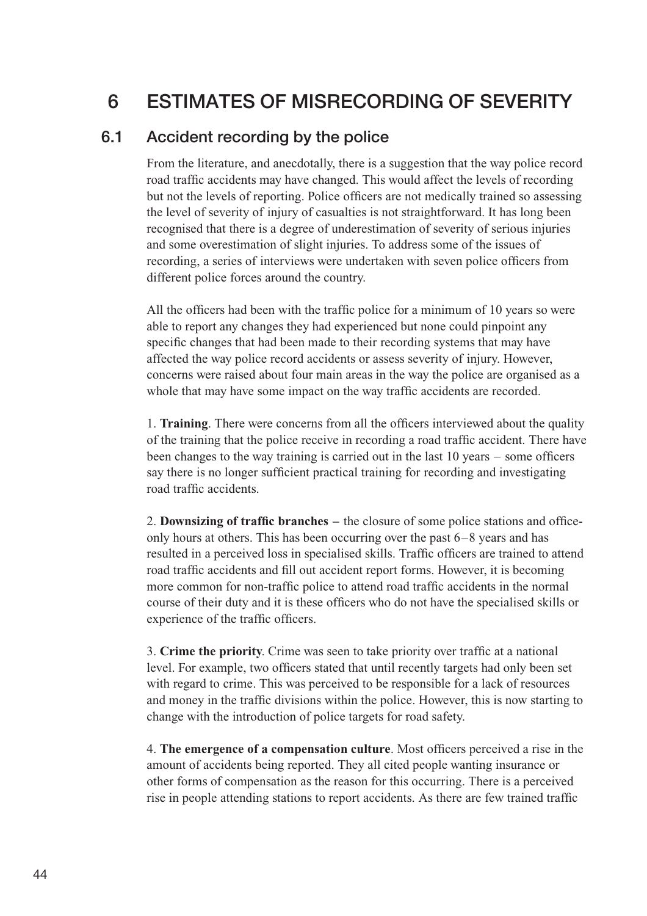# 6 ESTIMATES OF MISRECORDING OF SEVERITY

## 6.1 Accident recording by the police

From the literature, and anecdotally, there is a suggestion that the way police record road traffic accidents may have changed. This would affect the levels of recording but not the levels of reporting. Police officers are not medically trained so assessing the level of severity of injury of casualties is not straightforward. It has long been recognised that there is a degree of underestimation of severity of serious injuries and some overestimation of slight injuries. To address some of the issues of recording, a series of interviews were undertaken with seven police officers from different police forces around the country.

All the officers had been with the traffic police for a minimum of 10 years so were able to report any changes they had experienced but none could pinpoint any specific changes that had been made to their recording systems that may have affected the way police record accidents or assess severity of injury. However, concerns were raised about four main areas in the way the police are organised as a whole that may have some impact on the way traffic accidents are recorded.

1. **Training**. There were concerns from all the officers interviewed about the quality of the training that the police receive in recording a road traffic accident. There have been changes to the way training is carried out in the last 10 years – some officers say there is no longer sufficient practical training for recording and investigating road traffic accidents.

2. **Downsizing of traffic branches –** the closure of some police stations and office-only hours at others. This has been occurring over the past 6–8 years and has resulted in a perceived loss in specialised skills. Traffic officers are trained to attend road traffic accidents and fill out accident report forms. However, it is becoming more common for non-traffic police to attend road traffic accidents in the normal course of their duty and it is these officers who do not have the specialised skills or experience of the traffic officers.

3. **Crime the priority**. Crime was seen to take priority over traffic at a national level. For example, two officers stated that until recently targets had only been set with regard to crime. This was perceived to be responsible for a lack of resources and money in the traffic divisions within the police. However, this is now starting to change with the introduction of police targets for road safety.

4. **The emergence of a compensation culture**. Most officers perceived a rise in the amount of accidents being reported. They all cited people wanting insurance or other forms of compensation as the reason for this occurring. There is a perceived rise in people attending stations to report accidents. As there are few trained traffic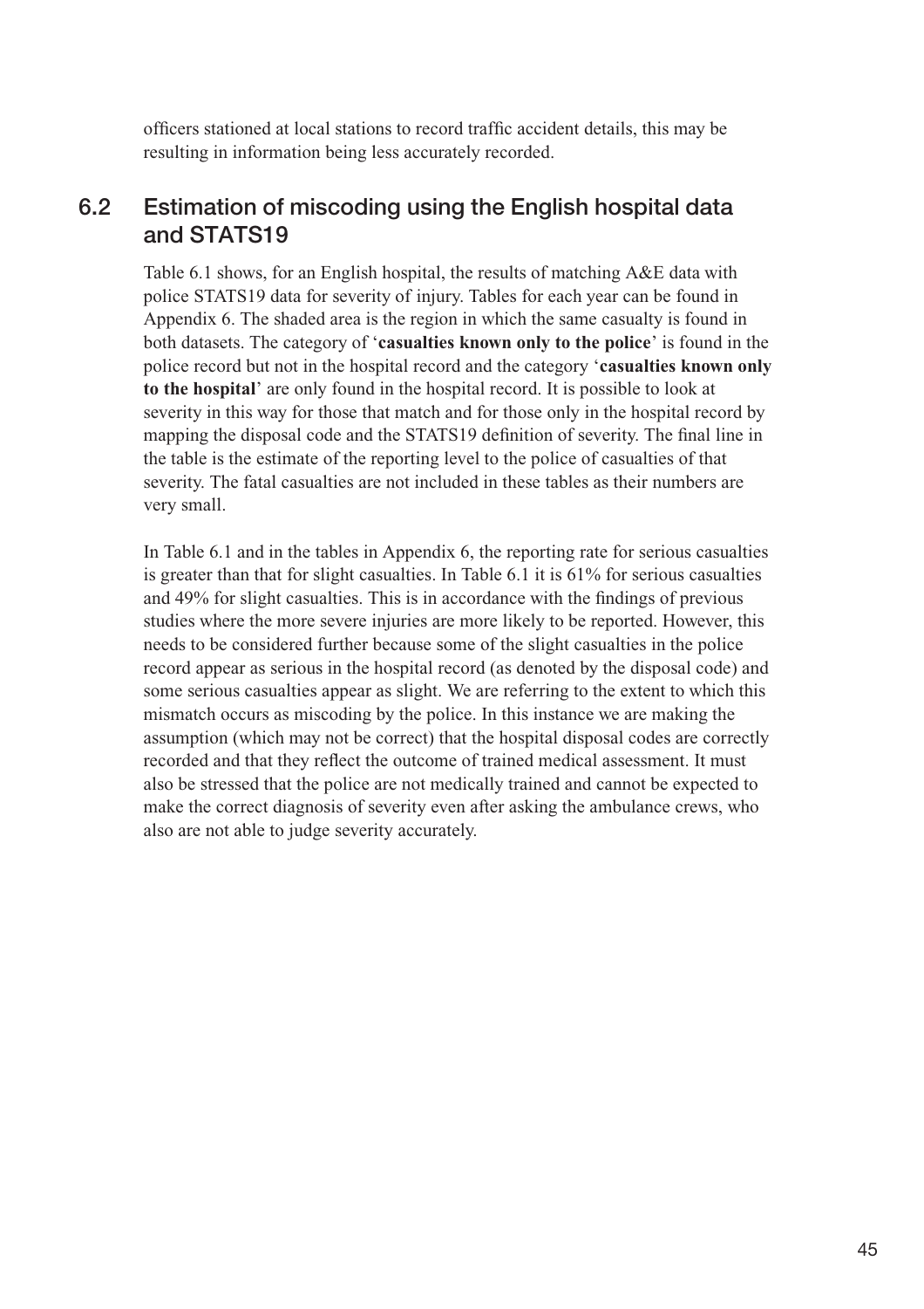officers stationed at local stations to record traffic accident details, this may be resulting in information being less accurately recorded.

## 6.2 Estimation of miscoding using the English hospital data and STATS19

Table 6.1 shows, for an English hospital, the results of matching A&E data with police STATS19 data for severity of injury. Tables for each year can be found in Appendix 6. The shaded area is the region in which the same casualty is found in both datasets. The category of '**casualties known only to the police**' is found in the police record but not in the hospital record and the category '**casualties known only to the hospital**' are only found in the hospital record. It is possible to look at severity in this way for those that match and for those only in the hospital record by mapping the disposal code and the STATS19 definition of severity. The final line in the table is the estimate of the reporting level to the police of casualties of that severity. The fatal casualties are not included in these tables as their numbers are very small.

In Table 6.1 and in the tables in Appendix 6, the reporting rate for serious casualties is greater than that for slight casualties. In Table 6.1 it is 61% for serious casualties and 49% for slight casualties. This is in accordance with the findings of previous studies where the more severe injuries are more likely to be reported. However, this needs to be considered further because some of the slight casualties in the police record appear as serious in the hospital record (as denoted by the disposal code) and some serious casualties appear as slight. We are referring to the extent to which this mismatch occurs as miscoding by the police. In this instance we are making the assumption (which may not be correct) that the hospital disposal codes are correctly recorded and that they reflect the outcome of trained medical assessment. It must also be stressed that the police are not medically trained and cannot be expected to make the correct diagnosis of severity even after asking the ambulance crews, who also are not able to judge severity accurately.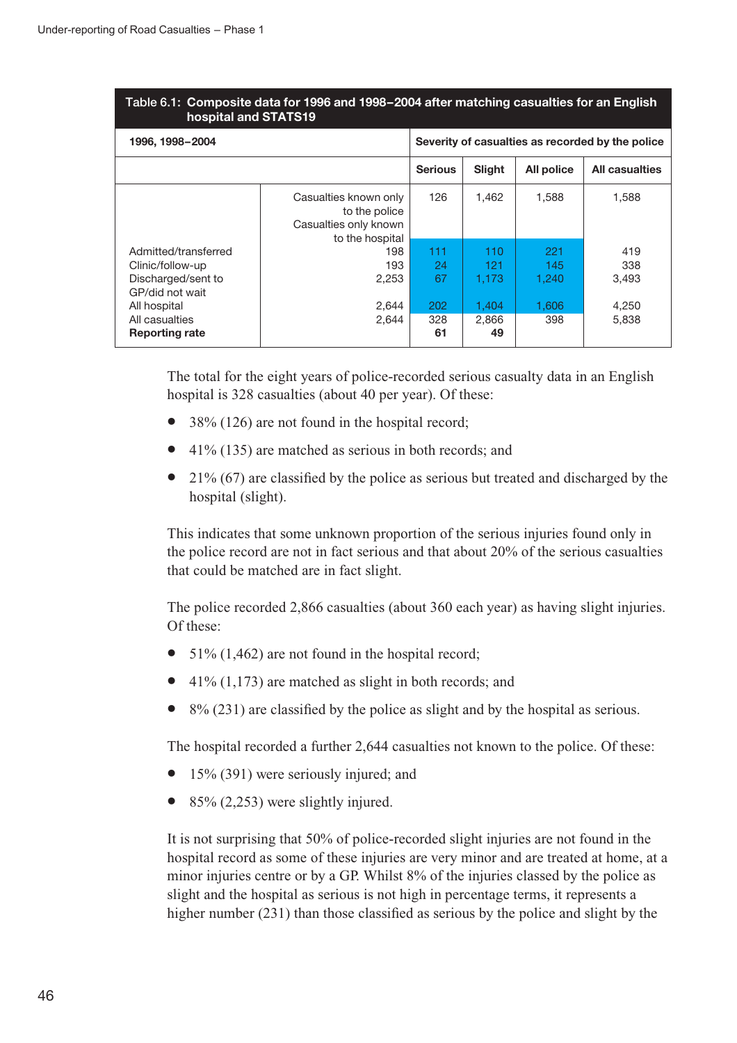**Table 6.1: Composite data for 1996 and 1998–2004 after matching casualties for an English hospital and STATS19**

| 1996, 1998–2004 | | Severity of casualties as recorded by the police | | | |
|---|---|---|---|---|---|
| | | Serious | Slight | All police | All casualties |
| | Casualties known only to the police | 126 | 1,462 | 1,588 | 1,588 |
| | Casualties only known to the hospital | | | | |
| Admitted/transferred | 198 | 111 | 110 | 221 | 419 |
| Clinic/follow-up | 193 | 24 | 121 | 145 | 338 |
| Discharged/sent to GP/did not wait | 2,253 | 67 | 1,173 | 1,240 | 3,493 |
| All hospital | 2,644 | 202 | 1,404 | 1,606 | 4,250 |
| All casualties | 2,644 | 328 | 2,866 | 398 | 5,838 |
| **Reporting rate** | | **61** | **49** | | |

The total for the eight years of police-recorded serious casualty data in an English hospital is 328 casualties (about 40 per year). Of these:

- 38% (126) are not found in the hospital record;
- 41% (135) are matched as serious in both records; and
- 21% (67) are classified by the police as serious but treated and discharged by the hospital (slight).

This indicates that some unknown proportion of the serious injuries found only in the police record are not in fact serious and that about 20% of the serious casualties that could be matched are in fact slight.

The police recorded 2,866 casualties (about 360 each year) as having slight injuries. Of these:

- 51% (1,462) are not found in the hospital record;
- 41% (1,173) are matched as slight in both records; and
- 8% (231) are classified by the police as slight and by the hospital as serious.

The hospital recorded a further 2,644 casualties not known to the police. Of these:

- 15% (391) were seriously injured; and
- 85% (2,253) were slightly injured.

It is not surprising that 50% of police-recorded slight injuries are not found in the hospital record as some of these injuries are very minor and are treated at home, at a minor injuries centre or by a GP. Whilst 8% of the injuries classed by the police as slight and the hospital as serious is not high in percentage terms, it represents a higher number (231) than those classified as serious by the police and slight by the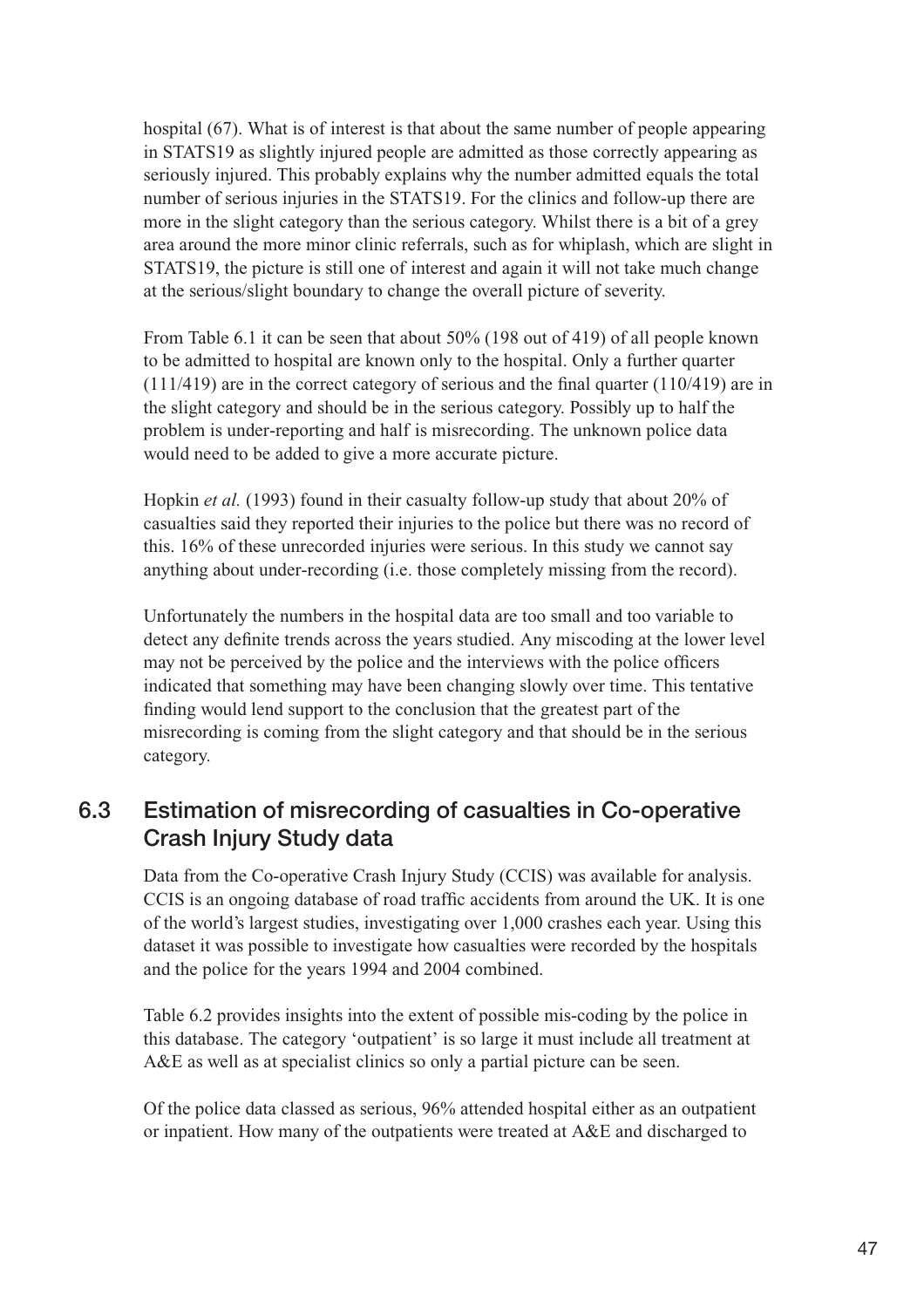hospital (67). What is of interest is that about the same number of people appearing in STATS19 as slightly injured people are admitted as those correctly appearing as seriously injured. This probably explains why the number admitted equals the total number of serious injuries in the STATS19. For the clinics and follow-up there are more in the slight category than the serious category. Whilst there is a bit of a grey area around the more minor clinic referrals, such as for whiplash, which are slight in STATS19, the picture is still one of interest and again it will not take much change at the serious/slight boundary to change the overall picture of severity.

From Table 6.1 it can be seen that about 50% (198 out of 419) of all people known to be admitted to hospital are known only to the hospital. Only a further quarter (111/419) are in the correct category of serious and the final quarter (110/419) are in the slight category and should be in the serious category. Possibly up to half the problem is under-reporting and half is misrecording. The unknown police data would need to be added to give a more accurate picture.

Hopkin *et al.* (1993) found in their casualty follow-up study that about 20% of casualties said they reported their injuries to the police but there was no record of this. 16% of these unrecorded injuries were serious. In this study we cannot say anything about under-recording (i.e. those completely missing from the record).

Unfortunately the numbers in the hospital data are too small and too variable to detect any definite trends across the years studied. Any miscoding at the lower level may not be perceived by the police and the interviews with the police officers indicated that something may have been changing slowly over time. This tentative finding would lend support to the conclusion that the greatest part of the misrecording is coming from the slight category and that should be in the serious category.

## 6.3 Estimation of misrecording of casualties in Co-operative Crash Injury Study data

Data from the Co-operative Crash Injury Study (CCIS) was available for analysis. CCIS is an ongoing database of road traffic accidents from around the UK. It is one of the world's largest studies, investigating over 1,000 crashes each year. Using this dataset it was possible to investigate how casualties were recorded by the hospitals and the police for the years 1994 and 2004 combined.

Table 6.2 provides insights into the extent of possible mis-coding by the police in this database. The category 'outpatient' is so large it must include all treatment at A&E as well as at specialist clinics so only a partial picture can be seen.

Of the police data classed as serious, 96% attended hospital either as an outpatient or inpatient. How many of the outpatients were treated at A&E and discharged to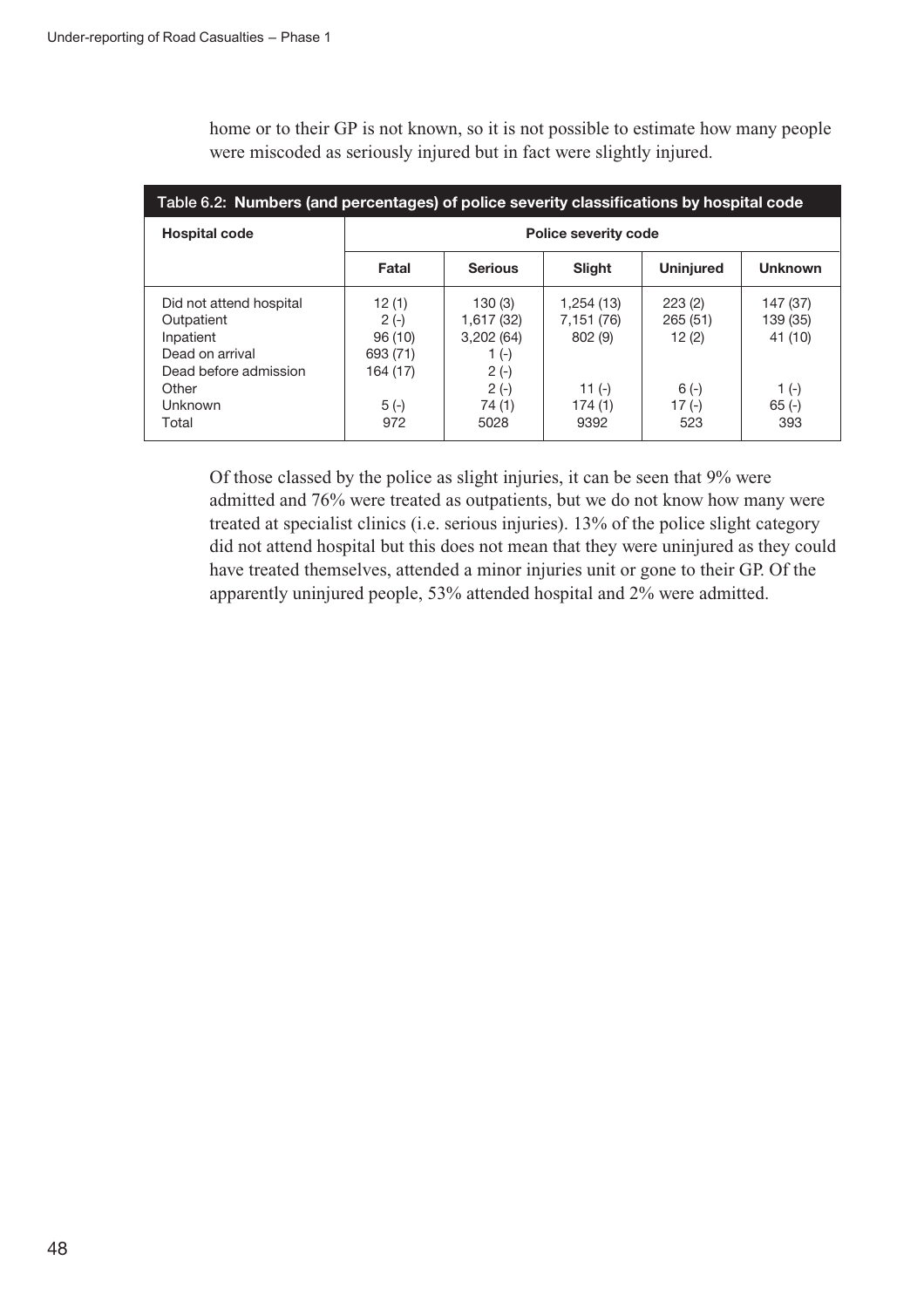home or to their GP is not known, so it is not possible to estimate how many people were miscoded as seriously injured but in fact were slightly injured.

**Table 6.2: Numbers (and percentages) of police severity classifications by hospital code**

| Hospital code | Police severity code | | | | |
|---|---|---|---|---|---|
| | Fatal | Serious | Slight | Uninjured | Unknown |
| Did not attend hospital | 12 (1) | 130 (3) | 1,254 (13) | 223 (2) | 147 (37) |
| Outpatient | 2 (-) | 1,617 (32) | 7,151 (76) | 265 (51) | 139 (35) |
| Inpatient | 96 (10) | 3,202 (64) | 802 (9) | 12 (2) | 41 (10) |
| Dead on arrival | 693 (71) | 1 (-) | | | |
| Dead before admission | 164 (17) | 2 (-) | | | |
| Other | | 2 (-) | 11 (-) | 6 (-) | 1 (-) |
| Unknown | 5 (-) | 74 (1) | 174 (1) | 17 (-) | 65 (-) |
| Total | 972 | 5028 | 9392 | 523 | 393 |

Of those classed by the police as slight injuries, it can be seen that 9% were admitted and 76% were treated as outpatients, but we do not know how many were treated at specialist clinics (i.e. serious injuries). 13% of the police slight category did not attend hospital but this does not mean that they were uninjured as they could have treated themselves, attended a minor injuries unit or gone to their GP. Of the apparently uninjured people, 53% attended hospital and 2% were admitted.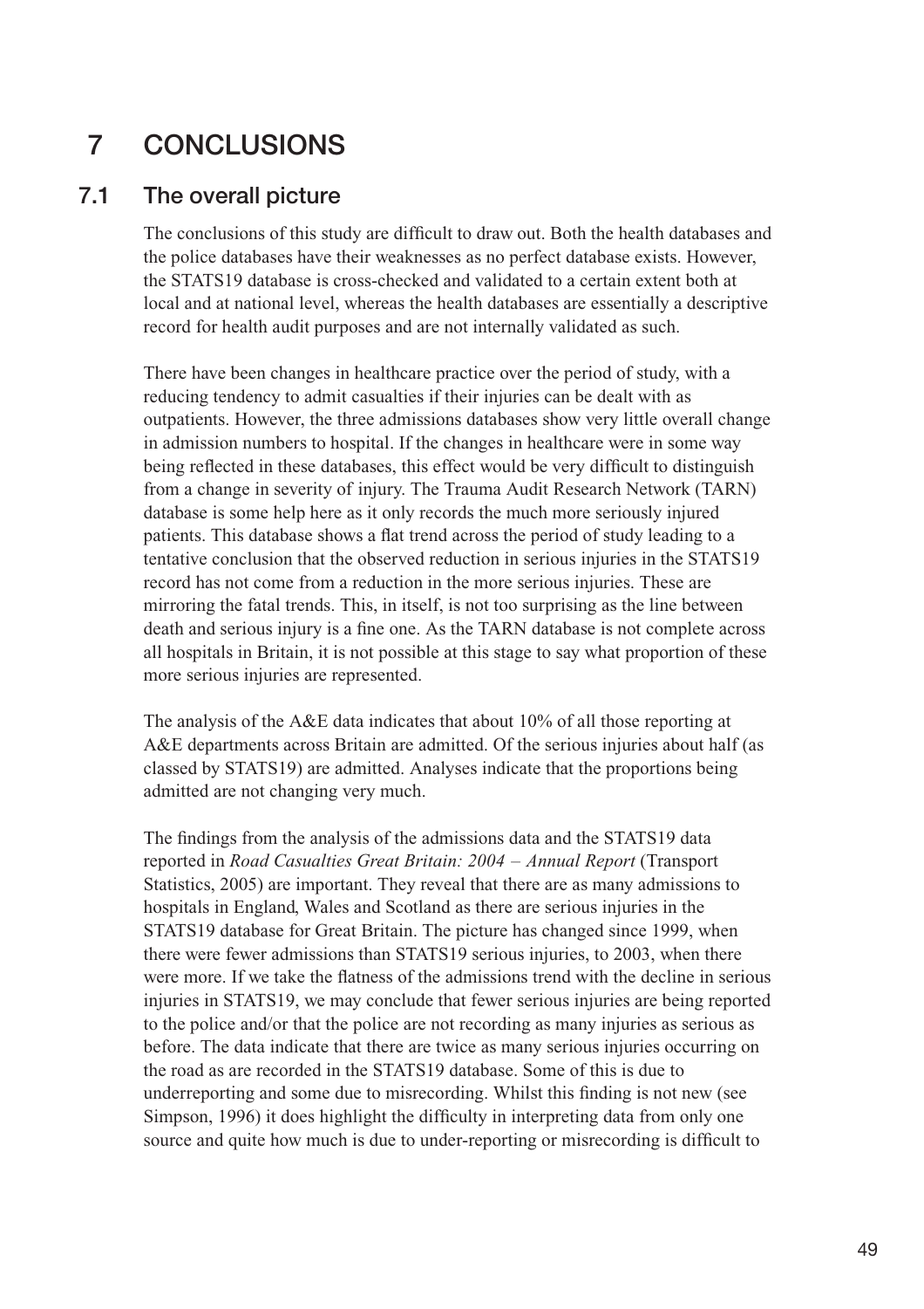# 7 CONCLUSIONS

## 7.1 The overall picture

The conclusions of this study are difficult to draw out. Both the health databases and the police databases have their weaknesses as no perfect database exists. However, the STATS19 database is cross-checked and validated to a certain extent both at local and at national level, whereas the health databases are essentially a descriptive record for health audit purposes and are not internally validated as such.

There have been changes in healthcare practice over the period of study, with a reducing tendency to admit casualties if their injuries can be dealt with as outpatients. However, the three admissions databases show very little overall change in admission numbers to hospital. If the changes in healthcare were in some way being reflected in these databases, this effect would be very difficult to distinguish from a change in severity of injury. The Trauma Audit Research Network (TARN) database is some help here as it only records the much more seriously injured patients. This database shows a flat trend across the period of study leading to a tentative conclusion that the observed reduction in serious injuries in the STATS19 record has not come from a reduction in the more serious injuries. These are mirroring the fatal trends. This, in itself, is not too surprising as the line between death and serious injury is a fine one. As the TARN database is not complete across all hospitals in Britain, it is not possible at this stage to say what proportion of these more serious injuries are represented.

The analysis of the A&E data indicates that about 10% of all those reporting at A&E departments across Britain are admitted. Of the serious injuries about half (as classed by STATS19) are admitted. Analyses indicate that the proportions being admitted are not changing very much.

The findings from the analysis of the admissions data and the STATS19 data reported in *Road Casualties Great Britain: 2004 – Annual Report* (Transport Statistics, 2005) are important. They reveal that there are as many admissions to hospitals in England, Wales and Scotland as there are serious injuries in the STATS19 database for Great Britain. The picture has changed since 1999, when there were fewer admissions than STATS19 serious injuries, to 2003, when there were more. If we take the flatness of the admissions trend with the decline in serious injuries in STATS19, we may conclude that fewer serious injuries are being reported to the police and/or that the police are not recording as many injuries as serious as before. The data indicate that there are twice as many serious injuries occurring on the road as are recorded in the STATS19 database. Some of this is due to underreporting and some due to misrecording. Whilst this finding is not new (see Simpson, 1996) it does highlight the difficulty in interpreting data from only one source and quite how much is due to under-reporting or misrecording is difficult to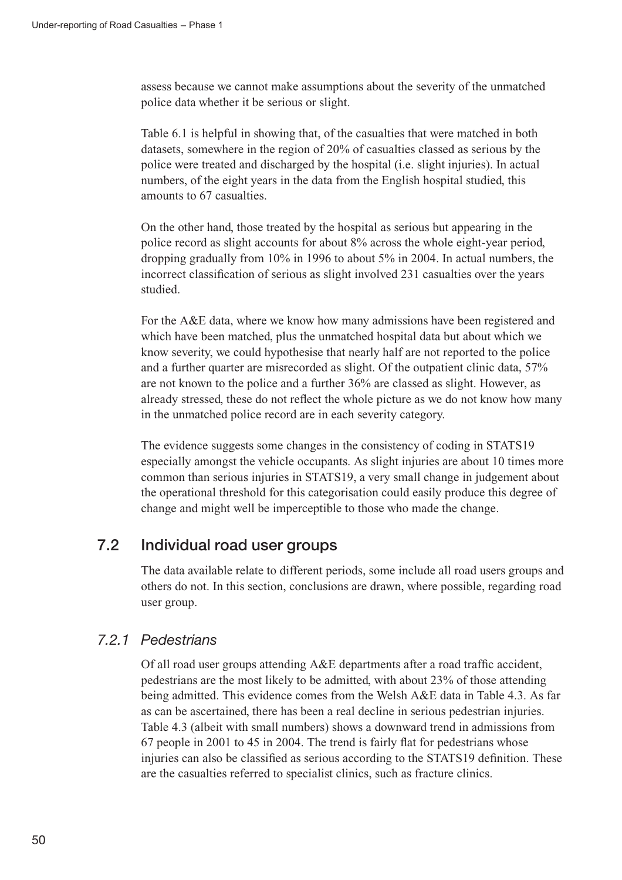assess because we cannot make assumptions about the severity of the unmatched police data whether it be serious or slight.

Table 6.1 is helpful in showing that, of the casualties that were matched in both datasets, somewhere in the region of 20% of casualties classed as serious by the police were treated and discharged by the hospital (i.e. slight injuries). In actual numbers, of the eight years in the data from the English hospital studied, this amounts to 67 casualties.

On the other hand, those treated by the hospital as serious but appearing in the police record as slight accounts for about 8% across the whole eight-year period, dropping gradually from 10% in 1996 to about 5% in 2004. In actual numbers, the incorrect classification of serious as slight involved 231 casualties over the years studied.

For the A&E data, where we know how many admissions have been registered and which have been matched, plus the unmatched hospital data but about which we know severity, we could hypothesise that nearly half are not reported to the police and a further quarter are misrecorded as slight. Of the outpatient clinic data, 57% are not known to the police and a further 36% are classed as slight. However, as already stressed, these do not reflect the whole picture as we do not know how many in the unmatched police record are in each severity category.

The evidence suggests some changes in the consistency of coding in STATS19 especially amongst the vehicle occupants. As slight injuries are about 10 times more common than serious injuries in STATS19, a very small change in judgement about the operational threshold for this categorisation could easily produce this degree of change and might well be imperceptible to those who made the change.

## 7.2 Individual road user groups

The data available relate to different periods, some include all road users groups and others do not. In this section, conclusions are drawn, where possible, regarding road user group.

### *7.2.1 Pedestrians*

Of all road user groups attending A&E departments after a road traffic accident, pedestrians are the most likely to be admitted, with about 23% of those attending being admitted. This evidence comes from the Welsh A&E data in Table 4.3. As far as can be ascertained, there has been a real decline in serious pedestrian injuries. Table 4.3 (albeit with small numbers) shows a downward trend in admissions from 67 people in 2001 to 45 in 2004. The trend is fairly flat for pedestrians whose injuries can also be classified as serious according to the STATS19 definition. These are the casualties referred to specialist clinics, such as fracture clinics.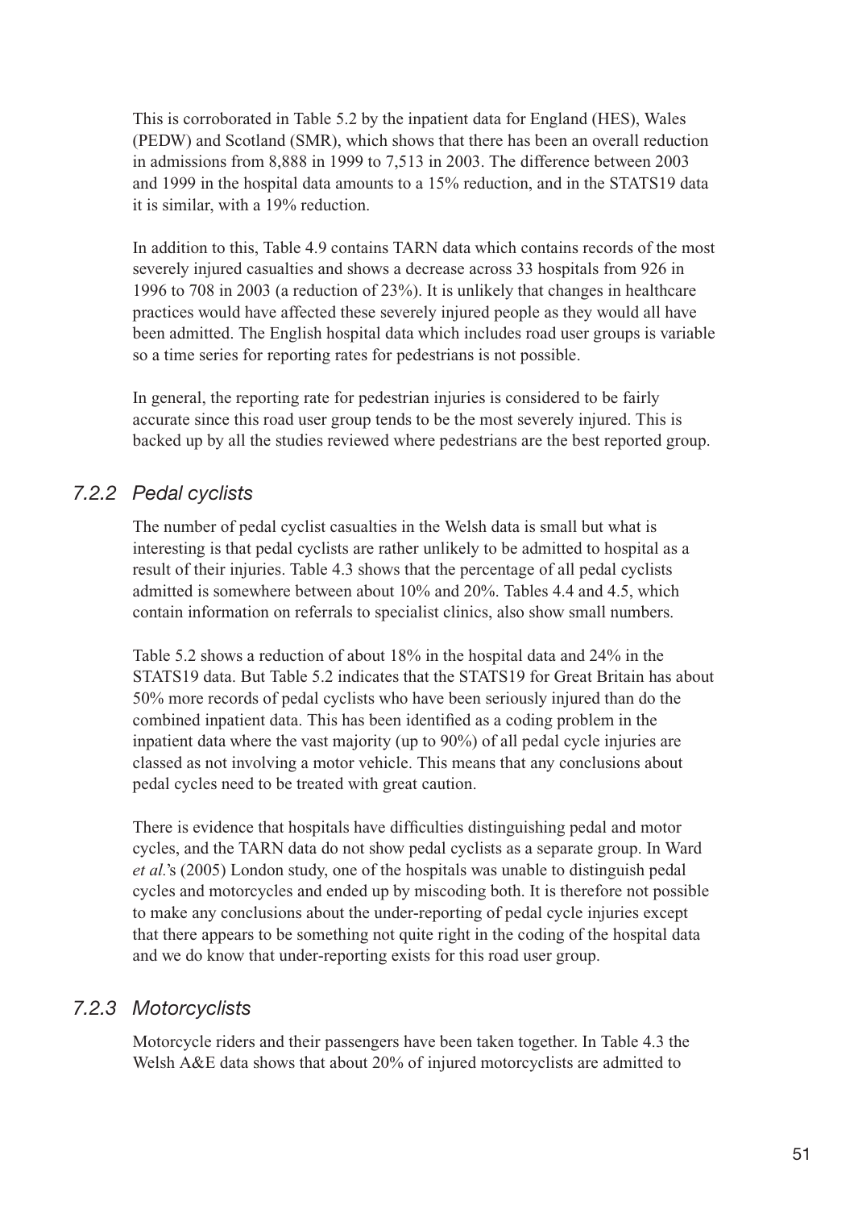This is corroborated in Table 5.2 by the inpatient data for England (HES), Wales (PEDW) and Scotland (SMR), which shows that there has been an overall reduction in admissions from 8,888 in 1999 to 7,513 in 2003. The difference between 2003 and 1999 in the hospital data amounts to a 15% reduction, and in the STATS19 data it is similar, with a 19% reduction.

In addition to this, Table 4.9 contains TARN data which contains records of the most severely injured casualties and shows a decrease across 33 hospitals from 926 in 1996 to 708 in 2003 (a reduction of 23%). It is unlikely that changes in healthcare practices would have affected these severely injured people as they would all have been admitted. The English hospital data which includes road user groups is variable so a time series for reporting rates for pedestrians is not possible.

In general, the reporting rate for pedestrian injuries is considered to be fairly accurate since this road user group tends to be the most severely injured. This is backed up by all the studies reviewed where pedestrians are the best reported group.

### *7.2.2 Pedal cyclists*

The number of pedal cyclist casualties in the Welsh data is small but what is interesting is that pedal cyclists are rather unlikely to be admitted to hospital as a result of their injuries. Table 4.3 shows that the percentage of all pedal cyclists admitted is somewhere between about 10% and 20%. Tables 4.4 and 4.5, which contain information on referrals to specialist clinics, also show small numbers.

Table 5.2 shows a reduction of about 18% in the hospital data and 24% in the STATS19 data. But Table 5.2 indicates that the STATS19 for Great Britain has about 50% more records of pedal cyclists who have been seriously injured than do the combined inpatient data. This has been identified as a coding problem in the inpatient data where the vast majority (up to 90%) of all pedal cycle injuries are classed as not involving a motor vehicle. This means that any conclusions about pedal cycles need to be treated with great caution.

There is evidence that hospitals have difficulties distinguishing pedal and motor cycles, and the TARN data do not show pedal cyclists as a separate group. In Ward *et al.*'s (2005) London study, one of the hospitals was unable to distinguish pedal cycles and motorcycles and ended up by miscoding both. It is therefore not possible to make any conclusions about the under-reporting of pedal cycle injuries except that there appears to be something not quite right in the coding of the hospital data and we do know that under-reporting exists for this road user group.

### *7.2.3 Motorcyclists*

Motorcycle riders and their passengers have been taken together. In Table 4.3 the Welsh A&E data shows that about 20% of injured motorcyclists are admitted to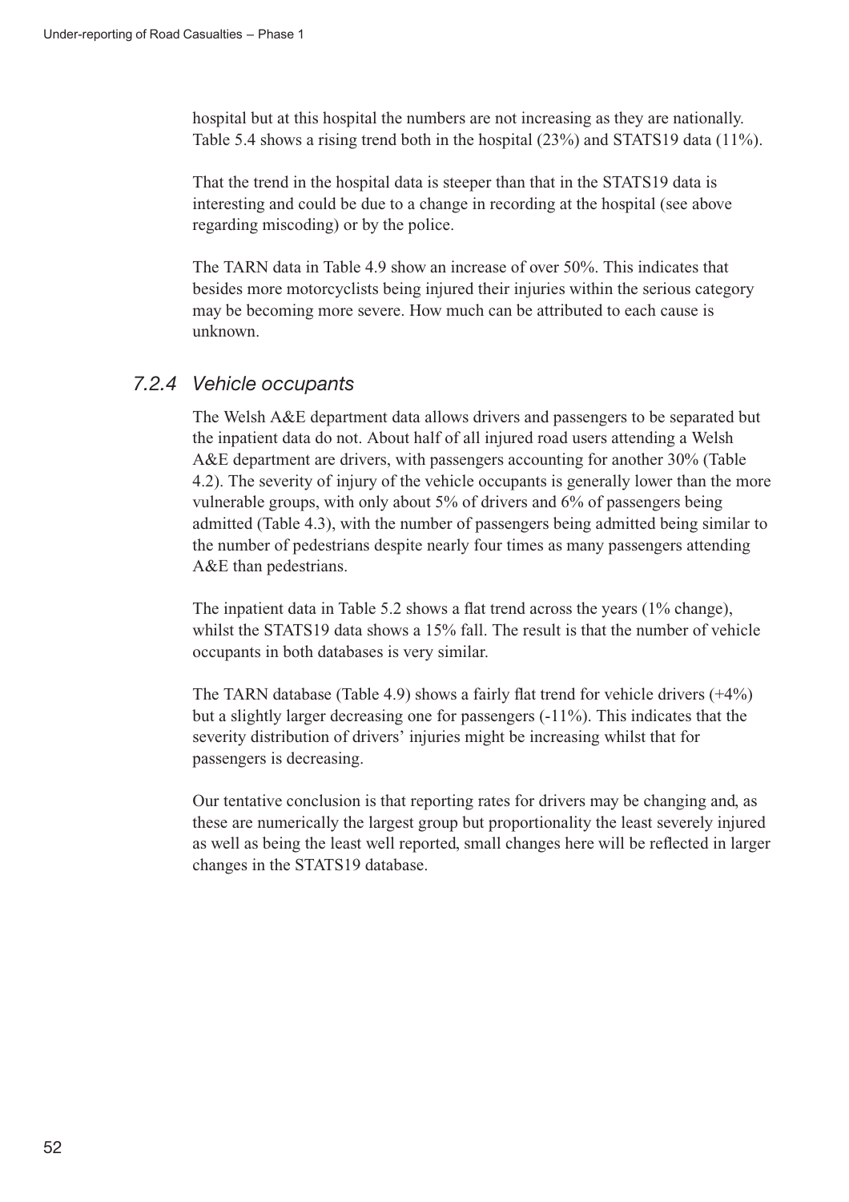hospital but at this hospital the numbers are not increasing as they are nationally. Table 5.4 shows a rising trend both in the hospital (23%) and STATS19 data (11%).

That the trend in the hospital data is steeper than that in the STATS19 data is interesting and could be due to a change in recording at the hospital (see above regarding miscoding) or by the police.

The TARN data in Table 4.9 show an increase of over 50%. This indicates that besides more motorcyclists being injured their injuries within the serious category may be becoming more severe. How much can be attributed to each cause is unknown.

### *7.2.4 Vehicle occupants*

The Welsh A&E department data allows drivers and passengers to be separated but the inpatient data do not. About half of all injured road users attending a Welsh A&E department are drivers, with passengers accounting for another 30% (Table 4.2). The severity of injury of the vehicle occupants is generally lower than the more vulnerable groups, with only about 5% of drivers and 6% of passengers being admitted (Table 4.3), with the number of passengers being admitted being similar to the number of pedestrians despite nearly four times as many passengers attending A&E than pedestrians.

The inpatient data in Table 5.2 shows a flat trend across the years (1% change), whilst the STATS19 data shows a 15% fall. The result is that the number of vehicle occupants in both databases is very similar.

The TARN database (Table 4.9) shows a fairly flat trend for vehicle drivers (+4%) but a slightly larger decreasing one for passengers (-11%). This indicates that the severity distribution of drivers' injuries might be increasing whilst that for passengers is decreasing.

Our tentative conclusion is that reporting rates for drivers may be changing and, as these are numerically the largest group but proportionality the least severely injured as well as being the least well reported, small changes here will be reflected in larger changes in the STATS19 database.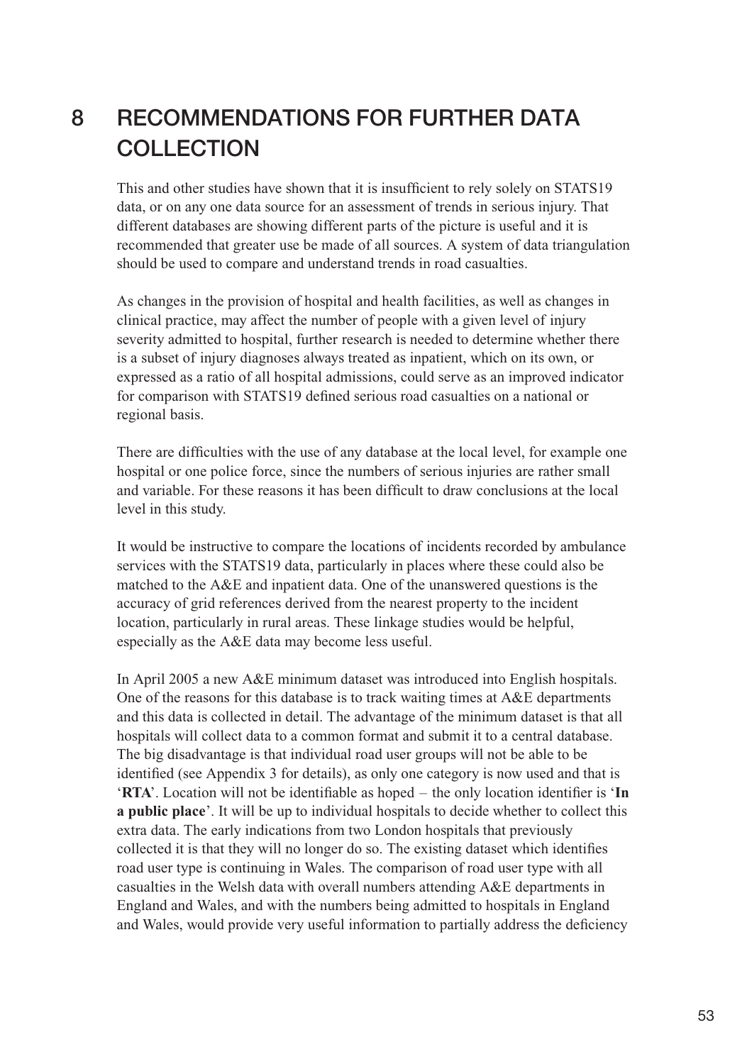# 8 RECOMMENDATIONS FOR FURTHER DATA COLLECTION

This and other studies have shown that it is insufficient to rely solely on STATS19 data, or on any one data source for an assessment of trends in serious injury. That different databases are showing different parts of the picture is useful and it is recommended that greater use be made of all sources. A system of data triangulation should be used to compare and understand trends in road casualties.

As changes in the provision of hospital and health facilities, as well as changes in clinical practice, may affect the number of people with a given level of injury severity admitted to hospital, further research is needed to determine whether there is a subset of injury diagnoses always treated as inpatient, which on its own, or expressed as a ratio of all hospital admissions, could serve as an improved indicator for comparison with STATS19 defined serious road casualties on a national or regional basis.

There are difficulties with the use of any database at the local level, for example one hospital or one police force, since the numbers of serious injuries are rather small and variable. For these reasons it has been difficult to draw conclusions at the local level in this study.

It would be instructive to compare the locations of incidents recorded by ambulance services with the STATS19 data, particularly in places where these could also be matched to the A&E and inpatient data. One of the unanswered questions is the accuracy of grid references derived from the nearest property to the incident location, particularly in rural areas. These linkage studies would be helpful, especially as the A&E data may become less useful.

In April 2005 a new A&E minimum dataset was introduced into English hospitals. One of the reasons for this database is to track waiting times at A&E departments and this data is collected in detail. The advantage of the minimum dataset is that all hospitals will collect data to a common format and submit it to a central database. The big disadvantage is that individual road user groups will not be able to be identified (see Appendix 3 for details), as only one category is now used and that is '**RTA**'. Location will not be identifiable as hoped – the only location identifier is '**In a public place**'. It will be up to individual hospitals to decide whether to collect this extra data. The early indications from two London hospitals that previously collected it is that they will no longer do so. The existing dataset which identifies road user type is continuing in Wales. The comparison of road user type with all casualties in the Welsh data with overall numbers attending A&E departments in England and Wales, and with the numbers being admitted to hospitals in England and Wales, would provide very useful information to partially address the deficiency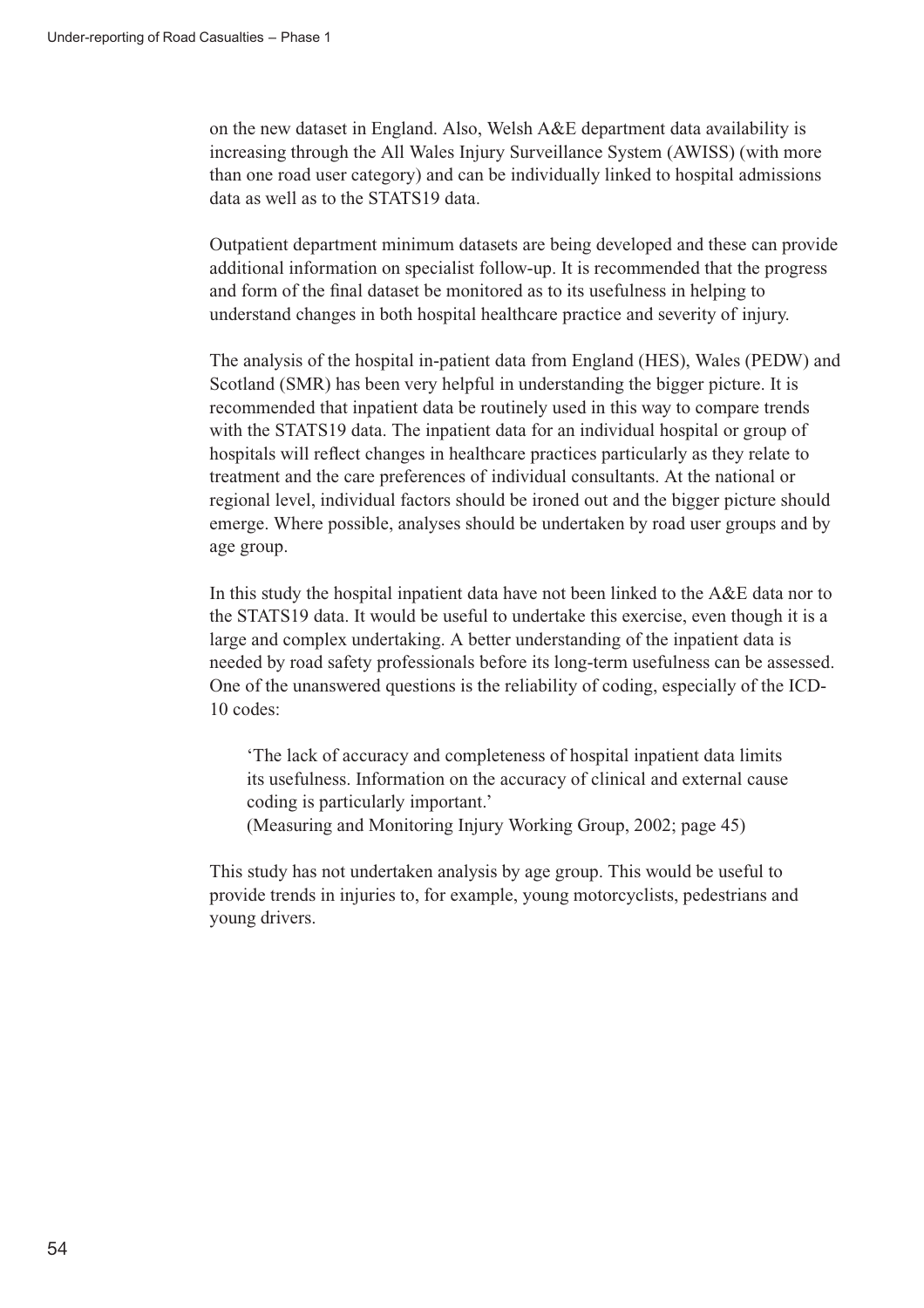on the new dataset in England. Also, Welsh A&E department data availability is increasing through the All Wales Injury Surveillance System (AWISS) (with more than one road user category) and can be individually linked to hospital admissions data as well as to the STATS19 data.

Outpatient department minimum datasets are being developed and these can provide additional information on specialist follow-up. It is recommended that the progress and form of the final dataset be monitored as to its usefulness in helping to understand changes in both hospital healthcare practice and severity of injury.

The analysis of the hospital in-patient data from England (HES), Wales (PEDW) and Scotland (SMR) has been very helpful in understanding the bigger picture. It is recommended that inpatient data be routinely used in this way to compare trends with the STATS19 data. The inpatient data for an individual hospital or group of hospitals will reflect changes in healthcare practices particularly as they relate to treatment and the care preferences of individual consultants. At the national or regional level, individual factors should be ironed out and the bigger picture should emerge. Where possible, analyses should be undertaken by road user groups and by age group.

In this study the hospital inpatient data have not been linked to the A&E data nor to the STATS19 data. It would be useful to undertake this exercise, even though it is a large and complex undertaking. A better understanding of the inpatient data is needed by road safety professionals before its long-term usefulness can be assessed. One of the unanswered questions is the reliability of coding, especially of the ICD-10 codes:

> 'The lack of accuracy and completeness of hospital inpatient data limits its usefulness. Information on the accuracy of clinical and external cause coding is particularly important.'
> (Measuring and Monitoring Injury Working Group, 2002; page 45)

This study has not undertaken analysis by age group. This would be useful to provide trends in injuries to, for example, young motorcyclists, pedestrians and young drivers.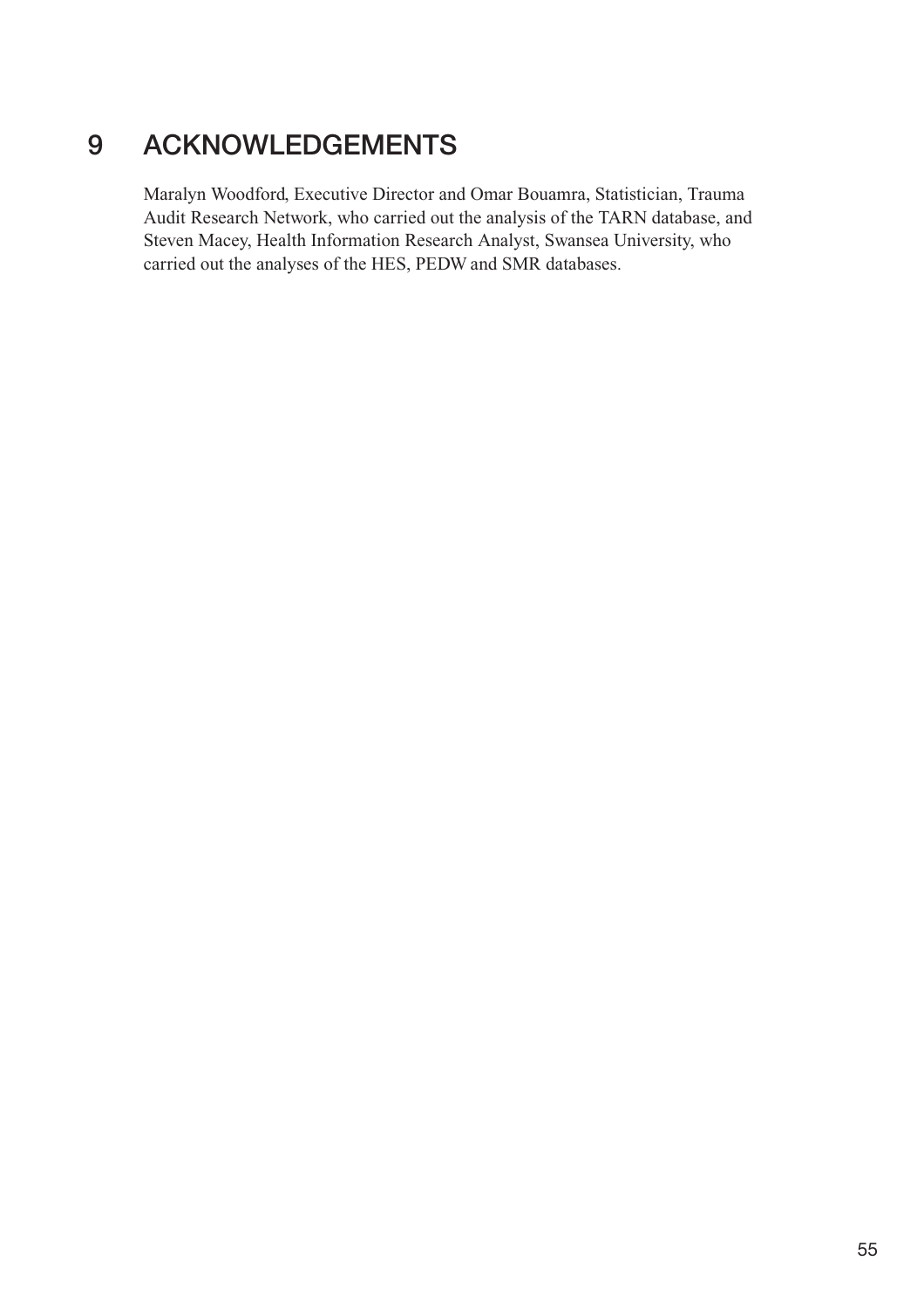# 9 ACKNOWLEDGEMENTS

Maralyn Woodford, Executive Director and Omar Bouamra, Statistician, Trauma Audit Research Network, who carried out the analysis of the TARN database, and Steven Macey, Health Information Research Analyst, Swansea University, who carried out the analyses of the HES, PEDW and SMR databases.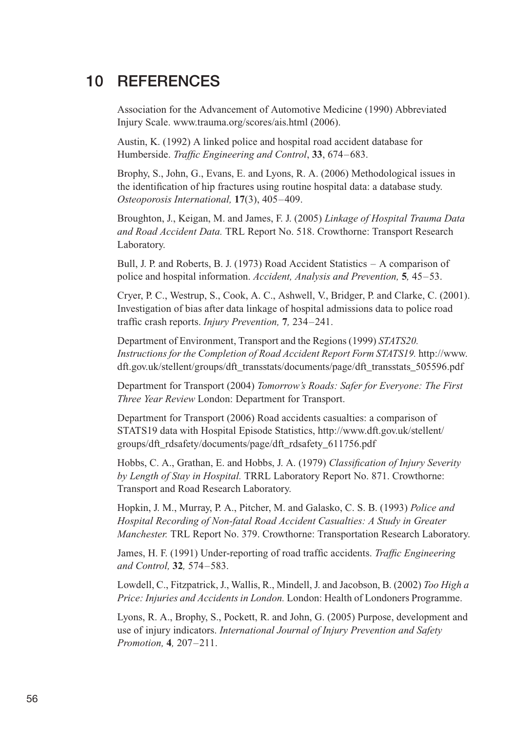# 10 REFERENCES

Association for the Advancement of Automotive Medicine (1990) Abbreviated Injury Scale. www.trauma.org/scores/ais.html (2006).

Austin, K. (1992) A linked police and hospital road accident database for Humberside. *Traffic Engineering and Control*, **33**, 674–683.

Brophy, S., John, G., Evans, E. and Lyons, R. A. (2006) Methodological issues in the identification of hip fractures using routine hospital data: a database study. *Osteoporosis International,* **17**(3), 405–409.

Broughton, J., Keigan, M. and James, F. J. (2005) *Linkage of Hospital Trauma Data and Road Accident Data.* TRL Report No. 518. Crowthorne: Transport Research Laboratory.

Bull, J. P. and Roberts, B. J. (1973) Road Accident Statistics – A comparison of police and hospital information. *Accident, Analysis and Prevention,* **5***,* 45–53.

Cryer, P. C., Westrup, S., Cook, A. C., Ashwell, V., Bridger, P. and Clarke, C. (2001). Investigation of bias after data linkage of hospital admissions data to police road traffic crash reports. *Injury Prevention,* **7***,* 234–241.

Department of Environment, Transport and the Regions (1999) *STATS20. Instructions for the Completion of Road Accident Report Form STATS19.* http://www.dft.gov.uk/stellent/groups/dft_transstats/documents/page/dft_transstats_505596.pdf

Department for Transport (2004) *Tomorrow's Roads: Safer for Everyone: The First Three Year Review* London: Department for Transport.

Department for Transport (2006) Road accidents casualties: a comparison of STATS19 data with Hospital Episode Statistics, http://www.dft.gov.uk/stellent/groups/dft_rdsafety/documents/page/dft_rdsafety_611756.pdf

Hobbs, C. A., Grathan, E. and Hobbs, J. A. (1979) *Classification of Injury Severity by Length of Stay in Hospital.* TRRL Laboratory Report No. 871. Crowthorne: Transport and Road Research Laboratory.

Hopkin, J. M., Murray, P. A., Pitcher, M. and Galasko, C. S. B. (1993) *Police and Hospital Recording of Non-fatal Road Accident Casualties: A Study in Greater Manchester.* TRL Report No. 379. Crowthorne: Transportation Research Laboratory.

James, H. F. (1991) Under-reporting of road traffic accidents. *Traffic Engineering and Control,* **32***,* 574–583.

Lowdell, C., Fitzpatrick, J., Wallis, R., Mindell, J. and Jacobson, B. (2002) *Too High a Price: Injuries and Accidents in London.* London: Health of Londoners Programme.

Lyons, R. A., Brophy, S., Pockett, R. and John, G. (2005) Purpose, development and use of injury indicators. *International Journal of Injury Prevention and Safety Promotion,* **4***,* 207–211.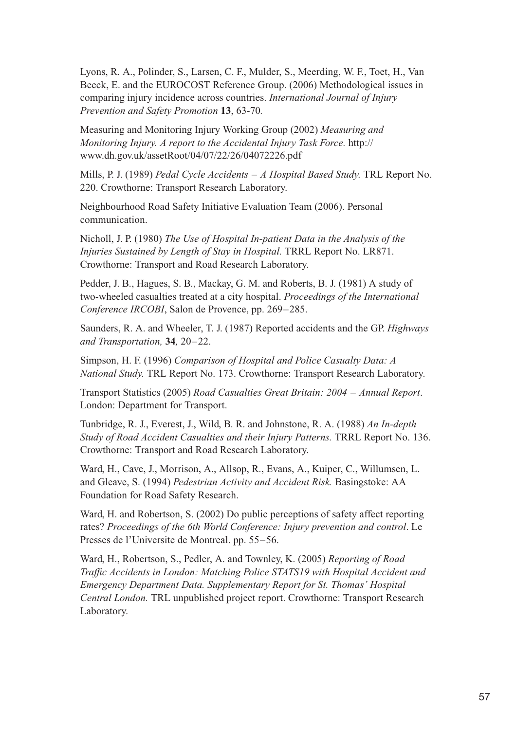Lyons, R. A., Polinder, S., Larsen, C. F., Mulder, S., Meerding, W. F., Toet, H., Van Beeck, E. and the EUROCOST Reference Group. (2006) Methodological issues in comparing injury incidence across countries. *International Journal of Injury Prevention and Safety Promotion* **13**, 63-70*.*

Measuring and Monitoring Injury Working Group (2002) *Measuring and Monitoring Injury. A report to the Accidental Injury Task Force.* http://www.dh.gov.uk/assetRoot/04/07/22/26/04072226.pdf

Mills, P. J. (1989) *Pedal Cycle Accidents – A Hospital Based Study.* TRL Report No. 220. Crowthorne: Transport Research Laboratory.

Neighbourhood Road Safety Initiative Evaluation Team (2006). Personal communication.

Nicholl, J. P. (1980) *The Use of Hospital In-patient Data in the Analysis of the Injuries Sustained by Length of Stay in Hospital.* TRRL Report No. LR871. Crowthorne: Transport and Road Research Laboratory.

Pedder, J. B., Hagues, S. B., Mackay, G. M. and Roberts, B. J. (1981) A study of two-wheeled casualties treated at a city hospital. *Proceedings of the International Conference IRCOBI*, Salon de Provence, pp. 269–285.

Saunders, R. A. and Wheeler, T. J. (1987) Reported accidents and the GP. *Highways and Transportation,* **34***,* 20–22.

Simpson, H. F. (1996) *Comparison of Hospital and Police Casualty Data: A National Study.* TRL Report No. 173. Crowthorne: Transport Research Laboratory.

Transport Statistics (2005) *Road Casualties Great Britain: 2004 – Annual Report*. London: Department for Transport.

Tunbridge, R. J., Everest, J., Wild, B. R. and Johnstone, R. A. (1988) *An In-depth Study of Road Accident Casualties and their Injury Patterns.* TRRL Report No. 136. Crowthorne: Transport and Road Research Laboratory.

Ward, H., Cave, J., Morrison, A., Allsop, R., Evans, A., Kuiper, C., Willumsen, L. and Gleave, S. (1994) *Pedestrian Activity and Accident Risk.* Basingstoke: AA Foundation for Road Safety Research.

Ward, H. and Robertson, S. (2002) Do public perceptions of safety affect reporting rates? *Proceedings of the 6th World Conference: Injury prevention and control*. Le Presses de l'Universite de Montreal. pp. 55–56.

Ward, H., Robertson, S., Pedler, A. and Townley, K. (2005) *Reporting of Road Traffic Accidents in London: Matching Police STATS19 with Hospital Accident and Emergency Department Data. Supplementary Report for St. Thomas' Hospital Central London.* TRL unpublished project report. Crowthorne: Transport Research Laboratory.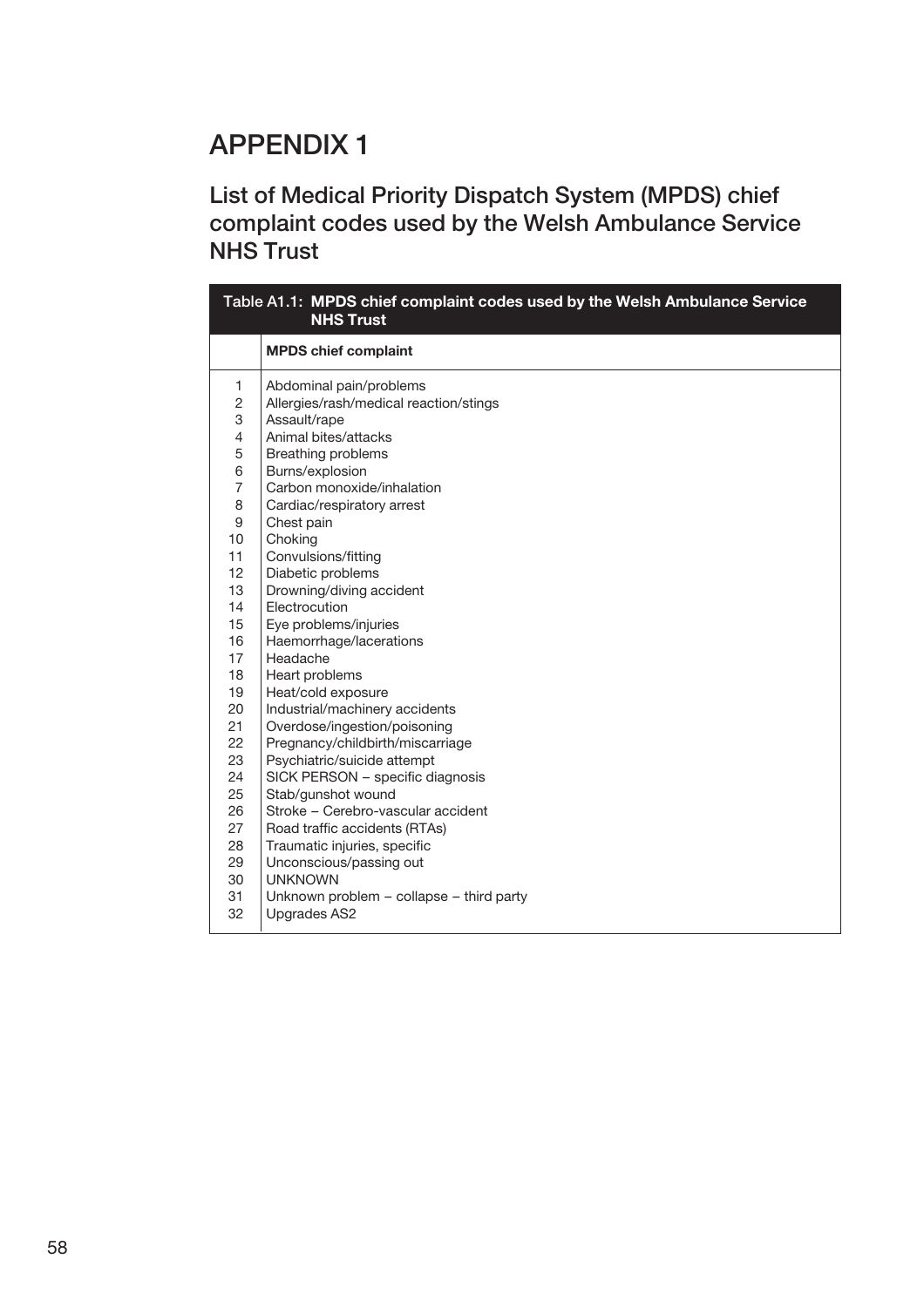# APPENDIX 1

## List of Medical Priority Dispatch System (MPDS) chief complaint codes used by the Welsh Ambulance Service NHS Trust

| Table A1.1: MPDS chief complaint codes used by the Welsh Ambulance Service NHS Trust | |
|---|---|
| | **MPDS chief complaint** |
| 1 | Abdominal pain/problems |
| 2 | Allergies/rash/medical reaction/stings |
| 3 | Assault/rape |
| 4 | Animal bites/attacks |
| 5 | Breathing problems |
| 6 | Burns/explosion |
| 7 | Carbon monoxide/inhalation |
| 8 | Cardiac/respiratory arrest |
| 9 | Chest pain |
| 10 | Choking |
| 11 | Convulsions/fitting |
| 12 | Diabetic problems |
| 13 | Drowning/diving accident |
| 14 | Electrocution |
| 15 | Eye problems/injuries |
| 16 | Haemorrhage/lacerations |
| 17 | Headache |
| 18 | Heart problems |
| 19 | Heat/cold exposure |
| 20 | Industrial/machinery accidents |
| 21 | Overdose/ingestion/poisoning |
| 22 | Pregnancy/childbirth/miscarriage |
| 23 | Psychiatric/suicide attempt |
| 24 | SICK PERSON – specific diagnosis |
| 25 | Stab/gunshot wound |
| 26 | Stroke – Cerebro-vascular accident |
| 27 | Road traffic accidents (RTAs) |
| 28 | Traumatic injuries, specific |
| 29 | Unconscious/passing out |
| 30 | UNKNOWN |
| 31 | Unknown problem – collapse – third party |
| 32 | Upgrades AS2 |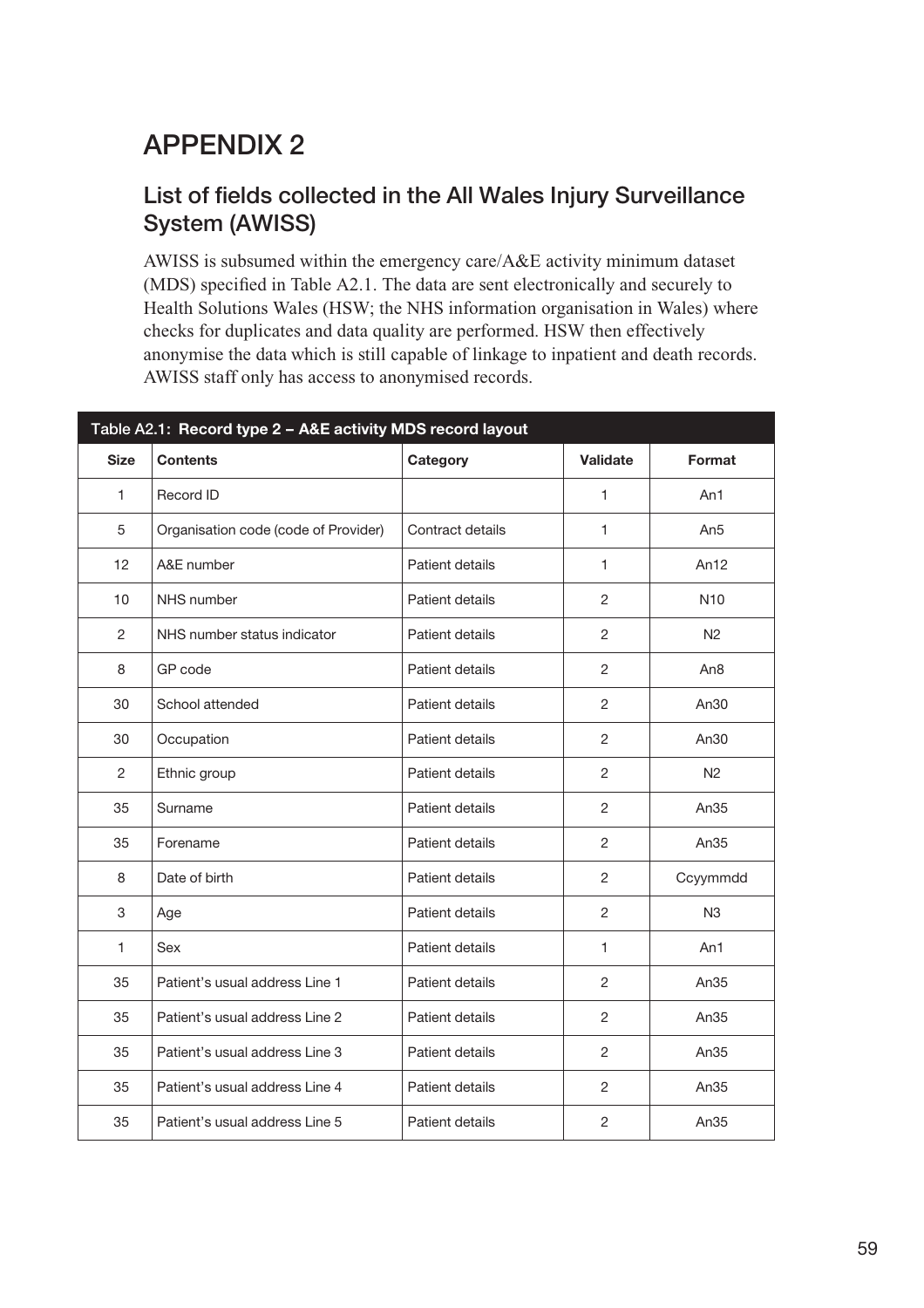# APPENDIX 2

## List of fields collected in the All Wales Injury Surveillance System (AWISS)

AWISS is subsumed within the emergency care/A&E activity minimum dataset (MDS) specified in Table A2.1. The data are sent electronically and securely to Health Solutions Wales (HSW; the NHS information organisation in Wales) where checks for duplicates and data quality are performed. HSW then effectively anonymise the data which is still capable of linkage to inpatient and death records. AWISS staff only has access to anonymised records.

**Table A2.1: Record type 2 – A&E activity MDS record layout**

| Size | Contents | Category | Validate | Format |
|---|---|---|---|---|
| 1 | Record ID | | 1 | An1 |
| 5 | Organisation code (code of Provider) | Contract details | 1 | An5 |
| 12 | A&E number | Patient details | 1 | An12 |
| 10 | NHS number | Patient details | 2 | N10 |
| 2 | NHS number status indicator | Patient details | 2 | N2 |
| 8 | GP code | Patient details | 2 | An8 |
| 30 | School attended | Patient details | 2 | An30 |
| 30 | Occupation | Patient details | 2 | An30 |
| 2 | Ethnic group | Patient details | 2 | N2 |
| 35 | Surname | Patient details | 2 | An35 |
| 35 | Forename | Patient details | 2 | An35 |
| 8 | Date of birth | Patient details | 2 | Ccyymmdd |
| 3 | Age | Patient details | 2 | N3 |
| 1 | Sex | Patient details | 1 | An1 |
| 35 | Patient's usual address Line 1 | Patient details | 2 | An35 |
| 35 | Patient's usual address Line 2 | Patient details | 2 | An35 |
| 35 | Patient's usual address Line 3 | Patient details | 2 | An35 |
| 35 | Patient's usual address Line 4 | Patient details | 2 | An35 |
| 35 | Patient's usual address Line 5 | Patient details | 2 | An35 |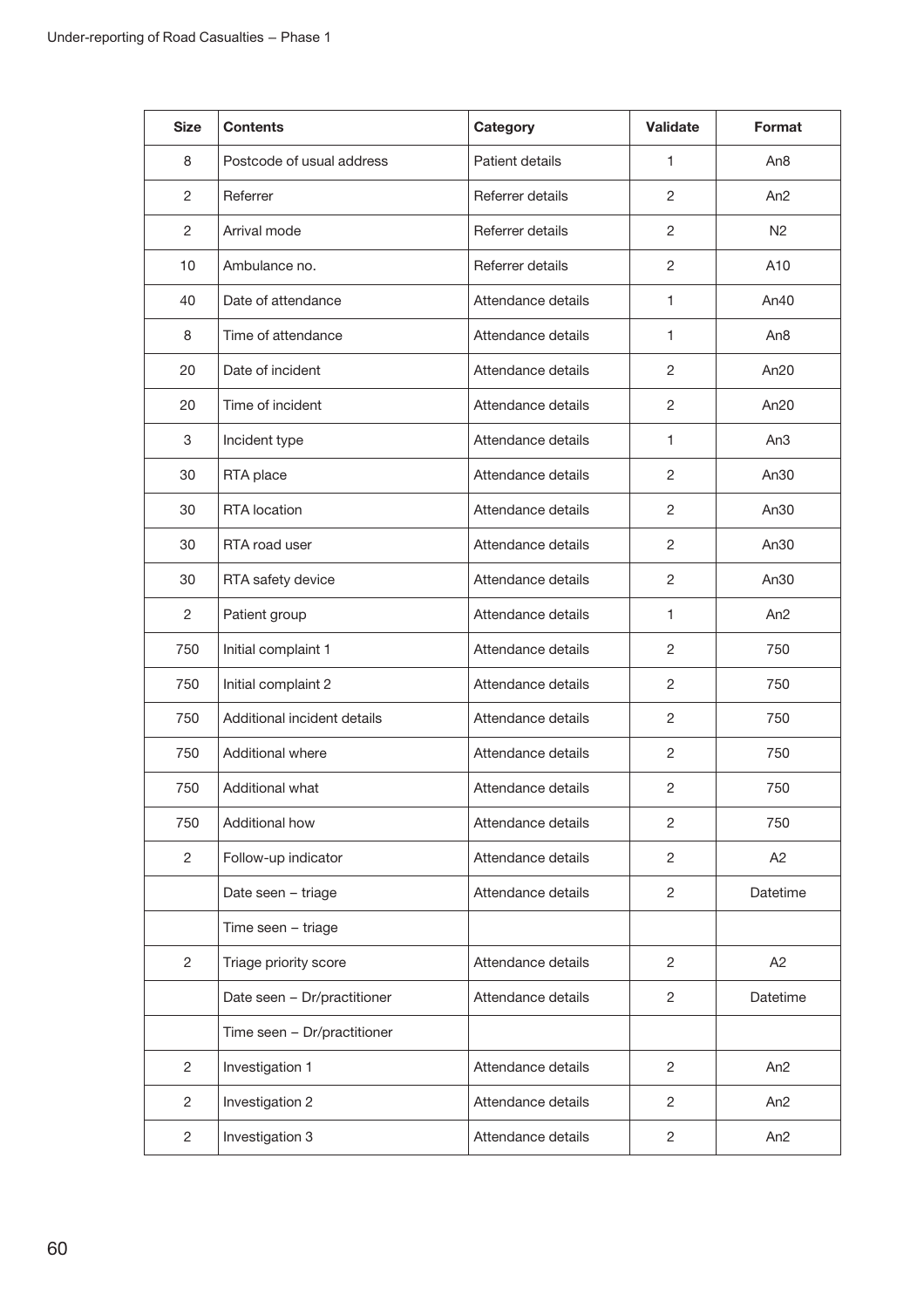| Size | Contents | Category | Validate | Format |
|---|---|---|---|---|
| 8 | Postcode of usual address | Patient details | 1 | An8 |
| 2 | Referrer | Referrer details | 2 | An2 |
| 2 | Arrival mode | Referrer details | 2 | N2 |
| 10 | Ambulance no. | Referrer details | 2 | A10 |
| 40 | Date of attendance | Attendance details | 1 | An40 |
| 8 | Time of attendance | Attendance details | 1 | An8 |
| 20 | Date of incident | Attendance details | 2 | An20 |
| 20 | Time of incident | Attendance details | 2 | An20 |
| 3 | Incident type | Attendance details | 1 | An3 |
| 30 | RTA place | Attendance details | 2 | An30 |
| 30 | RTA location | Attendance details | 2 | An30 |
| 30 | RTA road user | Attendance details | 2 | An30 |
| 30 | RTA safety device | Attendance details | 2 | An30 |
| 2 | Patient group | Attendance details | 1 | An2 |
| 750 | Initial complaint 1 | Attendance details | 2 | 750 |
| 750 | Initial complaint 2 | Attendance details | 2 | 750 |
| 750 | Additional incident details | Attendance details | 2 | 750 |
| 750 | Additional where | Attendance details | 2 | 750 |
| 750 | Additional what | Attendance details | 2 | 750 |
| 750 | Additional how | Attendance details | 2 | 750 |
| 2 | Follow-up indicator | Attendance details | 2 | A2 |
| | Date seen – triage | Attendance details | 2 | Datetime |
| | Time seen – triage | | | |
| 2 | Triage priority score | Attendance details | 2 | A2 |
| | Date seen – Dr/practitioner | Attendance details | 2 | Datetime |
| | Time seen – Dr/practitioner | | | |
| 2 | Investigation 1 | Attendance details | 2 | An2 |
| 2 | Investigation 2 | Attendance details | 2 | An2 |
| 2 | Investigation 3 | Attendance details | 2 | An2 |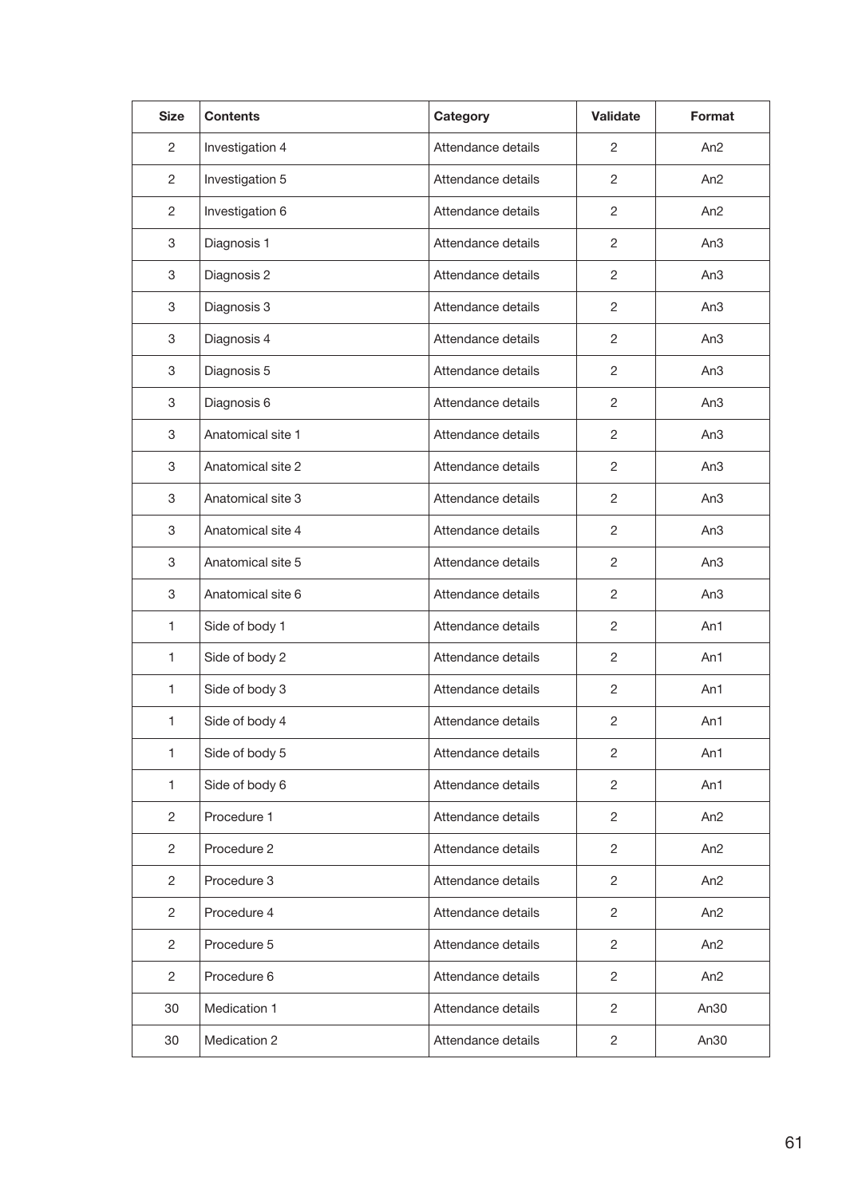| Size | Contents | Category | Validate | Format |
|---|---|---|---|---|
| 2 | Investigation 4 | Attendance details | 2 | An2 |
| 2 | Investigation 5 | Attendance details | 2 | An2 |
| 2 | Investigation 6 | Attendance details | 2 | An2 |
| 3 | Diagnosis 1 | Attendance details | 2 | An3 |
| 3 | Diagnosis 2 | Attendance details | 2 | An3 |
| 3 | Diagnosis 3 | Attendance details | 2 | An3 |
| 3 | Diagnosis 4 | Attendance details | 2 | An3 |
| 3 | Diagnosis 5 | Attendance details | 2 | An3 |
| 3 | Diagnosis 6 | Attendance details | 2 | An3 |
| 3 | Anatomical site 1 | Attendance details | 2 | An3 |
| 3 | Anatomical site 2 | Attendance details | 2 | An3 |
| 3 | Anatomical site 3 | Attendance details | 2 | An3 |
| 3 | Anatomical site 4 | Attendance details | 2 | An3 |
| 3 | Anatomical site 5 | Attendance details | 2 | An3 |
| 3 | Anatomical site 6 | Attendance details | 2 | An3 |
| 1 | Side of body 1 | Attendance details | 2 | An1 |
| 1 | Side of body 2 | Attendance details | 2 | An1 |
| 1 | Side of body 3 | Attendance details | 2 | An1 |
| 1 | Side of body 4 | Attendance details | 2 | An1 |
| 1 | Side of body 5 | Attendance details | 2 | An1 |
| 1 | Side of body 6 | Attendance details | 2 | An1 |
| 2 | Procedure 1 | Attendance details | 2 | An2 |
| 2 | Procedure 2 | Attendance details | 2 | An2 |
| 2 | Procedure 3 | Attendance details | 2 | An2 |
| 2 | Procedure 4 | Attendance details | 2 | An2 |
| 2 | Procedure 5 | Attendance details | 2 | An2 |
| 2 | Procedure 6 | Attendance details | 2 | An2 |
| 30 | Medication 1 | Attendance details | 2 | An30 |
| 30 | Medication 2 | Attendance details | 2 | An30 |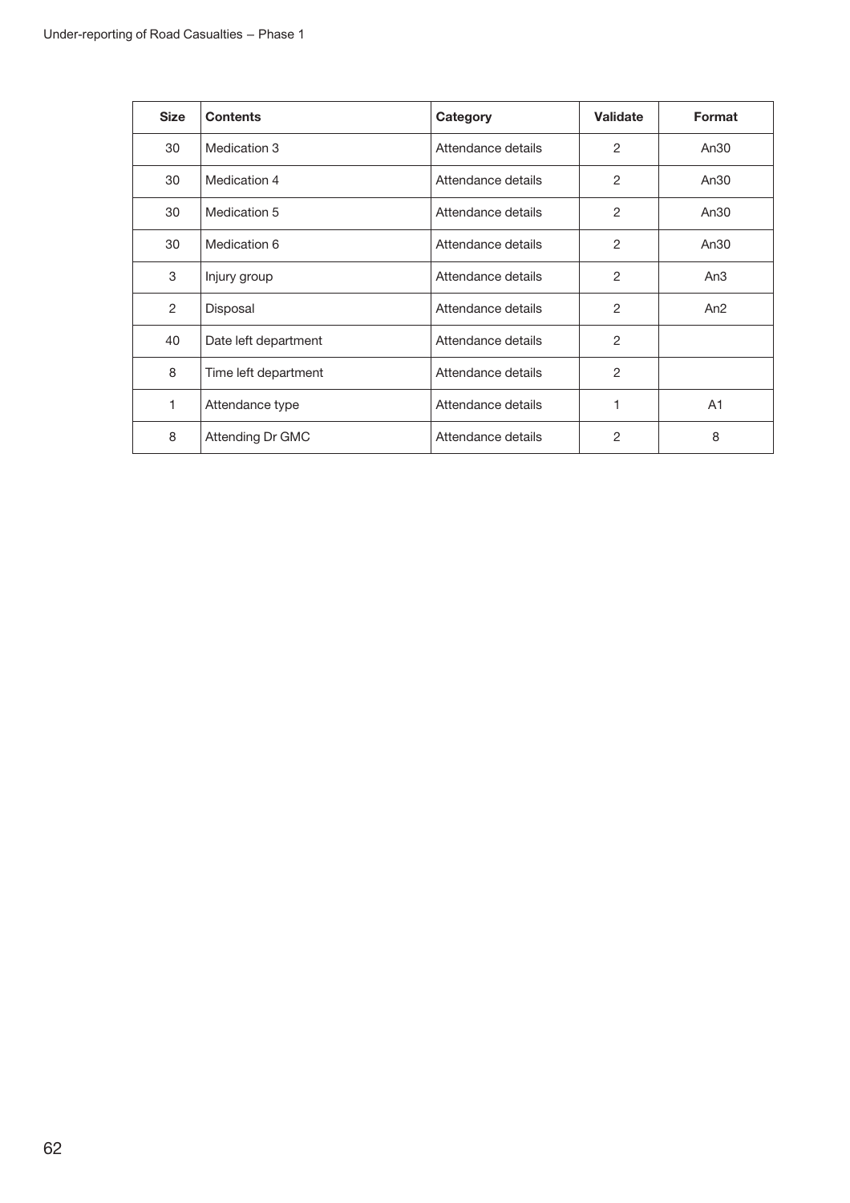| Size | Contents | Category | Validate | Format |
|---|---|---|---|---|
| 30 | Medication 3 | Attendance details | 2 | An30 |
| 30 | Medication 4 | Attendance details | 2 | An30 |
| 30 | Medication 5 | Attendance details | 2 | An30 |
| 30 | Medication 6 | Attendance details | 2 | An30 |
| 3 | Injury group | Attendance details | 2 | An3 |
| 2 | Disposal | Attendance details | 2 | An2 |
| 40 | Date left department | Attendance details | 2 | |
| 8 | Time left department | Attendance details | 2 | |
| 1 | Attendance type | Attendance details | 1 | A1 |
| 8 | Attending Dr GMC | Attendance details | 2 | 8 |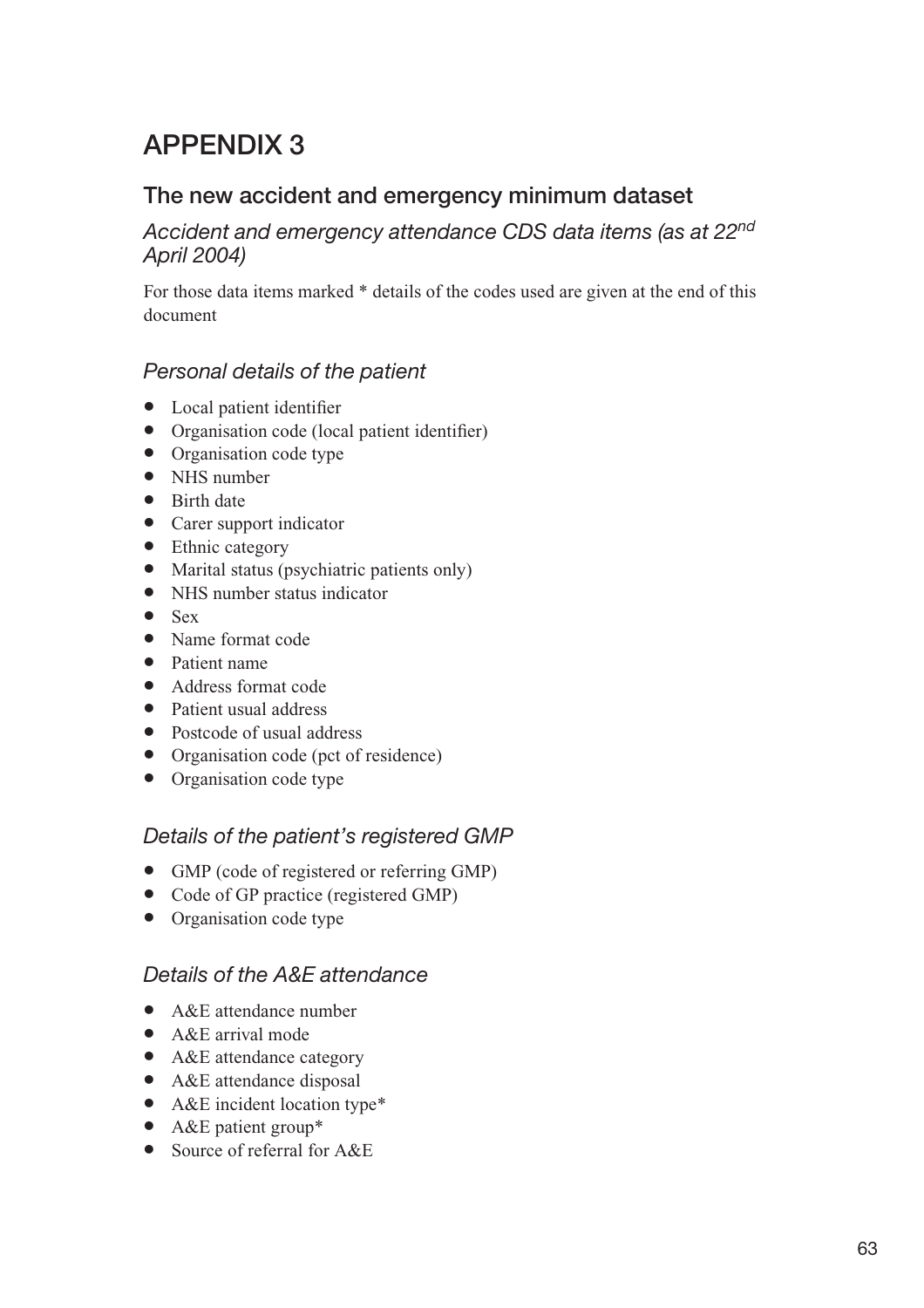# APPENDIX 3

## The new accident and emergency minimum dataset

### *Accident and emergency attendance CDS data items (as at 22nd April 2004)*

For those data items marked * details of the codes used are given at the end of this document

### *Personal details of the patient*

- Local patient identifier
- Organisation code (local patient identifier)
- Organisation code type
- NHS number
- Birth date
- Carer support indicator
- Ethnic category
- Marital status (psychiatric patients only)
- NHS number status indicator
- Sex
- Name format code
- Patient name
- Address format code
- Patient usual address
- Postcode of usual address
- Organisation code (pct of residence)
- Organisation code type

### *Details of the patient's registered GMP*

- GMP (code of registered or referring GMP)
- Code of GP practice (registered GMP)
- Organisation code type

### *Details of the A&E attendance*

- A&E attendance number
- A&E arrival mode
- A&E attendance category
- A&E attendance disposal
- A&E incident location type*
- A&E patient group*
- Source of referral for A&E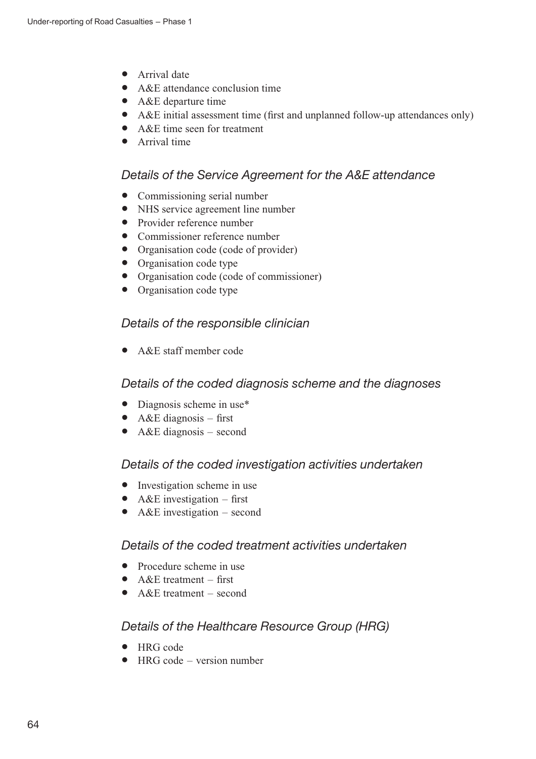- Arrival date
- A&E attendance conclusion time
- A&E departure time
- A&E initial assessment time (first and unplanned follow-up attendances only)
- A&E time seen for treatment
- Arrival time

### *Details of the Service Agreement for the A&E attendance*

- Commissioning serial number
- NHS service agreement line number
- Provider reference number
- Commissioner reference number
- Organisation code (code of provider)
- Organisation code type
- Organisation code (code of commissioner)
- Organisation code type

### *Details of the responsible clinician*

- A&E staff member code

### *Details of the coded diagnosis scheme and the diagnoses*

- Diagnosis scheme in use*
- A&E diagnosis – first
- A&E diagnosis – second

### *Details of the coded investigation activities undertaken*

- Investigation scheme in use
- A&E investigation – first
- A&E investigation – second

### *Details of the coded treatment activities undertaken*

- Procedure scheme in use
- A&E treatment – first
- A&E treatment – second

### *Details of the Healthcare Resource Group (HRG)*

- HRG code
- HRG code – version number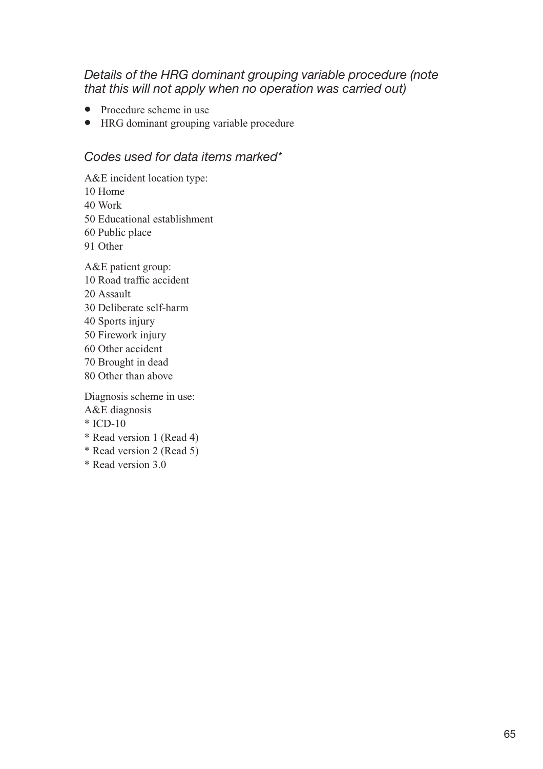### *Details of the HRG dominant grouping variable procedure (note that this will not apply when no operation was carried out)*

- Procedure scheme in use
- HRG dominant grouping variable procedure

### *Codes used for data items marked**

A&E incident location type:
10 Home
40 Work
50 Educational establishment
60 Public place
91 Other

A&E patient group:
10 Road traffic accident
20 Assault
30 Deliberate self-harm
40 Sports injury
50 Firework injury
60 Other accident
70 Brought in dead
80 Other than above

Diagnosis scheme in use:
A&E diagnosis
\* ICD-10
\* Read version 1 (Read 4)
\* Read version 2 (Read 5)
\* Read version 3.0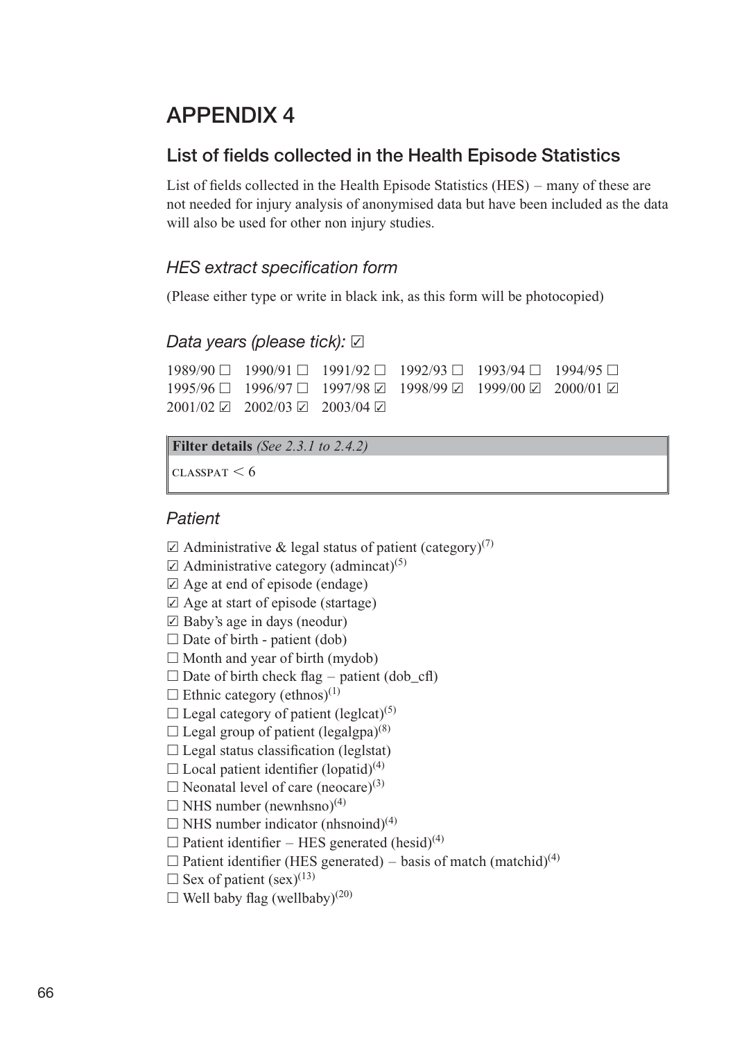# APPENDIX 4

## List of fields collected in the Health Episode Statistics

List of fields collected in the Health Episode Statistics (HES) – many of these are not needed for injury analysis of anonymised data but have been included as the data will also be used for other non injury studies.

### *HES extract specification form*

(Please either type or write in black ink, as this form will be photocopied)

### *Data years (please tick):* ☑

1989/90 ☐ 1990/91 ☐ 1991/92 ☐ 1992/93 ☐ 1993/94 ☐ 1994/95 ☐
1995/96 ☐ 1996/97 ☐ 1997/98 ☑ 1998/99 ☑ 1999/00 ☑ 2000/01 ☑
2001/02 ☑ 2002/03 ☑ 2003/04 ☑

| **Filter details** *(See 2.3.1 to 2.4.2)* |
|---|
| CLASSPAT < 6 |

### *Patient*

☑ Administrative & legal status of patient (category)[7]
☑ Administrative category (admincat)[5]
☑ Age at end of episode (endage)
☑ Age at start of episode (startage)
☑ Baby's age in days (neodur)
☐ Date of birth - patient (dob)
☐ Month and year of birth (mydob)
☐ Date of birth check flag – patient (dob_cfl)
☐ Ethnic category (ethnos)[1]
☐ Legal category of patient (leglcat)[5]
☐ Legal group of patient (legalgpa)[8]
☐ Legal status classification (leglstat)
☐ Local patient identifier (lopatid)[4]
☐ Neonatal level of care (neocare)[3]
☐ NHS number (newnhsno)[4]
☐ NHS number indicator (nhsnoind)[4]
☐ Patient identifier – HES generated (hesid)[4]
☐ Patient identifier (HES generated) – basis of match (matchid)[4]
☐ Sex of patient (sex)[13]
☐ Well baby flag (wellbaby)[20]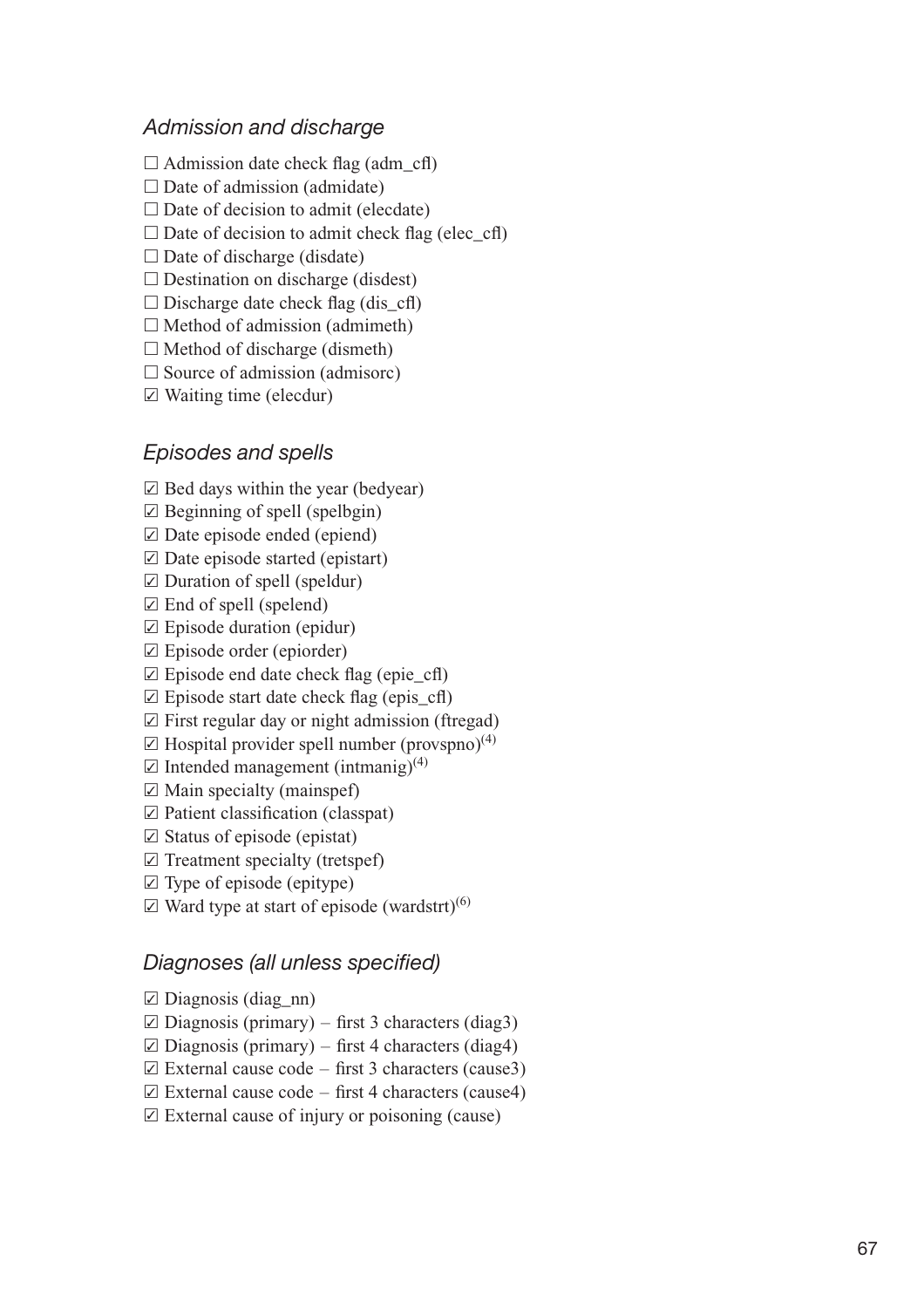### *Admission and discharge*

☐ Admission date check flag (adm_cfl)
☐ Date of admission (admidate)
☐ Date of decision to admit (elecdate)
☐ Date of decision to admit check flag (elec_cfl)
☐ Date of discharge (disdate)
☐ Destination on discharge (disdest)
☐ Discharge date check flag (dis_cfl)
☐ Method of admission (admimeth)
☐ Method of discharge (dismeth)
☐ Source of admission (admisorc)
☑ Waiting time (elecdur)

### *Episodes and spells*

☑ Bed days within the year (bedyear)
☑ Beginning of spell (spelbgin)
☑ Date episode ended (epiend)
☑ Date episode started (epistart)
☑ Duration of spell (speldur)
☑ End of spell (spelend)
☑ Episode duration (epidur)
☑ Episode order (epiorder)
☑ Episode end date check flag (epie_cfl)
☑ Episode start date check flag (epis_cfl)
☑ First regular day or night admission (ftregad)
☑ Hospital provider spell number (provspno)(4)
☑ Intended management (intmanig)(4)
☑ Main specialty (mainspef)
☑ Patient classification (classpat)
☑ Status of episode (epistat)
☑ Treatment specialty (tretspef)
☑ Type of episode (epitype)
☑ Ward type at start of episode (wardstrt)(6)

### *Diagnoses (all unless specified)*

☑ Diagnosis (diag_nn)
☑ Diagnosis (primary) – first 3 characters (diag3)
☑ Diagnosis (primary) – first 4 characters (diag4)
☑ External cause code – first 3 characters (cause3)
☑ External cause code – first 4 characters (cause4)
☑ External cause of injury or poisoning (cause)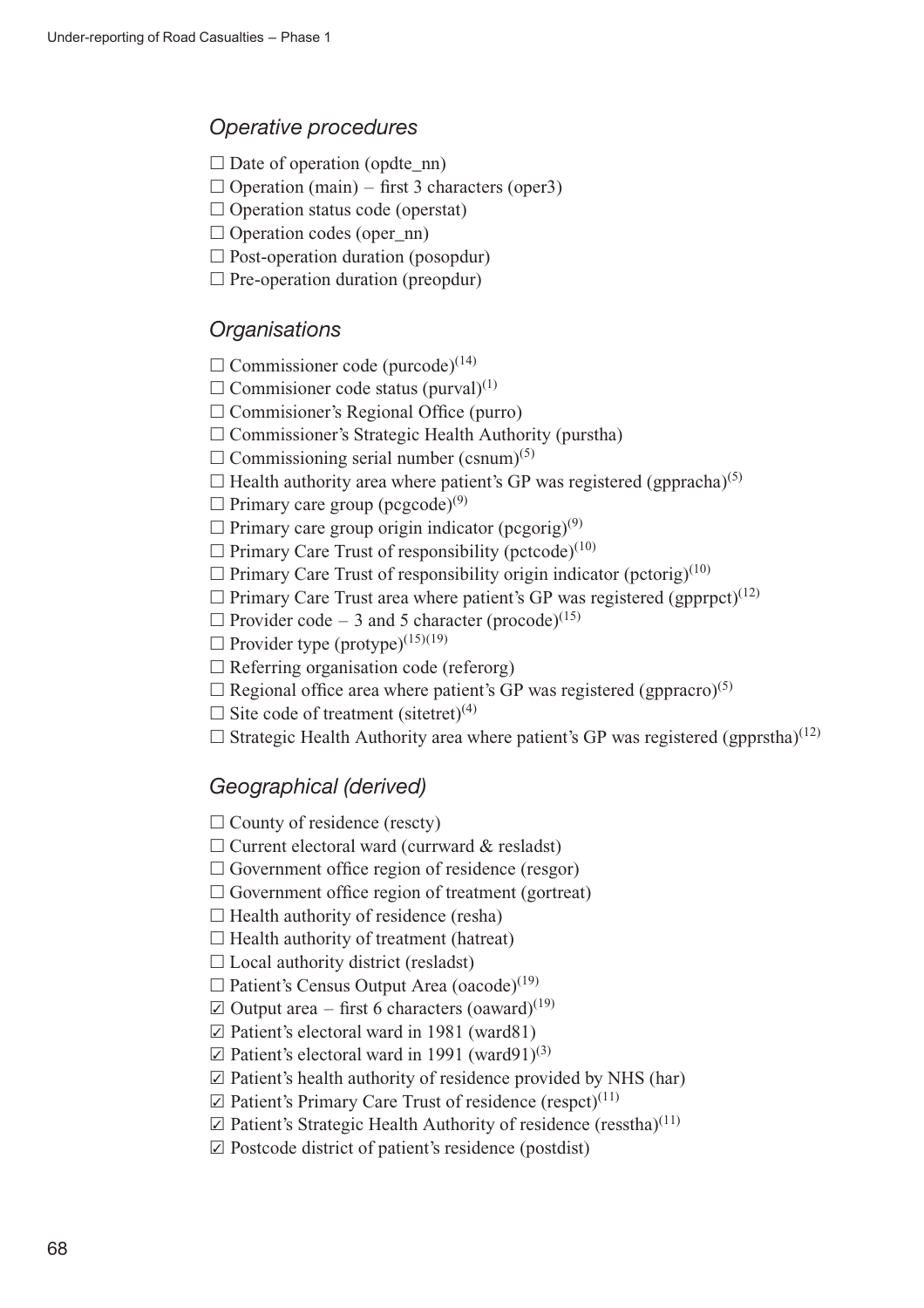### *Operative procedures*

☐ Date of operation (opdte_nn)
☐ Operation (main) – first 3 characters (oper3)
☐ Operation status code (operstat)
☐ Operation codes (oper_nn)
☐ Post-operation duration (posopdur)
☐ Pre-operation duration (preopdur)

### *Organisations*

☐ Commissioner code (purcode)[14]
☐ Commisioner code status (purval)[1]
☐ Commisioner's Regional Office (purro)
☐ Commissioner's Strategic Health Authority (purstha)
☐ Commissioning serial number (csnum)[5]
☐ Health authority area where patient's GP was registered (gppracha)[5]
☐ Primary care group (pcgcode)[9]
☐ Primary care group origin indicator (pcgorig)[9]
☐ Primary Care Trust of responsibility (pctcode)[10]
☐ Primary Care Trust of responsibility origin indicator (pctorig)[10]
☐ Primary Care Trust area where patient's GP was registered (gpprpct)[12]
☐ Provider code – 3 and 5 character (procode)[15]
☐ Provider type (protype)[15][19]
☐ Referring organisation code (referorg)
☐ Regional office area where patient's GP was registered (gppracro)[5]
☐ Site code of treatment (sitetret)[4]
☐ Strategic Health Authority area where patient's GP was registered (gpprstha)[12]

### *Geographical (derived)*

☐ County of residence (rescty)
☐ Current electoral ward (currward & resladst)
☐ Government office region of residence (resgor)
☐ Government office region of treatment (gortreat)
☐ Health authority of residence (resha)
☐ Health authority of treatment (hatreat)
☐ Local authority district (resladst)
☐ Patient's Census Output Area (oacode)[19]
☑ Output area – first 6 characters (oaward)[19]
☑ Patient's electoral ward in 1981 (ward81)
☑ Patient's electoral ward in 1991 (ward91)[3]
☑ Patient's health authority of residence provided by NHS (har)
☑ Patient's Primary Care Trust of residence (respct)[11]
☑ Patient's Strategic Health Authority of residence (resstha)[11]
☑ Postcode district of patient's residence (postdist)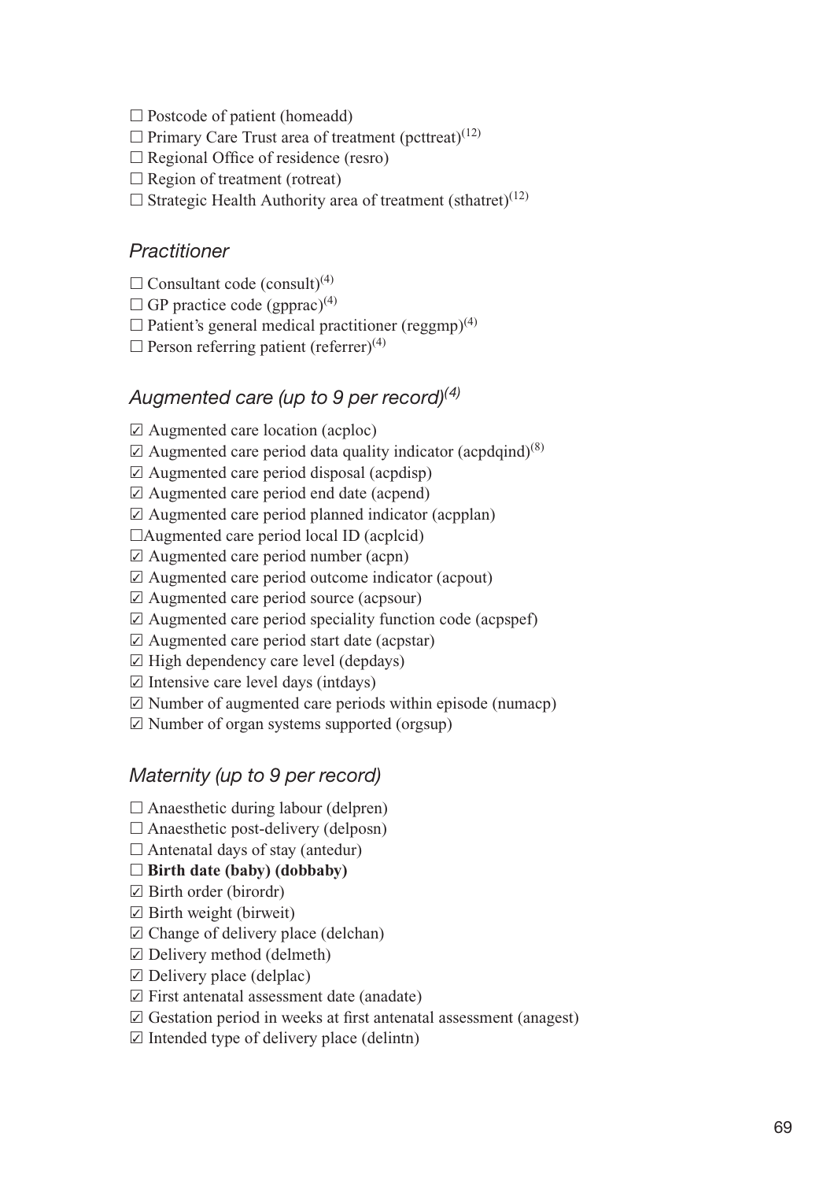☐ Postcode of patient (homeadd)
☐ Primary Care Trust area of treatment (pcttreat)[12]
☐ Regional Office of residence (resro)
☐ Region of treatment (rotreat)
☐ Strategic Health Authority area of treatment (sthatret)[12]

### *Practitioner*

☐ Consultant code (consult)[4]
☐ GP practice code (gpprac)[4]
☐ Patient's general medical practitioner (reggmp)[4]
☐ Person referring patient (referrer)[4]

### *Augmented care (up to 9 per record)[4]*

☑ Augmented care location (acploc)
☑ Augmented care period data quality indicator (acpdqind)[8]
☑ Augmented care period disposal (acpdisp)
☑ Augmented care period end date (acpend)
☑ Augmented care period planned indicator (acpplan)
☐Augmented care period local ID (acplcid)
☑ Augmented care period number (acpn)
☑ Augmented care period outcome indicator (acpout)
☑ Augmented care period source (acpsour)
☑ Augmented care period speciality function code (acpspef)
☑ Augmented care period start date (acpstar)
☑ High dependency care level (depdays)
☑ Intensive care level days (intdays)
☑ Number of augmented care periods within episode (numacp)
☑ Number of organ systems supported (orgsup)

### *Maternity (up to 9 per record)*

☐ Anaesthetic during labour (delpren)
☐ Anaesthetic post-delivery (delposn)
☐ Antenatal days of stay (antedur)
☐ **Birth date (baby) (dobbaby)**
☑ Birth order (birordr)
☑ Birth weight (birweit)
☑ Change of delivery place (delchan)
☑ Delivery method (delmeth)
☑ Delivery place (delplac)
☑ First antenatal assessment date (anadate)
☑ Gestation period in weeks at first antenatal assessment (anagest)
☑ Intended type of delivery place (delintn)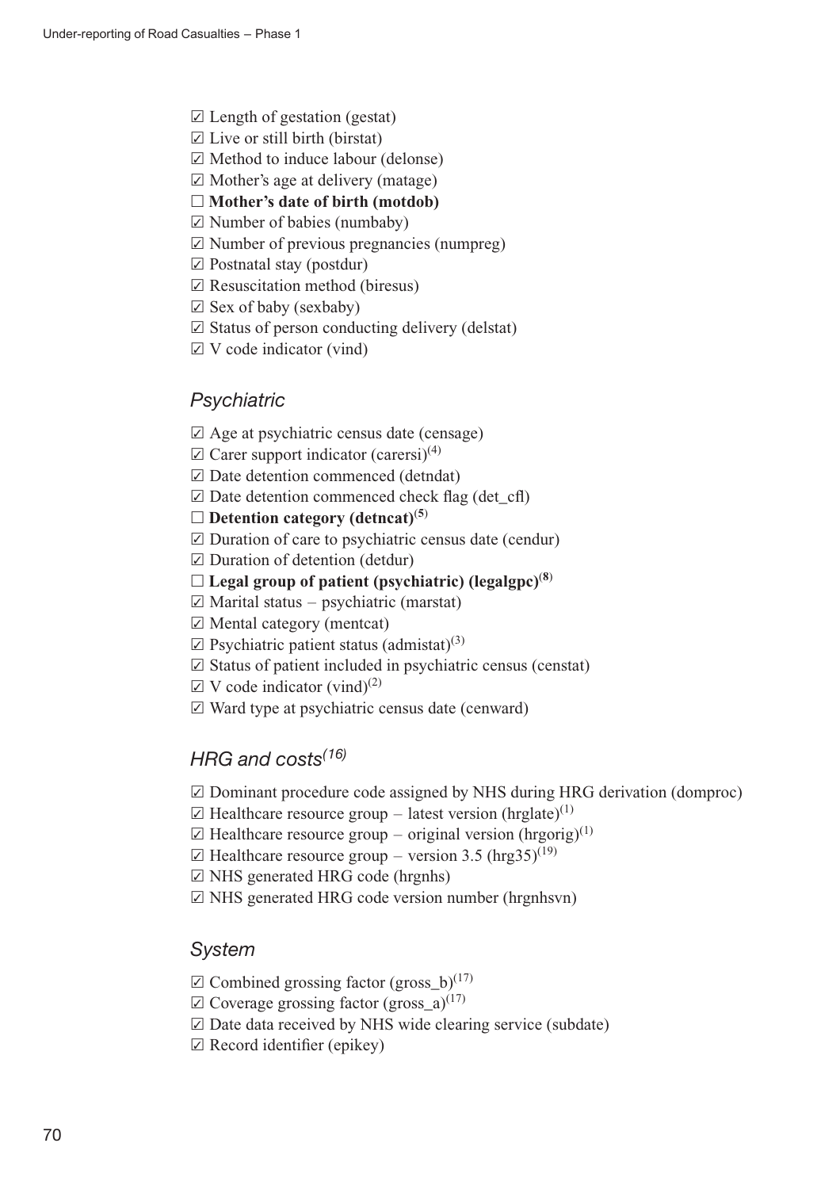☑ Length of gestation (gestat)
☑ Live or still birth (birstat)
☑ Method to induce labour (delonse)
☑ Mother's age at delivery (matage)
☐ **Mother's date of birth (motdob)**
☑ Number of babies (numbaby)
☑ Number of previous pregnancies (numpreg)
☑ Postnatal stay (postdur)
☑ Resuscitation method (biresus)
☑ Sex of baby (sexbaby)
☑ Status of person conducting delivery (delstat)
☑ V code indicator (vind)

## *Psychiatric*

☑ Age at psychiatric census date (censage)
☑ Carer support indicator (carersi)[4]
☑ Date detention commenced (detndat)
☑ Date detention commenced check flag (det_cfl)
☐ **Detention category (detncat)[5]**
☑ Duration of care to psychiatric census date (cendur)
☑ Duration of detention (detdur)
☐ **Legal group of patient (psychiatric) (legalgpc)[8]**
☑ Marital status – psychiatric (marstat)
☑ Mental category (mentcat)
☑ Psychiatric patient status (admistat)[3]
☑ Status of patient included in psychiatric census (censtat)
☑ V code indicator (vind)[2]
☑ Ward type at psychiatric census date (cenward)

## *HRG and costs[16]*

☑ Dominant procedure code assigned by NHS during HRG derivation (domproc)
☑ Healthcare resource group – latest version (hrglate)[1]
☑ Healthcare resource group – original version (hrgorig)[1]
☑ Healthcare resource group – version 3.5 (hrg35)[19]
☑ NHS generated HRG code (hrgnhs)
☑ NHS generated HRG code version number (hrgnhsvn)

## *System*

☑ Combined grossing factor (gross_b)[17]
☑ Coverage grossing factor (gross_a)[17]
☑ Date data received by NHS wide clearing service (subdate)
☑ Record identifier (epikey)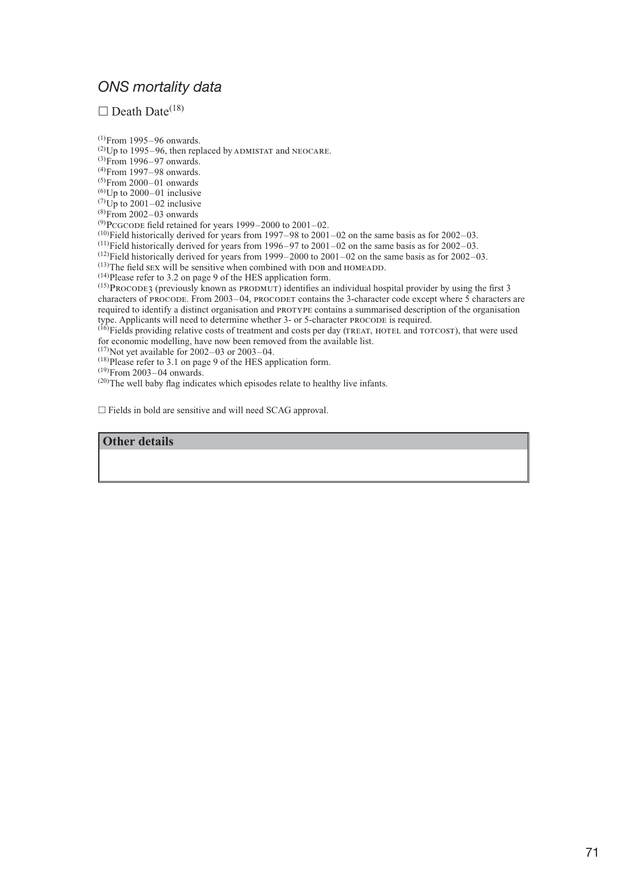## *ONS mortality data*

☐ Death Date[18]

[1] From 1995–96 onwards.
[2] Up to 1995–96, then replaced by ADMISTAT and NEOCARE.
[3] From 1996–97 onwards.
[4] From 1997–98 onwards.
[5] From 2000–01 onwards
[6] Up to 2000–01 inclusive
[7] Up to 2001–02 inclusive
[8] From 2002–03 onwards
[9] PCGCODE field retained for years 1999–2000 to 2001–02.
[10] Field historically derived for years from 1997–98 to 2001–02 on the same basis as for 2002–03.
[11] Field historically derived for years from 1996–97 to 2001–02 on the same basis as for 2002–03.
[12] Field historically derived for years from 1999–2000 to 2001–02 on the same basis as for 2002–03.
[13] The field SEX will be sensitive when combined with DOB and HOMEADD.
[14] Please refer to 3.2 on page 9 of the HES application form.
[15] PROCODE3 (previously known as PRODMUT) identifies an individual hospital provider by using the first 3 characters of PROCODE. From 2003–04, PROCODET contains the 3-character code except where 5 characters are required to identify a distinct organisation and PROTYPE contains a summarised description of the organisation type. Applicants will need to determine whether 3- or 5-character PROCODE is required.
[16] Fields providing relative costs of treatment and costs per day (TREAT, HOTEL and TOTCOST), that were used for economic modelling, have now been removed from the available list.
[17] Not yet available for 2002–03 or 2003–04.
[18] Please refer to 3.1 on page 9 of the HES application form.
[19] From 2003–04 onwards.
[20] The well baby flag indicates which episodes relate to healthy live infants.

☐ Fields in bold are sensitive and will need SCAG approval.

| **Other details** |
| --- |
| |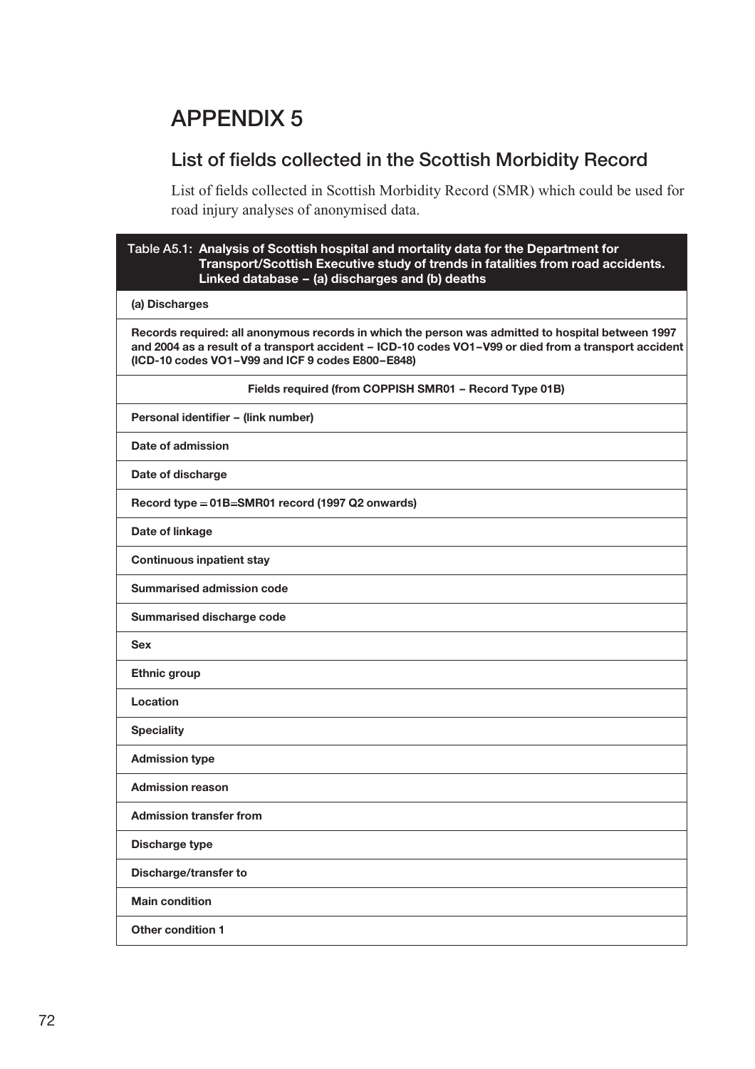# APPENDIX 5

## List of fields collected in the Scottish Morbidity Record

List of fields collected in Scottish Morbidity Record (SMR) which could be used for road injury analyses of anonymised data.

| Table A5.1: Analysis of Scottish hospital and mortality data for the Department for Transport/Scottish Executive study of trends in fatalities from road accidents. Linked database – (a) discharges and (b) deaths |
|---|
| **(a) Discharges** |
| **Records required: all anonymous records in which the person was admitted to hospital between 1997 and 2004 as a result of a transport accident – ICD-10 codes VO1–V99 or died from a transport accident (ICD-10 codes VO1–V99 and ICF 9 codes E800–E848)** |
| **Fields required (from COPPISH SMR01 – Record Type 01B)** |
| **Personal identifier – (link number)** |
| **Date of admission** |
| **Date of discharge** |
| **Record type = 01B=SMR01 record (1997 Q2 onwards)** |
| **Date of linkage** |
| **Continuous inpatient stay** |
| **Summarised admission code** |
| **Summarised discharge code** |
| **Sex** |
| **Ethnic group** |
| **Location** |
| **Speciality** |
| **Admission type** |
| **Admission reason** |
| **Admission transfer from** |
| **Discharge type** |
| **Discharge/transfer to** |
| **Main condition** |
| **Other condition 1** |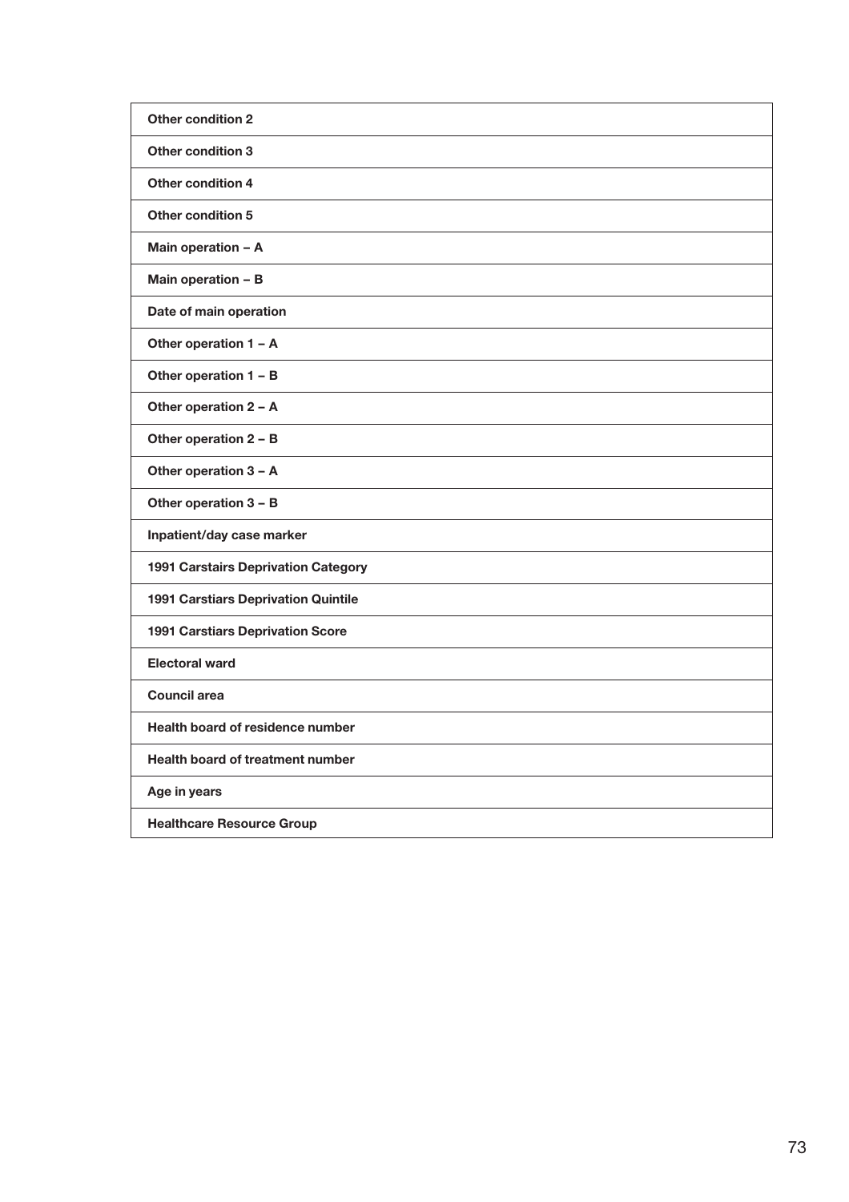| **Other condition 2** |
|---|
| **Other condition 3** |
| **Other condition 4** |
| **Other condition 5** |
| **Main operation – A** |
| **Main operation – B** |
| **Date of main operation** |
| **Other operation 1 – A** |
| **Other operation 1 – B** |
| **Other operation 2 – A** |
| **Other operation 2 – B** |
| **Other operation 3 – A** |
| **Other operation 3 – B** |
| **Inpatient/day case marker** |
| **1991 Carstairs Deprivation Category** |
| **1991 Carstiars Deprivation Quintile** |
| **1991 Carstiars Deprivation Score** |
| **Electoral ward** |
| **Council area** |
| **Health board of residence number** |
| **Health board of treatment number** |
| **Age in years** |
| **Healthcare Resource Group** |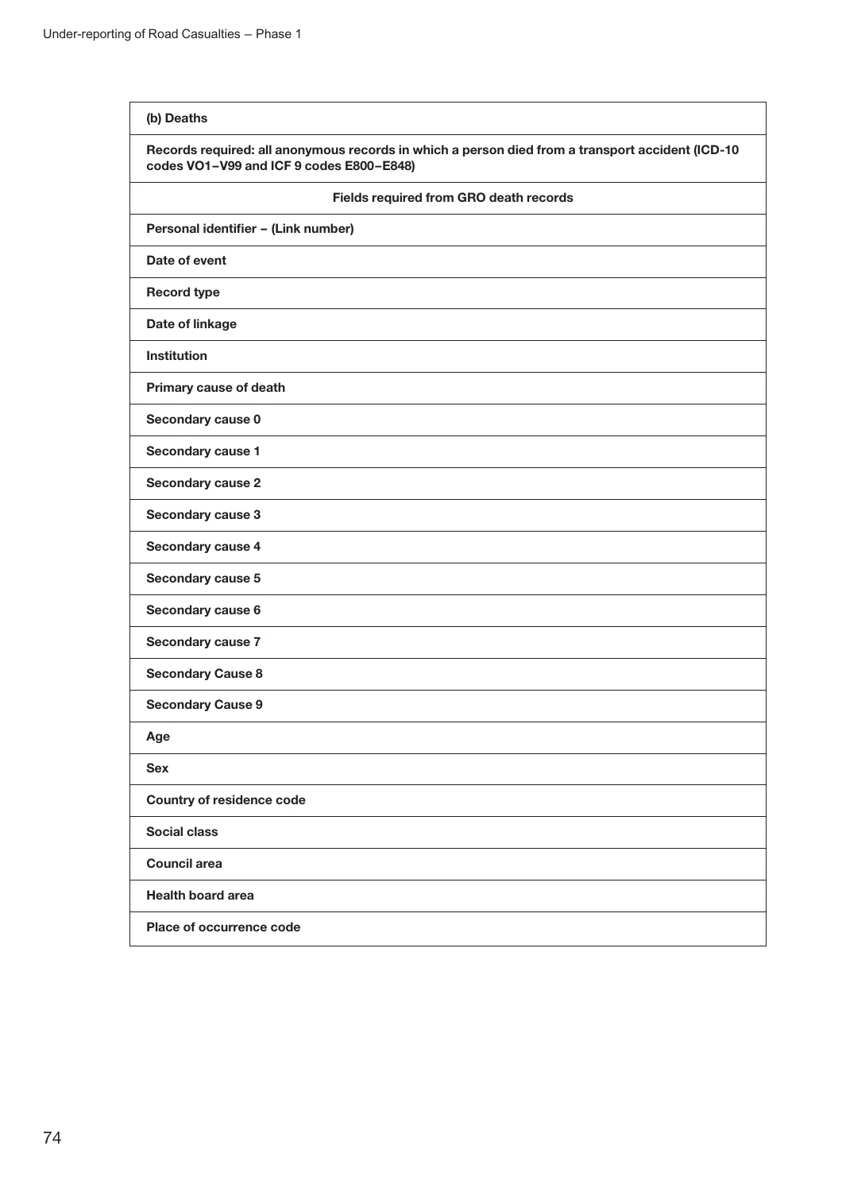| **(b) Deaths** |
| --- |
| **Records required: all anonymous records in which a person died from a transport accident (ICD-10 codes VO1–V99 and ICF 9 codes E800–E848)** |
| **Fields required from GRO death records** |
| **Personal identifier – (Link number)** |
| **Date of event** |
| **Record type** |
| **Date of linkage** |
| **Institution** |
| **Primary cause of death** |
| **Secondary cause 0** |
| **Secondary cause 1** |
| **Secondary cause 2** |
| **Secondary cause 3** |
| **Secondary cause 4** |
| **Secondary cause 5** |
| **Secondary cause 6** |
| **Secondary cause 7** |
| **Secondary Cause 8** |
| **Secondary Cause 9** |
| **Age** |
| **Sex** |
| **Country of residence code** |
| **Social class** |
| **Council area** |
| **Health board area** |
| **Place of occurrence code** |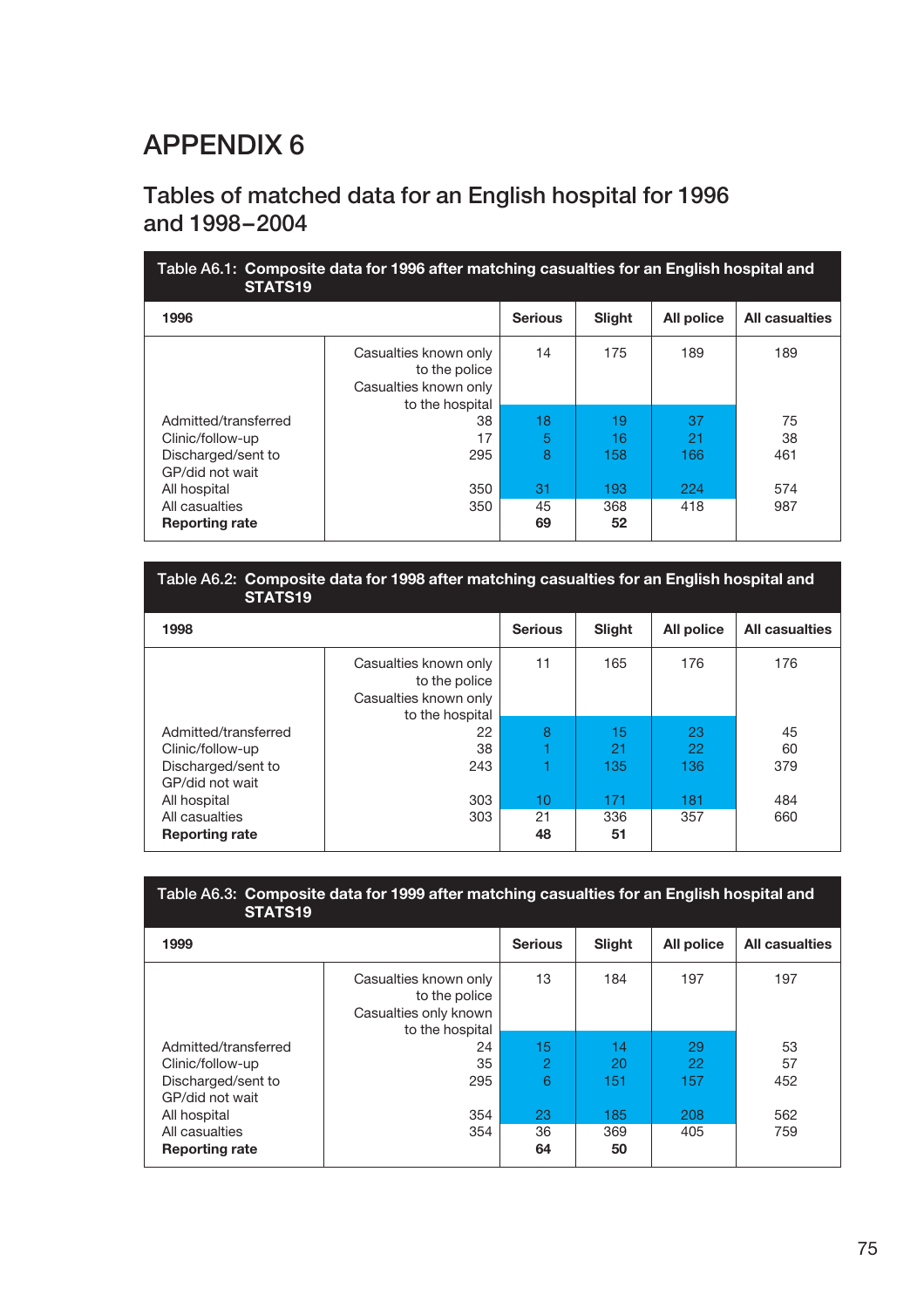# APPENDIX 6

## Tables of matched data for an English hospital for 1996 and 1998–2004

**Table A6.1: Composite data for 1996 after matching casualties for an English hospital and STATS19**

| 1996 | | Serious | Slight | All police | All casualties |
|---|---|---|---|---|---|
| | Casualties known only to the police | 14 | 175 | 189 | 189 |
| | Casualties known only to the hospital | | | | |
| Admitted/transferred | 38 | 18 | 19 | 37 | 75 |
| Clinic/follow-up | 17 | 5 | 16 | 21 | 38 |
| Discharged/sent to GP/did not wait | 295 | 8 | 158 | 166 | 461 |
| All hospital | 350 | 31 | 193 | 224 | 574 |
| All casualties | 350 | 45 | 368 | 418 | 987 |
| **Reporting rate** | | **69** | **52** | | |

**Table A6.2: Composite data for 1998 after matching casualties for an English hospital and STATS19**

| 1998 | | Serious | Slight | All police | All casualties |
|---|---|---|---|---|---|
| | Casualties known only to the police | 11 | 165 | 176 | 176 |
| | Casualties known only to the hospital | | | | |
| Admitted/transferred | 22 | 8 | 15 | 23 | 45 |
| Clinic/follow-up | 38 | 1 | 21 | 22 | 60 |
| Discharged/sent to GP/did not wait | 243 | 1 | 135 | 136 | 379 |
| All hospital | 303 | 10 | 171 | 181 | 484 |
| All casualties | 303 | 21 | 336 | 357 | 660 |
| **Reporting rate** | | **48** | **51** | | |

**Table A6.3: Composite data for 1999 after matching casualties for an English hospital and STATS19**

| 1999 | | Serious | Slight | All police | All casualties |
|---|---|---|---|---|---|
| | Casualties known only to the police | 13 | 184 | 197 | 197 |
| | Casualties only known to the hospital | | | | |
| Admitted/transferred | 24 | 15 | 14 | 29 | 53 |
| Clinic/follow-up | 35 | 2 | 20 | 22 | 57 |
| Discharged/sent to GP/did not wait | 295 | 6 | 151 | 157 | 452 |
| All hospital | 354 | 23 | 185 | 208 | 562 |
| All casualties | 354 | 36 | 369 | 405 | 759 |
| **Reporting rate** | | **64** | **50** | | |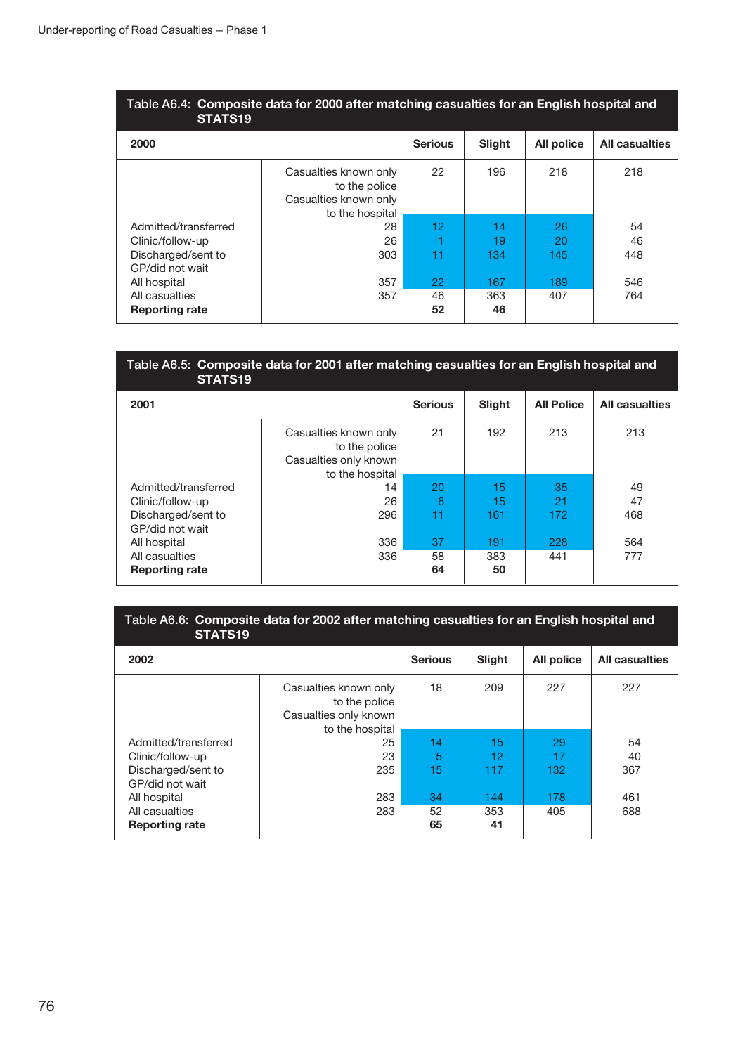**Table A6.4: Composite data for 2000 after matching casualties for an English hospital and STATS19**

| 2000 | | Serious | Slight | All police | All casualties |
|---|---|---|---|---|---|
| | Casualties known only to the police | 22 | 196 | 218 | 218 |
| | Casualties known only to the hospital | | | | |
| Admitted/transferred | 28 | 12 | 14 | 26 | 54 |
| Clinic/follow-up | 26 | 1 | 19 | 20 | 46 |
| Discharged/sent to GP/did not wait | 303 | 11 | 134 | 145 | 448 |
| All hospital | 357 | 22 | 167 | 189 | 546 |
| All casualties | 357 | 46 | 363 | 407 | 764 |
| **Reporting rate** | | **52** | **46** | | |

**Table A6.5: Composite data for 2001 after matching casualties for an English hospital and STATS19**

| 2001 | | Serious | Slight | All Police | All casualties |
|---|---|---|---|---|---|
| | Casualties known only to the police | 21 | 192 | 213 | 213 |
| | Casualties only known to the hospital | | | | |
| Admitted/transferred | 14 | 20 | 15 | 35 | 49 |
| Clinic/follow-up | 26 | 6 | 15 | 21 | 47 |
| Discharged/sent to GP/did not wait | 296 | 11 | 161 | 172 | 468 |
| All hospital | 336 | 37 | 191 | 228 | 564 |
| All casualties | 336 | 58 | 383 | 441 | 777 |
| **Reporting rate** | | **64** | **50** | | |

**Table A6.6: Composite data for 2002 after matching casualties for an English hospital and STATS19**

| 2002 | | Serious | Slight | All police | All casualties |
|---|---|---|---|---|---|
| | Casualties known only to the police | 18 | 209 | 227 | 227 |
| | Casualties only known to the hospital | | | | |
| Admitted/transferred | 25 | 14 | 15 | 29 | 54 |
| Clinic/follow-up | 23 | 5 | 12 | 17 | 40 |
| Discharged/sent to GP/did not wait | 235 | 15 | 117 | 132 | 367 |
| All hospital | 283 | 34 | 144 | 178 | 461 |
| All casualties | 283 | 52 | 353 | 405 | 688 |
| **Reporting rate** | | **65** | **41** | | |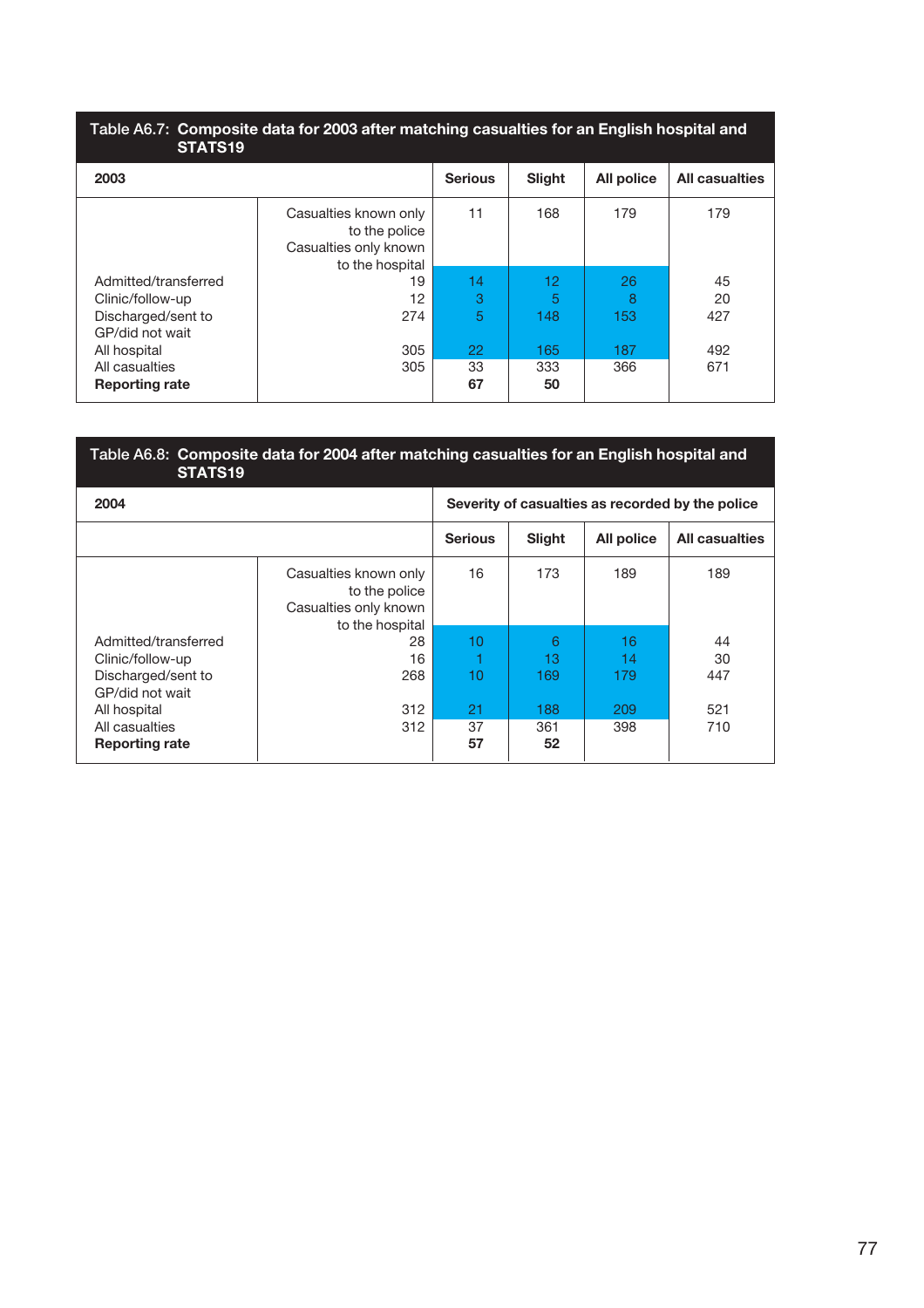Table A6.7: **Composite data for 2003 after matching casualties for an English hospital and STATS19**

| 2003 | | Serious | Slight | All police | All casualties |
|---|---|---|---|---|---|
| | Casualties known only to the police | 11 | 168 | 179 | 179 |
| | Casualties only known to the hospital | | | | |
| Admitted/transferred | 19 | 14 | 12 | 26 | 45 |
| Clinic/follow-up | 12 | 3 | 5 | 8 | 20 |
| Discharged/sent to GP/did not wait | 274 | 5 | 148 | 153 | 427 |
| All hospital | 305 | 22 | 165 | 187 | 492 |
| All casualties | 305 | 33 | 333 | 366 | 671 |
| **Reporting rate** | | **67** | **50** | | |

Table A6.8: **Composite data for 2004 after matching casualties for an English hospital and STATS19**

| 2004 | | Severity of casualties as recorded by the police | | | |
|---|---|---|---|---|---|
| | | Serious | Slight | All police | All casualties |
| | Casualties known only to the police | 16 | 173 | 189 | 189 |
| | Casualties only known to the hospital | | | | |
| Admitted/transferred | 28 | 10 | 6 | 16 | 44 |
| Clinic/follow-up | 16 | 1 | 13 | 14 | 30 |
| Discharged/sent to GP/did not wait | 268 | 10 | 169 | 179 | 447 |
| All hospital | 312 | 21 | 188 | 209 | 521 |
| All casualties | 312 | 37 | 361 | 398 | 710 |
| **Reporting rate** | | **57** | **52** | | |